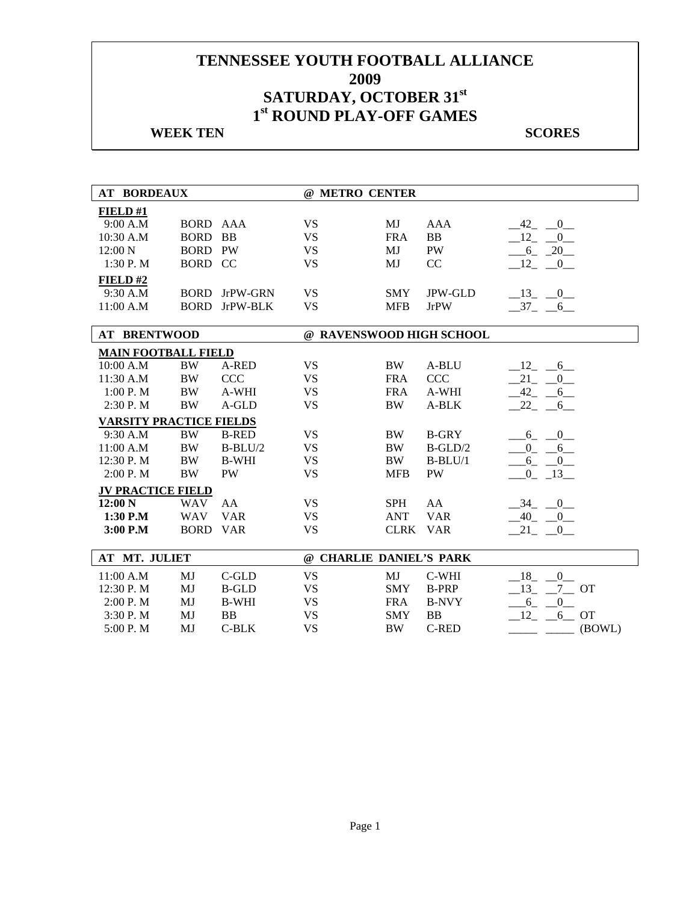# TENNESSEE YOUTH FOOTBALL ALLIANCE
# 2009
# SATURDAY, OCTOBER 31st
# 1st ROUND PLAY-OFF GAMES

**WEEK TEN** **SCORES**

| AT BORDEAUX | | | @ METRO CENTER | | | |
|---|---|---|---|---|---|---|
| **FIELD #1** | | | | | | |
| 9:00 A.M | BORD | AAA | VS | MJ | AAA | 42 0 |
| 10:30 A.M | BORD | BB | VS | FRA | BB | 12 0 |
| 12:00 N | BORD | PW | VS | MJ | PW | 6 20 |
| 1:30 P. M | BORD | CC | VS | MJ | CC | 12 0 |
| **FIELD #2** | | | | | | |
| 9:30 A.M | BORD | JrPW-GRN | VS | SMY | JPW-GLD | 13 0 |
| 11:00 A.M | BORD | JrPW-BLK | VS | MFB | JrPW | 37 6 |

| AT BRENTWOOD | | | @ RAVENSWOOD HIGH SCHOOL | | | |
|---|---|---|---|---|---|---|
| **MAIN FOOTBALL FIELD** | | | | | | |
| 10:00 A.M | BW | A-RED | VS | BW | A-BLU | 12 6 |
| 11:30 A.M | BW | CCC | VS | FRA | CCC | 21 0 |
| 1:00 P. M | BW | A-WHI | VS | FRA | A-WHI | 42 6 |
| 2:30 P. M | BW | A-GLD | VS | BW | A-BLK | 22 6 |
| **VARSITY PRACTICE FIELDS** | | | | | | |
| 9:30 A.M | BW | B-RED | VS | BW | B-GRY | 6 0 |
| 11:00 A.M | BW | B-BLU/2 | VS | BW | B-GLD/2 | 0 6 |
| 12:30 P. M | BW | B-WHI | VS | BW | B-BLU/1 | 6 0 |
| 2:00 P. M | BW | PW | VS | MFB | PW | 0 13 |
| **JV PRACTICE FIELD** | | | | | | |
| **12:00 N** | WAV | AA | VS | SPH | AA | 34 0 |
| **1:30 P.M** | WAV | VAR | VS | ANT | VAR | 40 0 |
| **3:00 P.M** | BORD | VAR | VS | CLRK | VAR | 21 0 |

| AT MT. JULIET | | | @ CHARLIE DANIEL'S PARK | | | |
|---|---|---|---|---|---|---|
| 11:00 A.M | MJ | C-GLD | VS | MJ | C-WHI | 18 0 |
| 12:30 P. M | MJ | B-GLD | VS | SMY | B-PRP | 13 7 OT |
| 2:00 P. M | MJ | B-WHI | VS | FRA | B-NVY | 6 0 |
| 3:30 P. M | MJ | BB | VS | SMY | BB | 12 6 OT |
| 5:00 P. M | MJ | C-BLK | VS | BW | C-RED | _____ _____ (BOWL) |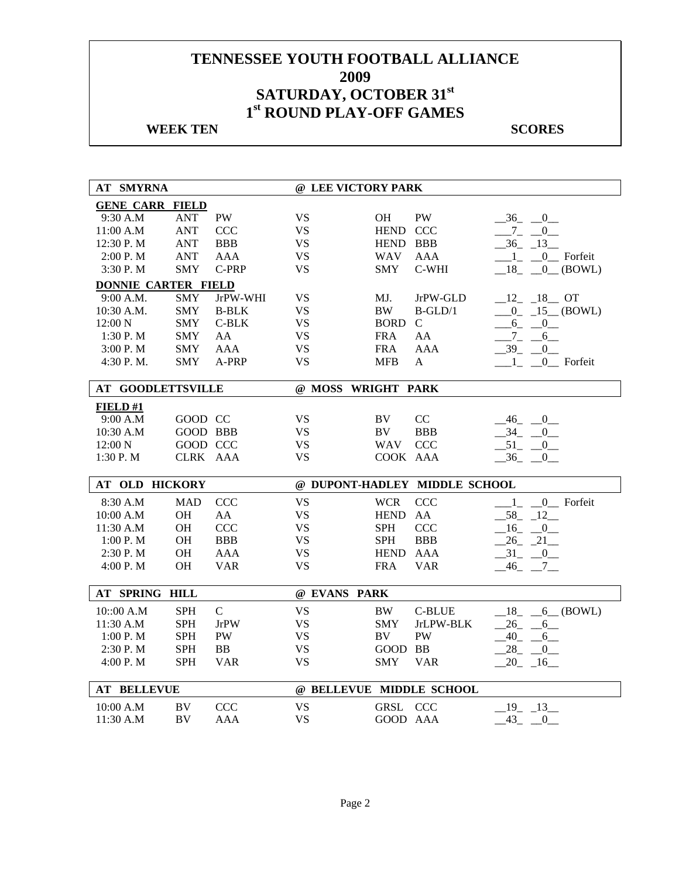# TENNESSEE YOUTH FOOTBALL ALLIANCE
# 2009
# SATURDAY, OCTOBER 31st
# 1st ROUND PLAY-OFF GAMES

**WEEK TEN** **SCORES**

| AT SMYRNA | | | @ LEE VICTORY PARK | | | |
|---|---|---|---|---|---|---|
| **GENE CARR FIELD** | | | | | | |
| 9:30 A.M | ANT | PW | VS | OH | PW | 36 0 |
| 11:00 A.M | ANT | CCC | VS | HEND | CCC | 7 0 |
| 12:30 P. M | ANT | BBB | VS | HEND | BBB | 36 13 |
| 2:00 P. M | ANT | AAA | VS | WAV | AAA | 1 0 Forfeit |
| 3:30 P. M | SMY | C-PRP | VS | SMY | C-WHI | 18 0 (BOWL) |
| **DONNIE CARTER FIELD** | | | | | | |
| 9:00 A.M. | SMY | JrPW-WHI | VS | MJ. | JrPW-GLD | 12 18 OT |
| 10:30 A.M. | SMY | B-BLK | VS | BW | B-GLD/1 | 0 15 (BOWL) |
| 12:00 N | SMY | C-BLK | VS | BORD | C | 6 0 |
| 1:30 P. M | SMY | AA | VS | FRA | AA | 7 6 |
| 3:00 P. M | SMY | AAA | VS | FRA | AAA | 39 0 |
| 4:30 P. M. | SMY | A-PRP | VS | MFB | A | 1 0 Forfeit |

| AT GOODLETTSVILLE | | | @ MOSS WRIGHT PARK | | | |
|---|---|---|---|---|---|---|
| **FIELD #1** | | | | | | |
| 9:00 A.M | GOOD | CC | VS | BV | CC | 46 0 |
| 10:30 A.M | GOOD | BBB | VS | BV | BBB | 34 0 |
| 12:00 N | GOOD | CCC | VS | WAV | CCC | 51 0 |
| 1:30 P. M | CLRK | AAA | VS | COOK | AAA | 36 0 |

| AT OLD HICKORY | | | @ DUPONT-HADLEY MIDDLE SCHOOL | | | |
|---|---|---|---|---|---|---|
| 8:30 A.M | MAD | CCC | VS | WCR | CCC | 1 0 Forfeit |
| 10:00 A.M | OH | AA | VS | HEND | AA | 58 12 |
| 11:30 A.M | OH | CCC | VS | SPH | CCC | 16 0 |
| 1:00 P. M | OH | BBB | VS | SPH | BBB | 26 21 |
| 2:30 P. M | OH | AAA | VS | HEND | AAA | 31 0 |
| 4:00 P. M | OH | VAR | VS | FRA | VAR | 46 7 |

| AT SPRING HILL | | | @ EVANS PARK | | | |
|---|---|---|---|---|---|---|
| 10::00 A.M | SPH | C | VS | BW | C-BLUE | 18 6 (BOWL) |
| 11:30 A.M | SPH | JrPW | VS | SMY | JrLPW-BLK | 26 6 |
| 1:00 P. M | SPH | PW | VS | BV | PW | 40 6 |
| 2:30 P. M | SPH | BB | VS | GOOD | BB | 28 0 |
| 4:00 P. M | SPH | VAR | VS | SMY | VAR | 20 16 |

| AT BELLEVUE | | | @ BELLEVUE MIDDLE SCHOOL | | | |
|---|---|---|---|---|---|---|
| 10:00 A.M | BV | CCC | VS | GRSL | CCC | 19 13 |
| 11:30 A.M | BV | AAA | VS | GOOD | AAA | 43 0 |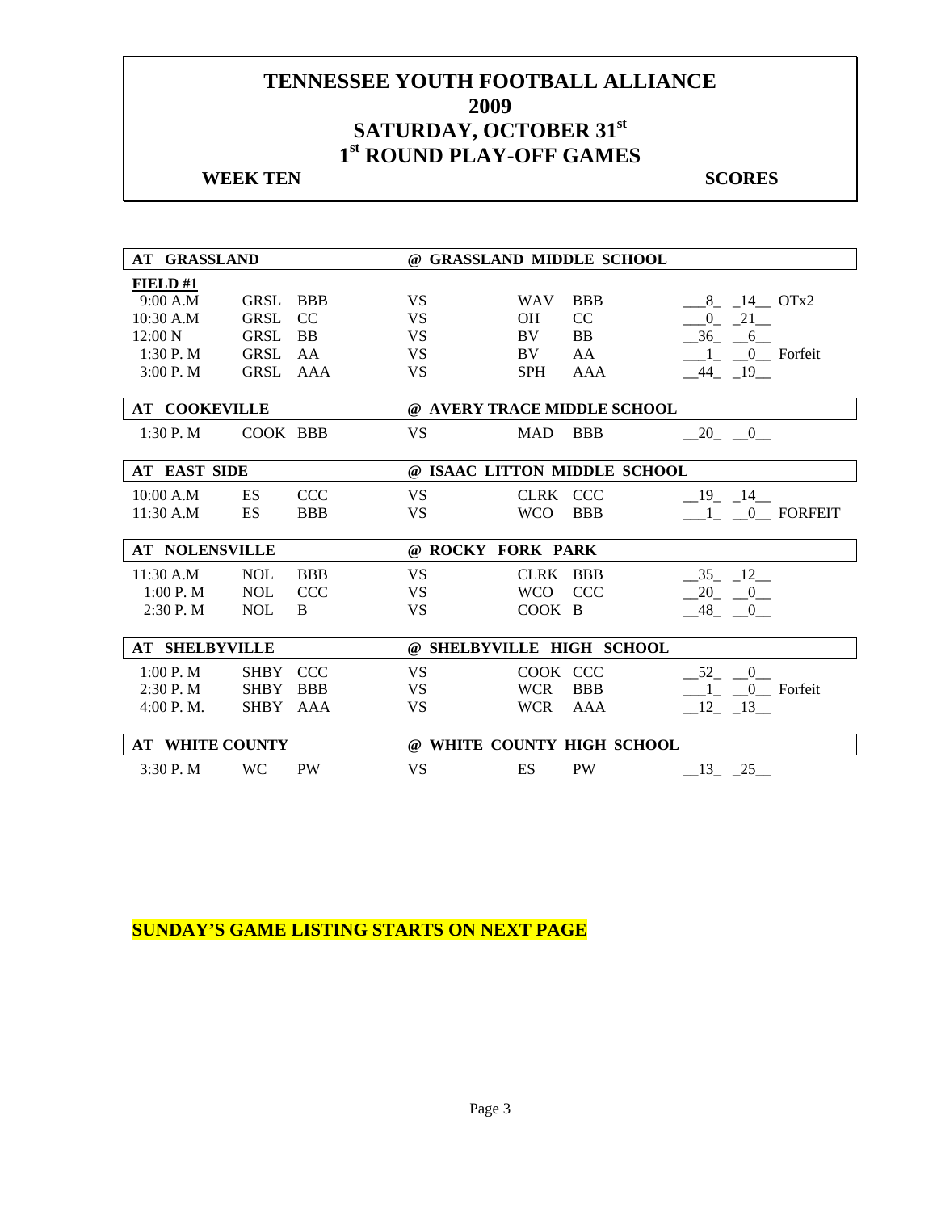# TENNESSEE YOUTH FOOTBALL ALLIANCE
# 2009
# SATURDAY, OCTOBER 31st
# 1st ROUND PLAY-OFF GAMES

**WEEK TEN** **SCORES**

| **AT GRASSLAND** | | | **@ GRASSLAND MIDDLE SCHOOL** | | | |
|---|---|---|---|---|---|---|
| **FIELD #1** | | | | | | |
| 9:00 A.M | GRSL | BBB | VS | WAV | BBB | 8 14 OTx2 |
| 10:30 A.M | GRSL | CC | VS | OH | CC | 0 21 |
| 12:00 N | GRSL | BB | VS | BV | BB | 36 6 |
| 1:30 P. M | GRSL | AA | VS | BV | AA | 1 0 Forfeit |
| 3:00 P. M | GRSL | AAA | VS | SPH | AAA | 44 19 |

| **AT COOKEVILLE** | | | **@ AVERY TRACE MIDDLE SCHOOL** | | | |
|---|---|---|---|---|---|---|
| 1:30 P. M | COOK | BBB | VS | MAD | BBB | 20 0 |

| **AT EAST SIDE** | | | **@ ISAAC LITTON MIDDLE SCHOOL** | | | |
|---|---|---|---|---|---|---|
| 10:00 A.M | ES | CCC | VS | CLRK | CCC | 19 14 |
| 11:30 A.M | ES | BBB | VS | WCO | BBB | 1 0 FORFEIT |

| **AT NOLENSVILLE** | | | **@ ROCKY FORK PARK** | | | |
|---|---|---|---|---|---|---|
| 11:30 A.M | NOL | BBB | VS | CLRK | BBB | 35 12 |
| 1:00 P. M | NOL | CCC | VS | WCO | CCC | 20 0 |
| 2:30 P. M | NOL | B | VS | COOK | B | 48 0 |

| **AT SHELBYVILLE** | | | **@ SHELBYVILLE HIGH SCHOOL** | | | |
|---|---|---|---|---|---|---|
| 1:00 P. M | SHBY | CCC | VS | COOK | CCC | 52 0 |
| 2:30 P. M | SHBY | BBB | VS | WCR | BBB | 1 0 Forfeit |
| 4:00 P. M. | SHBY | AAA | VS | WCR | AAA | 12 13 |

| **AT WHITE COUNTY** | | | **@ WHITE COUNTY HIGH SCHOOL** | | | |
|---|---|---|---|---|---|---|
| 3:30 P. M | WC | PW | VS | ES | PW | 13 25 |

**SUNDAY'S GAME LISTING STARTS ON NEXT PAGE**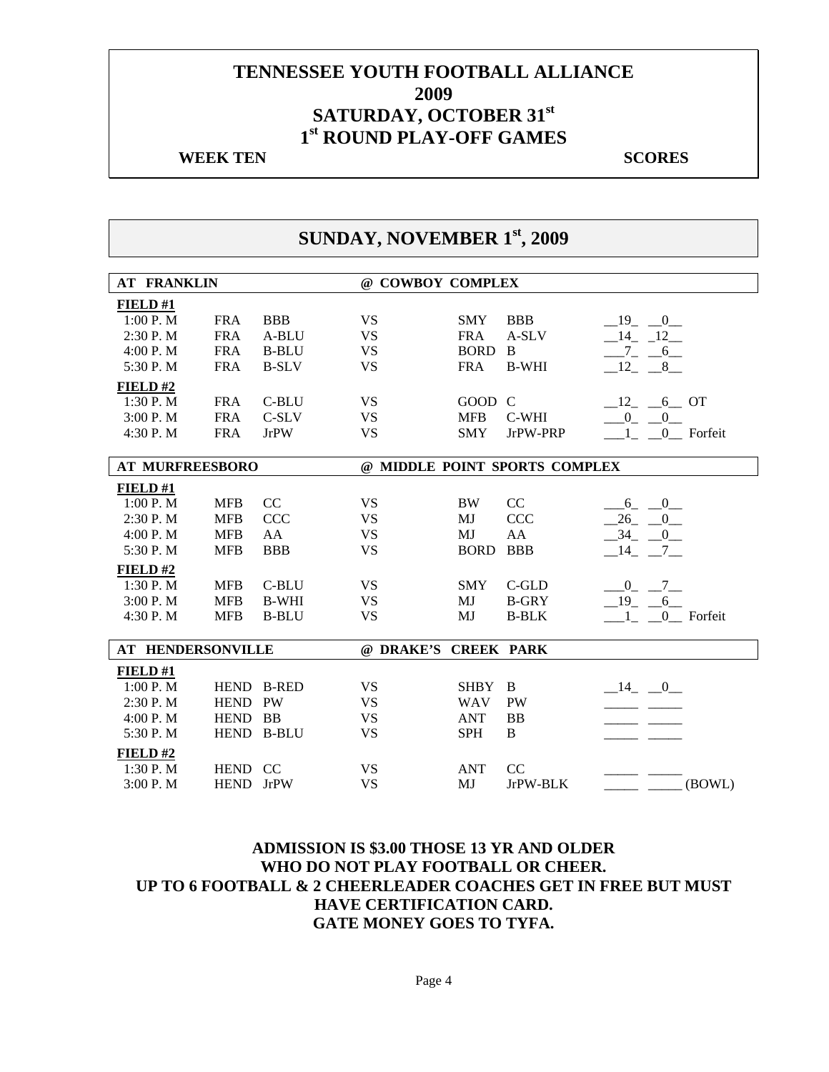# TENNESSEE YOUTH FOOTBALL ALLIANCE
# 2009
# SATURDAY, OCTOBER 31st
# 1st ROUND PLAY-OFF GAMES

**WEEK TEN** **SCORES**

## SUNDAY, NOVEMBER 1st, 2009

| AT FRANKLIN | | | @ COWBOY COMPLEX | | | |
|---|---|---|---|---|---|---|
| **FIELD #1** | | | | | | |
| 1:00 P. M | FRA | BBB | VS | SMY | BBB | 19 0 |
| 2:30 P. M | FRA | A-BLU | VS | FRA | A-SLV | 14 12 |
| 4:00 P. M | FRA | B-BLU | VS | BORD | B | 7 6 |
| 5:30 P. M | FRA | B-SLV | VS | FRA | B-WHI | 12 8 |
| **FIELD #2** | | | | | | |
| 1:30 P. M | FRA | C-BLU | VS | GOOD | C | 12 6 OT |
| 3:00 P. M | FRA | C-SLV | VS | MFB | C-WHI | 0 0 |
| 4:30 P. M | FRA | JrPW | VS | SMY | JrPW-PRP | 1 0 Forfeit |

| AT MURFREESBORO | | | @ MIDDLE POINT SPORTS COMPLEX | | | |
|---|---|---|---|---|---|---|
| **FIELD #1** | | | | | | |
| 1:00 P. M | MFB | CC | VS | BW | CC | 6 0 |
| 2:30 P. M | MFB | CCC | VS | MJ | CCC | 26 0 |
| 4:00 P. M | MFB | AA | VS | MJ | AA | 34 0 |
| 5:30 P. M | MFB | BBB | VS | BORD | BBB | 14 7 |
| **FIELD #2** | | | | | | |
| 1:30 P. M | MFB | C-BLU | VS | SMY | C-GLD | 0 7 |
| 3:00 P. M | MFB | B-WHI | VS | MJ | B-GRY | 19 6 |
| 4:30 P. M | MFB | B-BLU | VS | MJ | B-BLK | 1 0 Forfeit |

| AT HENDERSONVILLE | | | @ DRAKE'S CREEK PARK | | | |
|---|---|---|---|---|---|---|
| **FIELD #1** | | | | | | |
| 1:00 P. M | HEND | B-RED | VS | SHBY | B | 14 0 |
| 2:30 P. M | HEND | PW | VS | WAV | PW | |
| 4:00 P. M | HEND | BB | VS | ANT | BB | |
| 5:30 P. M | HEND | B-BLU | VS | SPH | B | |
| **FIELD #2** | | | | | | |
| 1:30 P. M | HEND | CC | VS | ANT | CC | |
| 3:00 P. M | HEND | JrPW | VS | MJ | JrPW-BLK | (BOWL) |

**ADMISSION IS $3.00 THOSE 13 YR AND OLDER WHO DO NOT PLAY FOOTBALL OR CHEER.**
**UP TO 6 FOOTBALL & 2 CHEERLEADER COACHES GET IN FREE BUT MUST HAVE CERTIFICATION CARD.**
**GATE MONEY GOES TO TYFA.**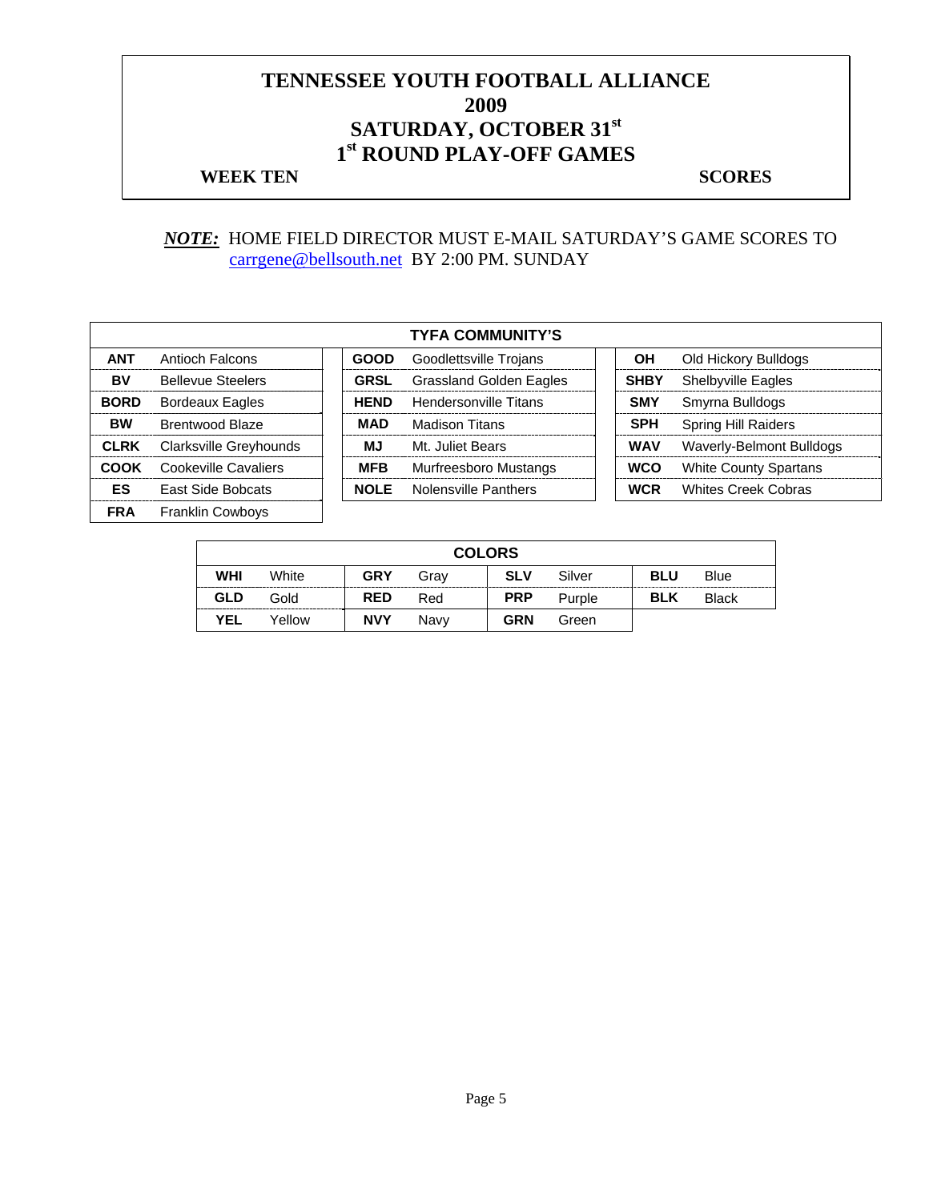# TENNESSEE YOUTH FOOTBALL ALLIANCE
# 2009
# SATURDAY, OCTOBER 31st
# 1st ROUND PLAY-OFF GAMES

**WEEK TEN** **SCORES**

***NOTE:*** HOME FIELD DIRECTOR MUST E-MAIL SATURDAY'S GAME SCORES TO carrgene@bellsouth.net BY 2:00 PM. SUNDAY

| TYFA COMMUNITY'S | | | | | |
|---|---|---|---|---|---|
| **ANT** | Antioch Falcons | **GOOD** | Goodlettsville Trojans | **OH** | Old Hickory Bulldogs |
| **BV** | Bellevue Steelers | **GRSL** | Grassland Golden Eagles | **SHBY** | Shelbyville Eagles |
| **BORD** | Bordeaux Eagles | **HEND** | Hendersonville Titans | **SMY** | Smyrna Bulldogs |
| **BW** | Brentwood Blaze | **MAD** | Madison Titans | **SPH** | Spring Hill Raiders |
| **CLRK** | Clarksville Greyhounds | **MJ** | Mt. Juliet Bears | **WAV** | Waverly-Belmont Bulldogs |
| **COOK** | Cookeville Cavaliers | **MFB** | Murfreesboro Mustangs | **WCO** | White County Spartans |
| **ES** | East Side Bobcats | **NOLE** | Nolensville Panthers | **WCR** | Whites Creek Cobras |
| **FRA** | Franklin Cowboys | | | | |

| COLORS | | | | | | | |
|---|---|---|---|---|---|---|---|
| **WHI** | White | **GRY** | Gray | **SLV** | Silver | **BLU** | Blue |
| **GLD** | Gold | **RED** | Red | **PRP** | Purple | **BLK** | Black |
| **YEL** | Yellow | **NVY** | Navy | **GRN** | Green | | |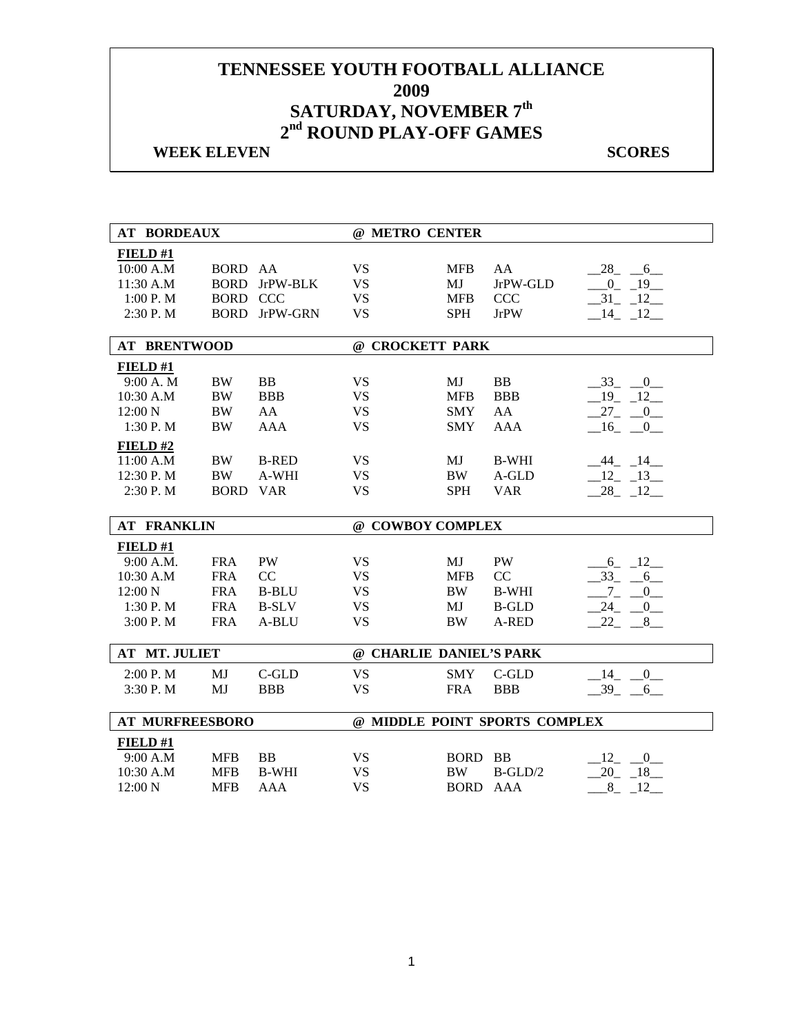# TENNESSEE YOUTH FOOTBALL ALLIANCE
# 2009
# SATURDAY, NOVEMBER 7th
# 2nd ROUND PLAY-OFF GAMES

**WEEK ELEVEN** **SCORES**

| AT BORDEAUX | | | @ METRO CENTER | | | |
|---|---|---|---|---|---|---|
| **FIELD #1** | | | | | | |
| 10:00 A.M | BORD | AA | VS | MFB | AA | 28 6 |
| 11:30 A.M | BORD | JrPW-BLK | VS | MJ | JrPW-GLD | 0 19 |
| 1:00 P. M | BORD | CCC | VS | MFB | CCC | 31 12 |
| 2:30 P. M | BORD | JrPW-GRN | VS | SPH | JrPW | 14 12 |

| AT BRENTWOOD | | | @ CROCKETT PARK | | | |
|---|---|---|---|---|---|---|
| **FIELD #1** | | | | | | |
| 9:00 A. M | BW | BB | VS | MJ | BB | 33 0 |
| 10:30 A.M | BW | BBB | VS | MFB | BBB | 19 12 |
| 12:00 N | BW | AA | VS | SMY | AA | 27 0 |
| 1:30 P. M | BW | AAA | VS | SMY | AAA | 16 0 |
| **FIELD #2** | | | | | | |
| 11:00 A.M | BW | B-RED | VS | MJ | B-WHI | 44 14 |
| 12:30 P. M | BW | A-WHI | VS | BW | A-GLD | 12 13 |
| 2:30 P. M | BORD | VAR | VS | SPH | VAR | 28 12 |

| AT FRANKLIN | | | @ COWBOY COMPLEX | | | |
|---|---|---|---|---|---|---|
| **FIELD #1** | | | | | | |
| 9:00 A.M. | FRA | PW | VS | MJ | PW | 6 12 |
| 10:30 A.M | FRA | CC | VS | MFB | CC | 33 6 |
| 12:00 N | FRA | B-BLU | VS | BW | B-WHI | 7 0 |
| 1:30 P. M | FRA | B-SLV | VS | MJ | B-GLD | 24 0 |
| 3:00 P. M | FRA | A-BLU | VS | BW | A-RED | 22 8 |

| AT MT. JULIET | | | @ CHARLIE DANIEL'S PARK | | | |
|---|---|---|---|---|---|---|
| 2:00 P. M | MJ | C-GLD | VS | SMY | C-GLD | 14 0 |
| 3:30 P. M | MJ | BBB | VS | FRA | BBB | 39 6 |

| AT MURFREESBORO | | | @ MIDDLE POINT SPORTS COMPLEX | | | |
|---|---|---|---|---|---|---|
| **FIELD #1** | | | | | | |
| 9:00 A.M | MFB | BB | VS | BORD | BB | 12 0 |
| 10:30 A.M | MFB | B-WHI | VS | BW | B-GLD/2 | 20 18 |
| 12:00 N | MFB | AAA | VS | BORD | AAA | 8 12 |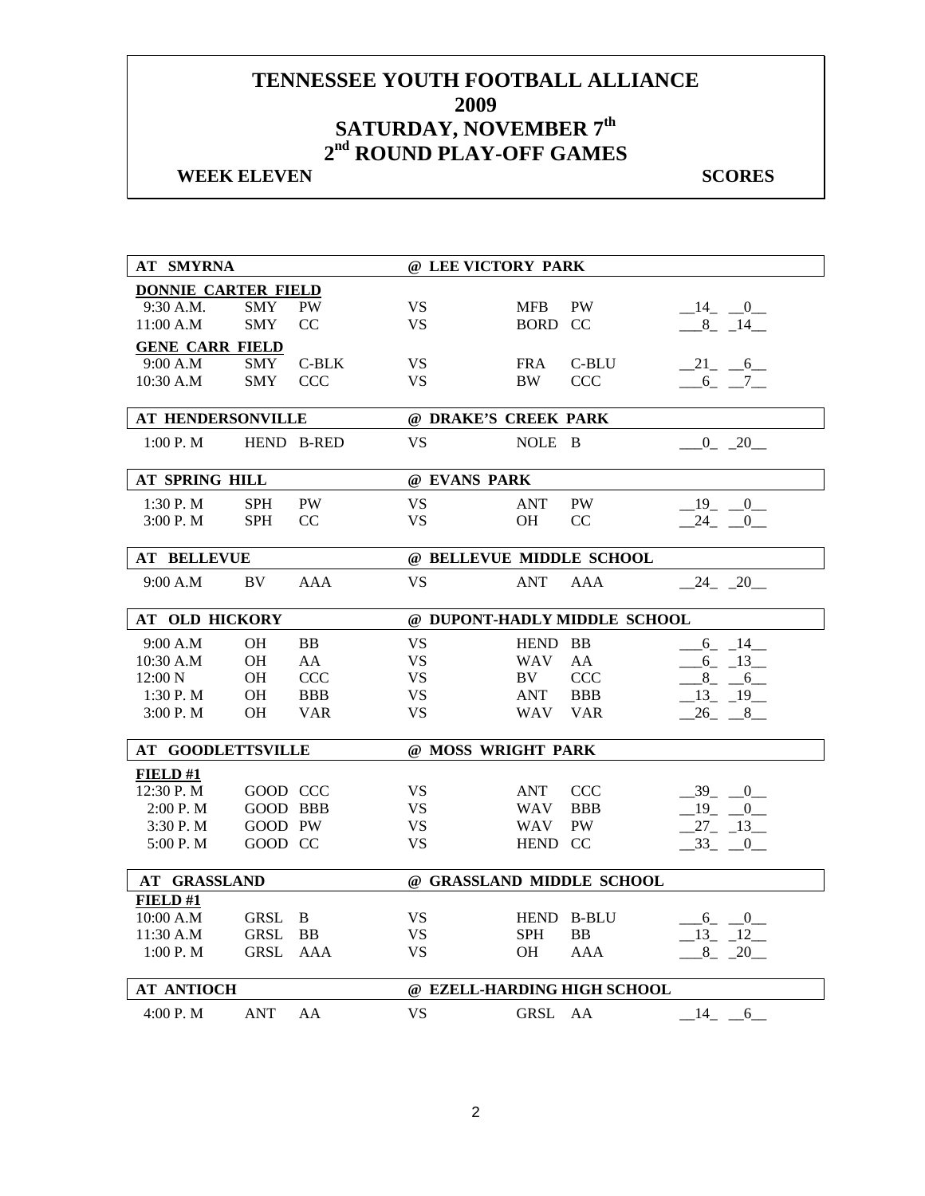# TENNESSEE YOUTH FOOTBALL ALLIANCE
# 2009
# SATURDAY, NOVEMBER 7th
# 2nd ROUND PLAY-OFF GAMES

**WEEK ELEVEN** **SCORES**

| AT SMYRNA | | | @ LEE VICTORY PARK | | | |
|---|---|---|---|---|---|---|
| **DONNIE CARTER FIELD** | | | | | | |
| 9:30 A.M. | SMY | PW | VS | MFB | PW | 14 0 |
| 11:00 A.M | SMY | CC | VS | BORD | CC | 8 14 |
| **GENE CARR FIELD** | | | | | | |
| 9:00 A.M | SMY | C-BLK | VS | FRA | C-BLU | 21 6 |
| 10:30 A.M | SMY | CCC | VS | BW | CCC | 6 7 |

| AT HENDERSONVILLE | | | @ DRAKE'S CREEK PARK | | | |
|---|---|---|---|---|---|---|
| 1:00 P. M | HEND | B-RED | VS | NOLE | B | 0 20 |

| AT SPRING HILL | | | @ EVANS PARK | | | |
|---|---|---|---|---|---|---|
| 1:30 P. M | SPH | PW | VS | ANT | PW | 19 0 |
| 3:00 P. M | SPH | CC | VS | OH | CC | 24 0 |

| AT BELLEVUE | | | @ BELLEVUE MIDDLE SCHOOL | | | |
|---|---|---|---|---|---|---|
| 9:00 A.M | BV | AAA | VS | ANT | AAA | 24 20 |

| AT OLD HICKORY | | | @ DUPONT-HADLY MIDDLE SCHOOL | | | |
|---|---|---|---|---|---|---|
| 9:00 A.M | OH | BB | VS | HEND | BB | 6 14 |
| 10:30 A.M | OH | AA | VS | WAV | AA | 6 13 |
| 12:00 N | OH | CCC | VS | BV | CCC | 8 6 |
| 1:30 P. M | OH | BBB | VS | ANT | BBB | 13 19 |
| 3:00 P. M | OH | VAR | VS | WAV | VAR | 26 8 |

| AT GOODLETTSVILLE | | | @ MOSS WRIGHT PARK | | | |
|---|---|---|---|---|---|---|
| **FIELD #1** | | | | | | |
| 12:30 P. M | GOOD | CCC | VS | ANT | CCC | 39 0 |
| 2:00 P. M | GOOD | BBB | VS | WAV | BBB | 19 0 |
| 3:30 P. M | GOOD | PW | VS | WAV | PW | 27 13 |
| 5:00 P. M | GOOD | CC | VS | HEND | CC | 33 0 |

| AT GRASSLAND | | | @ GRASSLAND MIDDLE SCHOOL | | | |
|---|---|---|---|---|---|---|
| **FIELD #1** | | | | | | |
| 10:00 A.M | GRSL | B | VS | HEND | B-BLU | 6 0 |
| 11:30 A.M | GRSL | BB | VS | SPH | BB | 13 12 |
| 1:00 P. M | GRSL | AAA | VS | OH | AAA | 8 20 |

| AT ANTIOCH | | | @ EZELL-HARDING HIGH SCHOOL | | | |
|---|---|---|---|---|---|---|
| 4:00 P. M | ANT | AA | VS | GRSL | AA | 14 6 |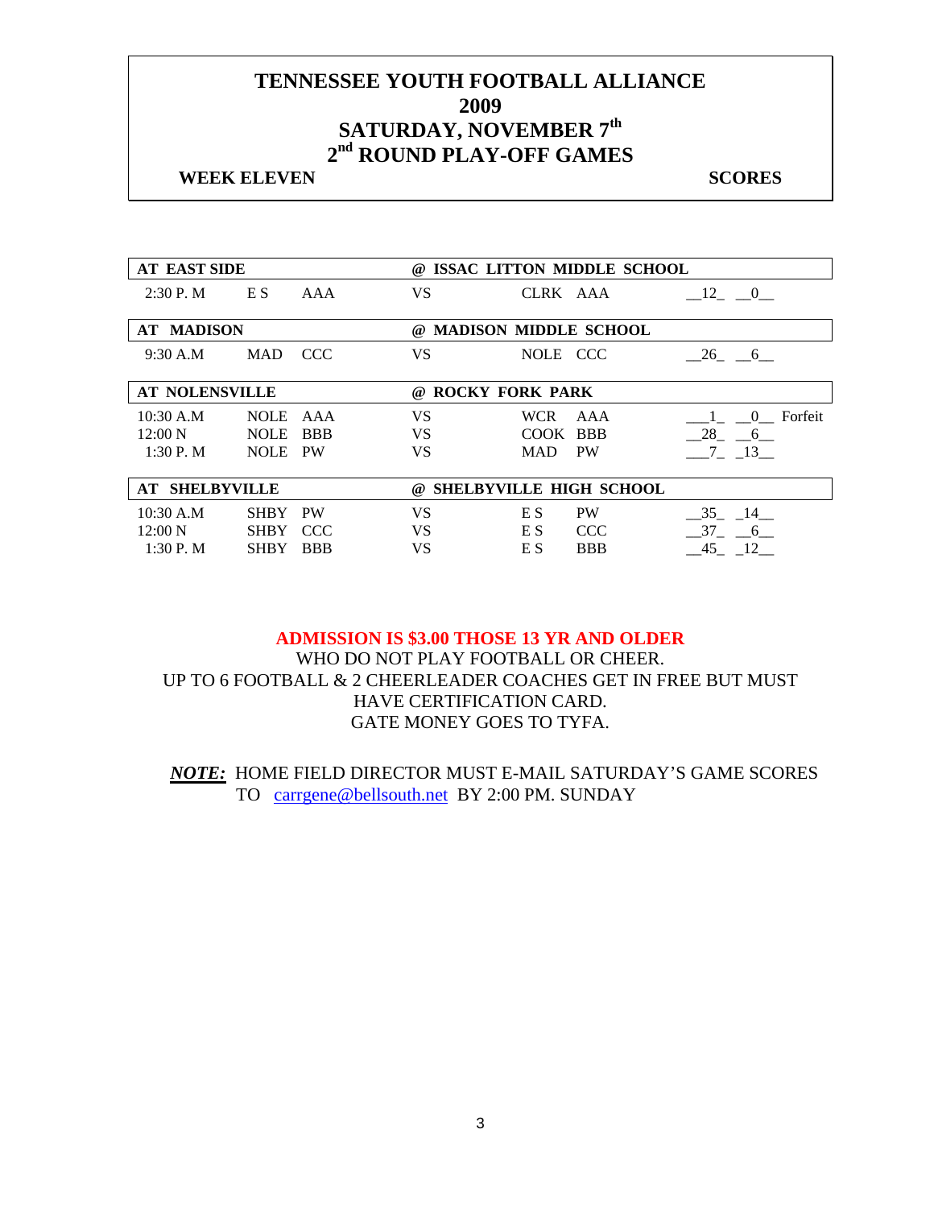# TENNESSEE YOUTH FOOTBALL ALLIANCE
# 2009
# SATURDAY, NOVEMBER 7th
# 2nd ROUND PLAY-OFF GAMES

**WEEK ELEVEN** **SCORES**

| AT EAST SIDE | | | @ ISSAC LITTON MIDDLE SCHOOL | | | | |
|---|---|---|---|---|---|---|---|
| 2:30 P. M | E S | AAA | VS | CLRK | AAA | 12 | 0 |

| AT MADISON | | | @ MADISON MIDDLE SCHOOL | | | | |
|---|---|---|---|---|---|---|---|
| 9:30 A.M | MAD | CCC | VS | NOLE | CCC | 26 | 6 |

| AT NOLENSVILLE | | | @ ROCKY FORK PARK | | | | | |
|---|---|---|---|---|---|---|---|---|
| 10:30 A.M | NOLE | AAA | VS | WCR | AAA | 1 | 0 | Forfeit |
| 12:00 N | NOLE | BBB | VS | COOK | BBB | 28 | 6 | |
| 1:30 P. M | NOLE | PW | VS | MAD | PW | 7 | 13 | |

| AT SHELBYVILLE | | | @ SHELBYVILLE HIGH SCHOOL | | | | |
|---|---|---|---|---|---|---|---|
| 10:30 A.M | SHBY | PW | VS | E S | PW | 35 | 14 |
| 12:00 N | SHBY | CCC | VS | E S | CCC | 37 | 6 |
| 1:30 P. M | SHBY | BBB | VS | E S | BBB | 45 | 12 |

**ADMISSION IS $3.00 THOSE 13 YR AND OLDER**
WHO DO NOT PLAY FOOTBALL OR CHEER.
UP TO 6 FOOTBALL & 2 CHEERLEADER COACHES GET IN FREE BUT MUST HAVE CERTIFICATION CARD.
GATE MONEY GOES TO TYFA.

***NOTE:*** HOME FIELD DIRECTOR MUST E-MAIL SATURDAY'S GAME SCORES TO carrgene@bellsouth.net BY 2:00 PM. SUNDAY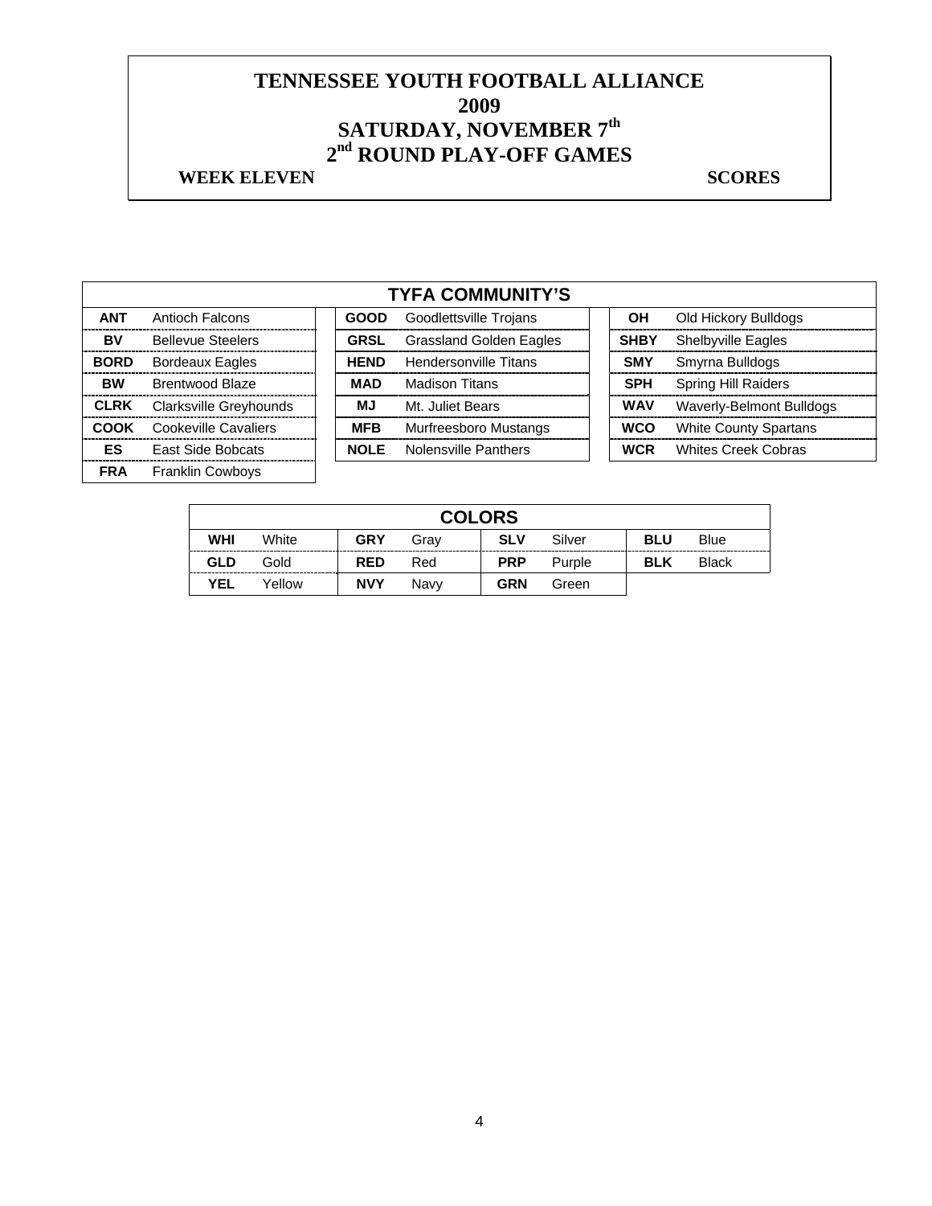# TENNESSEE YOUTH FOOTBALL ALLIANCE
# 2009
# SATURDAY, NOVEMBER 7th
# 2nd ROUND PLAY-OFF GAMES

**WEEK ELEVEN** **SCORES**

| TYFA COMMUNITY'S | | | | | |
|---|---|---|---|---|---|
| **ANT** | Antioch Falcons | **GOOD** | Goodlettsville Trojans | **OH** | Old Hickory Bulldogs |
| **BV** | Bellevue Steelers | **GRSL** | Grassland Golden Eagles | **SHBY** | Shelbyville Eagles |
| **BORD** | Bordeaux Eagles | **HEND** | Hendersonville Titans | **SMY** | Smyrna Bulldogs |
| **BW** | Brentwood Blaze | **MAD** | Madison Titans | **SPH** | Spring Hill Raiders |
| **CLRK** | Clarksville Greyhounds | **MJ** | Mt. Juliet Bears | **WAV** | Waverly-Belmont Bulldogs |
| **COOK** | Cookeville Cavaliers | **MFB** | Murfreesboro Mustangs | **WCO** | White County Spartans |
| **ES** | East Side Bobcats | **NOLE** | Nolensville Panthers | **WCR** | Whites Creek Cobras |
| **FRA** | Franklin Cowboys | | | | |

| COLORS | | | | | | | |
|---|---|---|---|---|---|---|---|
| **WHI** | White | **GRY** | Gray | **SLV** | Silver | **BLU** | Blue |
| **GLD** | Gold | **RED** | Red | **PRP** | Purple | **BLK** | Black |
| **YEL** | Yellow | **NVY** | Navy | **GRN** | Green | | |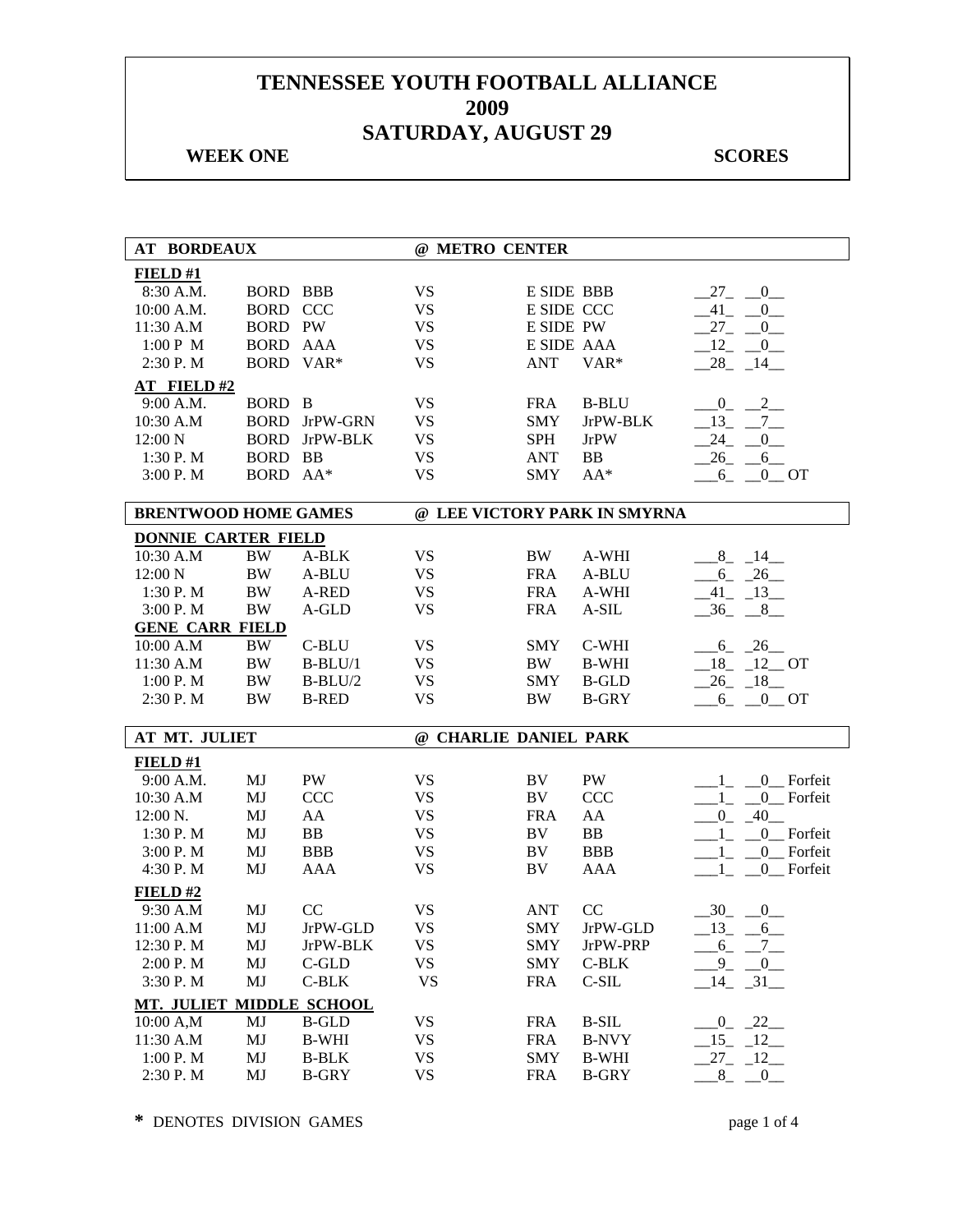# TENNESSEE YOUTH FOOTBALL ALLIANCE
# 2009
# SATURDAY, AUGUST 29

**WEEK ONE** **SCORES**

| **AT BORDEAUX** | | | **@ METRO CENTER** | | | |
|---|---|---|---|---|---|---|
| **FIELD #1** | | | | | | |
| 8:30 A.M. | BORD | BBB | VS | E SIDE | BBB | 27 0 |
| 10:00 A.M. | BORD | CCC | VS | E SIDE | CCC | 41 0 |
| 11:30 A.M | BORD | PW | VS | E SIDE | PW | 27 0 |
| 1:00 P M | BORD | AAA | VS | E SIDE | AAA | 12 0 |
| 2:30 P. M | BORD | VAR* | VS | ANT | VAR* | 28 14 |
| **AT FIELD #2** | | | | | | |
| 9:00 A.M. | BORD | B | VS | FRA | B-BLU | 0 2 |
| 10:30 A.M | BORD | JrPW-GRN | VS | SMY | JrPW-BLK | 13 7 |
| 12:00 N | BORD | JrPW-BLK | VS | SPH | JrPW | 24 0 |
| 1:30 P. M | BORD | BB | VS | ANT | BB | 26 6 |
| 3:00 P. M | BORD | AA* | VS | SMY | AA* | 6 0 OT |

| **BRENTWOOD HOME GAMES** | | | **@ LEE VICTORY PARK IN SMYRNA** | | | |
|---|---|---|---|---|---|---|
| **DONNIE CARTER FIELD** | | | | | | |
| 10:30 A.M | BW | A-BLK | VS | BW | A-WHI | 8 14 |
| 12:00 N | BW | A-BLU | VS | FRA | A-BLU | 6 26 |
| 1:30 P. M | BW | A-RED | VS | FRA | A-WHI | 41 13 |
| 3:00 P. M | BW | A-GLD | VS | FRA | A-SIL | 36 8 |
| **GENE CARR FIELD** | | | | | | |
| 10:00 A.M | BW | C-BLU | VS | SMY | C-WHI | 6 26 |
| 11:30 A.M | BW | B-BLU/1 | VS | BW | B-WHI | 18 12 OT |
| 1:00 P. M | BW | B-BLU/2 | VS | SMY | B-GLD | 26 18 |
| 2:30 P. M | BW | B-RED | VS | BW | B-GRY | 6 0 OT |

| **AT MT. JULIET** | | | **@ CHARLIE DANIEL PARK** | | | |
|---|---|---|---|---|---|---|
| **FIELD #1** | | | | | | |
| 9:00 A.M. | MJ | PW | VS | BV | PW | 1 0 Forfeit |
| 10:30 A.M | MJ | CCC | VS | BV | CCC | 1 0 Forfeit |
| 12:00 N. | MJ | AA | VS | FRA | AA | 0 40 |
| 1:30 P. M | MJ | BB | VS | BV | BB | 1 0 Forfeit |
| 3:00 P. M | MJ | BBB | VS | BV | BBB | 1 0 Forfeit |
| 4:30 P. M | MJ | AAA | VS | BV | AAA | 1 0 Forfeit |
| **FIELD #2** | | | | | | |
| 9:30 A.M | MJ | CC | VS | ANT | CC | 30 0 |
| 11:00 A.M | MJ | JrPW-GLD | VS | SMY | JrPW-GLD | 13 6 |
| 12:30 P. M | MJ | JrPW-BLK | VS | SMY | JrPW-PRP | 6 7 |
| 2:00 P. M | MJ | C-GLD | VS | SMY | C-BLK | 9 0 |
| 3:30 P. M | MJ | C-BLK | VS | FRA | C-SIL | 14 31 |
| **MT. JULIET MIDDLE SCHOOL** | | | | | | |
| 10:00 A,M | MJ | B-GLD | VS | FRA | B-SIL | 0 22 |
| 11:30 A.M | MJ | B-WHI | VS | FRA | B-NVY | 15 12 |
| 1:00 P. M | MJ | B-BLK | VS | SMY | B-WHI | 27 12 |
| 2:30 P. M | MJ | B-GRY | VS | FRA | B-GRY | 8 0 |

**\*** DENOTES DIVISION GAMES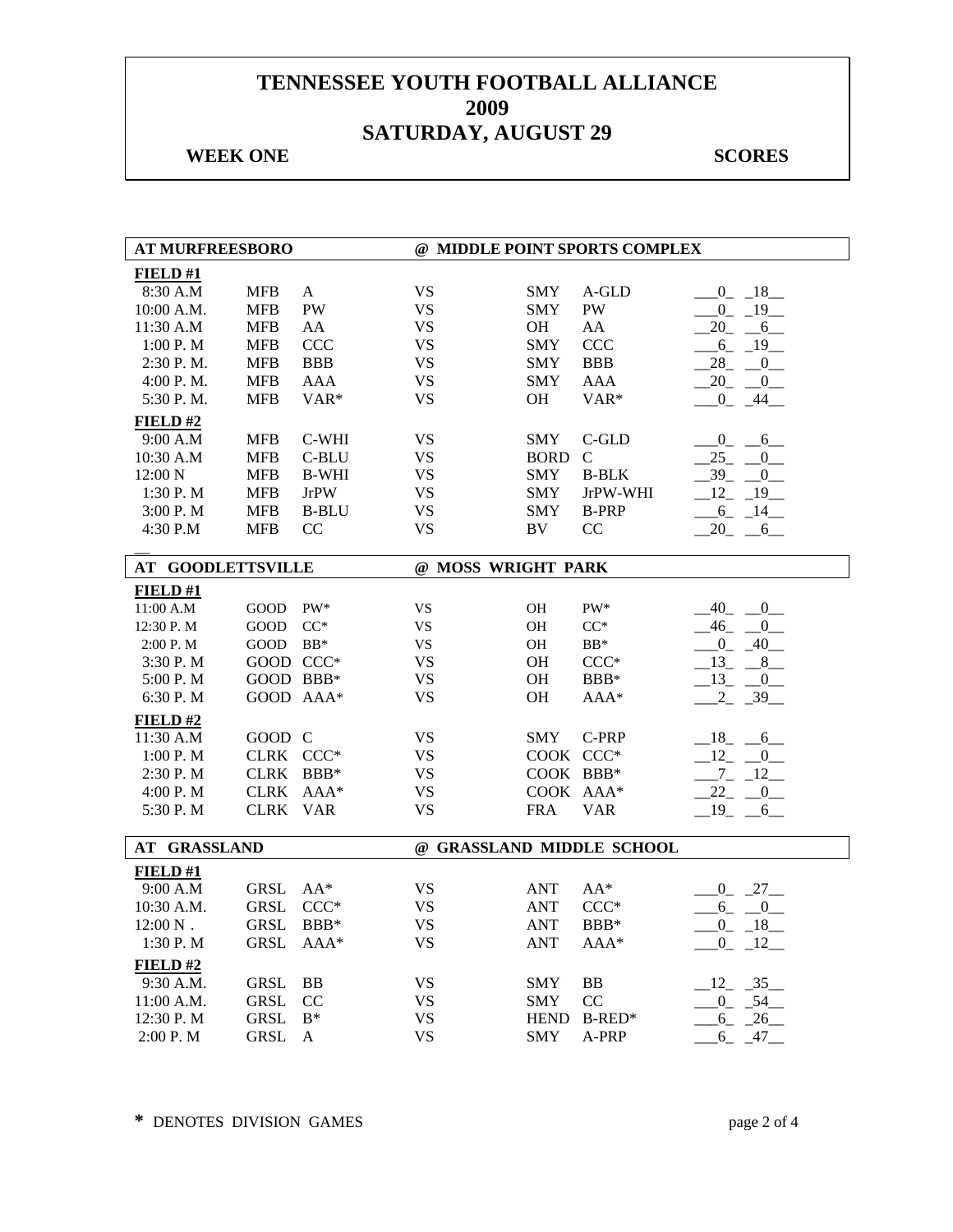# TENNESSEE YOUTH FOOTBALL ALLIANCE
# 2009
# SATURDAY, AUGUST 29

**WEEK ONE** **SCORES**

| AT MURFREESBORO | | | @ MIDDLE POINT SPORTS COMPLEX | | | |
|---|---|---|---|---|---|---|
| **FIELD #1** | | | | | | |
| 8:30 A.M | MFB | A | VS | SMY | A-GLD | 0 18 |
| 10:00 A.M. | MFB | PW | VS | SMY | PW | 0 19 |
| 11:30 A.M | MFB | AA | VS | OH | AA | 20 6 |
| 1:00 P. M | MFB | CCC | VS | SMY | CCC | 6 19 |
| 2:30 P. M. | MFB | BBB | VS | SMY | BBB | 28 0 |
| 4:00 P. M. | MFB | AAA | VS | SMY | AAA | 20 0 |
| 5:30 P. M. | MFB | VAR* | VS | OH | VAR* | 0 44 |
| **FIELD #2** | | | | | | |
| 9:00 A.M | MFB | C-WHI | VS | SMY | C-GLD | 0 6 |
| 10:30 A.M | MFB | C-BLU | VS | BORD | C | 25 0 |
| 12:00 N | MFB | B-WHI | VS | SMY | B-BLK | 39 0 |
| 1:30 P. M | MFB | JrPW | VS | SMY | JrPW-WHI | 12 19 |
| 3:00 P. M | MFB | B-BLU | VS | SMY | B-PRP | 6 14 |
| 4:30 P.M | MFB | CC | VS | BV | CC | 20 6 |

| AT GOODLETTSVILLE | | | @ MOSS WRIGHT PARK | | | |
|---|---|---|---|---|---|---|
| **FIELD #1** | | | | | | |
| 11:00 A.M | GOOD | PW* | VS | OH | PW* | 40 0 |
| 12:30 P. M | GOOD | CC* | VS | OH | CC* | 46 0 |
| 2:00 P. M | GOOD | BB* | VS | OH | BB* | 0 40 |
| 3:30 P. M | GOOD | CCC* | VS | OH | CCC* | 13 8 |
| 5:00 P. M | GOOD | BBB* | VS | OH | BBB* | 13 0 |
| 6:30 P. M | GOOD | AAA* | VS | OH | AAA* | 2 39 |
| **FIELD #2** | | | | | | |
| 11:30 A.M | GOOD | C | VS | SMY | C-PRP | 18 6 |
| 1:00 P. M | CLRK | CCC* | VS | COOK | CCC* | 12 0 |
| 2:30 P. M | CLRK | BBB* | VS | COOK | BBB* | 7 12 |
| 4:00 P. M | CLRK | AAA* | VS | COOK | AAA* | 22 0 |
| 5:30 P. M | CLRK | VAR | VS | FRA | VAR | 19 6 |

| AT GRASSLAND | | | @ GRASSLAND MIDDLE SCHOOL | | | |
|---|---|---|---|---|---|---|
| **FIELD #1** | | | | | | |
| 9:00 A.M | GRSL | AA* | VS | ANT | AA* | 0 27 |
| 10:30 A.M. | GRSL | CCC* | VS | ANT | CCC* | 6 0 |
| 12:00 N . | GRSL | BBB* | VS | ANT | BBB* | 0 18 |
| 1:30 P. M | GRSL | AAA* | VS | ANT | AAA* | 0 12 |
| **FIELD #2** | | | | | | |
| 9:30 A.M. | GRSL | BB | VS | SMY | BB | 12 35 |
| 11:00 A.M. | GRSL | CC | VS | SMY | CC | 0 54 |
| 12:30 P. M | GRSL | B* | VS | HEND | B-RED* | 6 26 |
| 2:00 P. M | GRSL | A | VS | SMY | A-PRP | 6 47 |

**\*** DENOTES DIVISION GAMES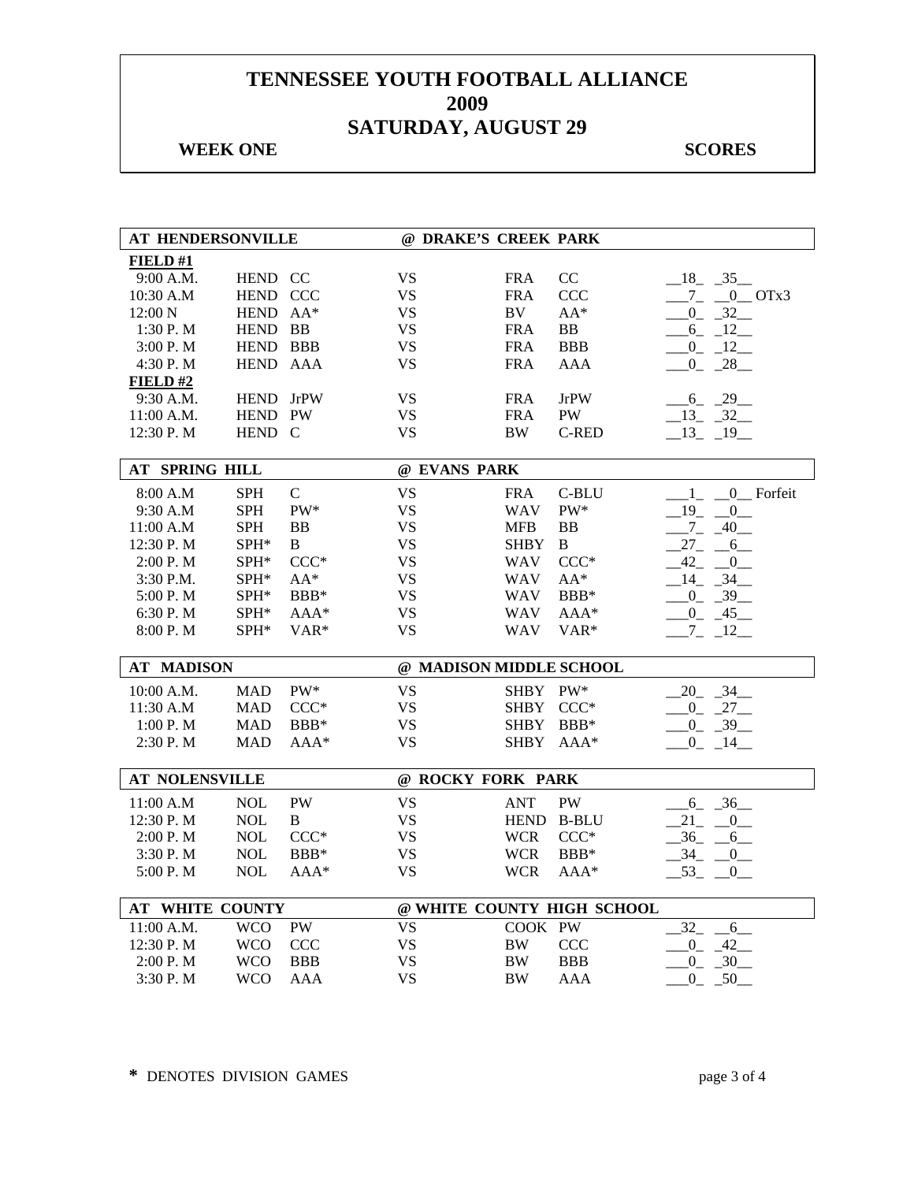# TENNESSEE YOUTH FOOTBALL ALLIANCE
# 2009
# SATURDAY, AUGUST 29

**WEEK ONE** **SCORES**

| AT HENDERSONVILLE | | | @ DRAKE'S CREEK PARK | | | |
|---|---|---|---|---|---|---|
| **FIELD #1** | | | | | | |
| 9:00 A.M. | HEND | CC | VS | FRA | CC | 18 35 |
| 10:30 A.M | HEND | CCC | VS | FRA | CCC | 7 0 OTx3 |
| 12:00 N | HEND | AA* | VS | BV | AA* | 0 32 |
| 1:30 P. M | HEND | BB | VS | FRA | BB | 6 12 |
| 3:00 P. M | HEND | BBB | VS | FRA | BBB | 0 12 |
| 4:30 P. M | HEND | AAA | VS | FRA | AAA | 0 28 |
| **FIELD #2** | | | | | | |
| 9:30 A.M. | HEND | JrPW | VS | FRA | JrPW | 6 29 |
| 11:00 A.M. | HEND | PW | VS | FRA | PW | 13 32 |
| 12:30 P. M | HEND | C | VS | BW | C-RED | 13 19 |

| AT SPRING HILL | | | @ EVANS PARK | | | |
|---|---|---|---|---|---|---|
| 8:00 A.M | SPH | C | VS | FRA | C-BLU | 1 0 Forfeit |
| 9:30 A.M | SPH | PW* | VS | WAV | PW* | 19 0 |
| 11:00 A.M | SPH | BB | VS | MFB | BB | 7 40 |
| 12:30 P. M | SPH* | B | VS | SHBY | B | 27 6 |
| 2:00 P. M | SPH* | CCC* | VS | WAV | CCC* | 42 0 |
| 3:30 P.M. | SPH* | AA* | VS | WAV | AA* | 14 34 |
| 5:00 P. M | SPH* | BBB* | VS | WAV | BBB* | 0 39 |
| 6:30 P. M | SPH* | AAA* | VS | WAV | AAA* | 0 45 |
| 8:00 P. M | SPH* | VAR* | VS | WAV | VAR* | 7 12 |

| AT MADISON | | | @ MADISON MIDDLE SCHOOL | | | |
|---|---|---|---|---|---|---|
| 10:00 A.M. | MAD | PW* | VS | SHBY | PW* | 20 34 |
| 11:30 A.M | MAD | CCC* | VS | SHBY | CCC* | 0 27 |
| 1:00 P. M | MAD | BBB* | VS | SHBY | BBB* | 0 39 |
| 2:30 P. M | MAD | AAA* | VS | SHBY | AAA* | 0 14 |

| AT NOLENSVILLE | | | @ ROCKY FORK PARK | | | |
|---|---|---|---|---|---|---|
| 11:00 A.M | NOL | PW | VS | ANT | PW | 6 36 |
| 12:30 P. M | NOL | B | VS | HEND | B-BLU | 21 0 |
| 2:00 P. M | NOL | CCC* | VS | WCR | CCC* | 36 6 |
| 3:30 P. M | NOL | BBB* | VS | WCR | BBB* | 34 0 |
| 5:00 P. M | NOL | AAA* | VS | WCR | AAA* | 53 0 |

| AT WHITE COUNTY | | | @ WHITE COUNTY HIGH SCHOOL | | | |
|---|---|---|---|---|---|---|
| 11:00 A.M. | WCO | PW | VS | COOK | PW | 32 6 |
| 12:30 P. M | WCO | CCC | VS | BW | CCC | 0 42 |
| 2:00 P. M | WCO | BBB | VS | BW | BBB | 0 30 |
| 3:30 P. M | WCO | AAA | VS | BW | AAA | 0 50 |

**\*** DENOTES DIVISION GAMES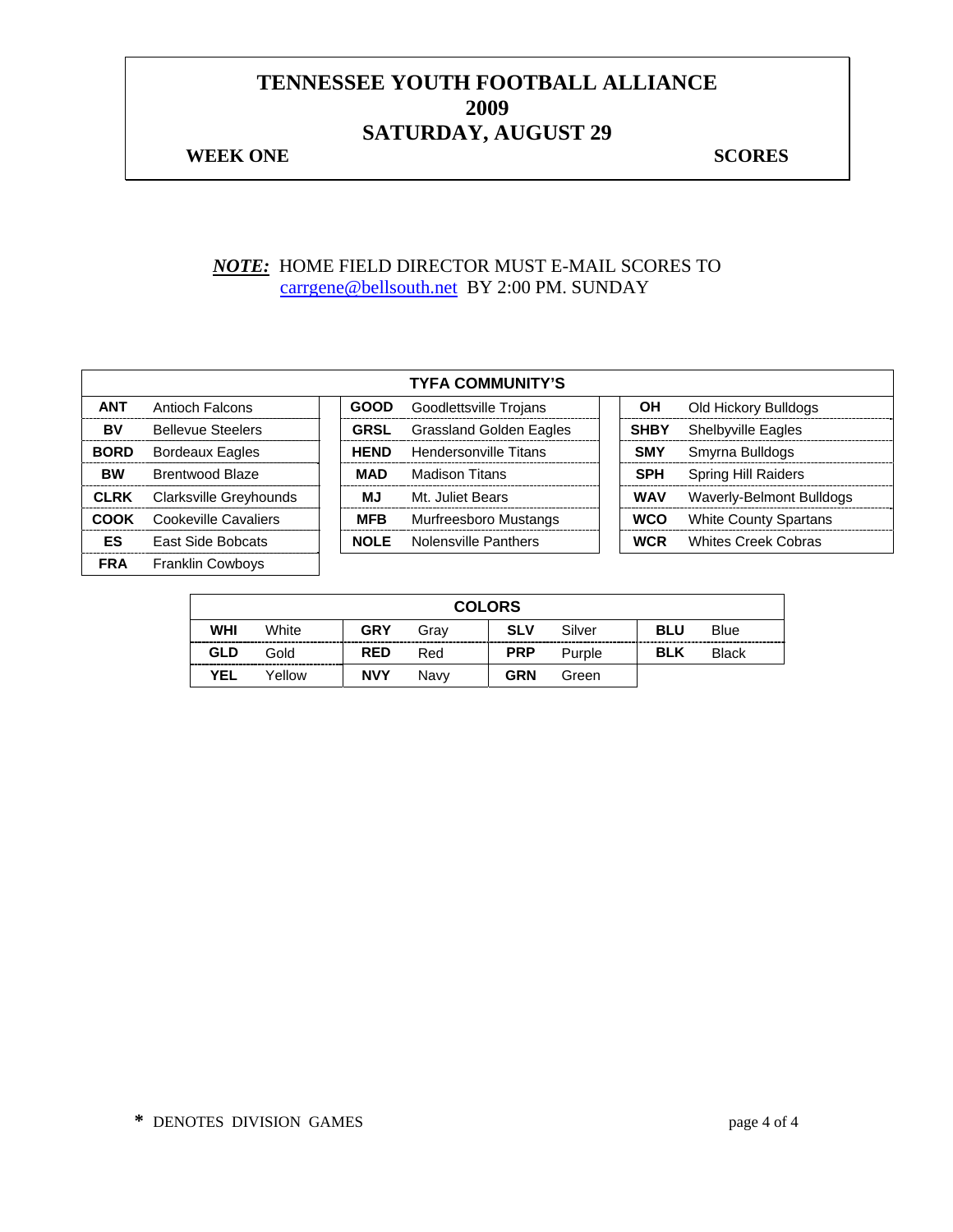# TENNESSEE YOUTH FOOTBALL ALLIANCE
# 2009
# SATURDAY, AUGUST 29

**WEEK ONE** **SCORES**

***NOTE:*** HOME FIELD DIRECTOR MUST E-MAIL SCORES TO carrgene@bellsouth.net BY 2:00 PM. SUNDAY

| TYFA COMMUNITY'S | | | | | |
|---|---|---|---|---|---|
| **ANT** | Antioch Falcons | **GOOD** | Goodlettsville Trojans | **OH** | Old Hickory Bulldogs |
| **BV** | Bellevue Steelers | **GRSL** | Grassland Golden Eagles | **SHBY** | Shelbyville Eagles |
| **BORD** | Bordeaux Eagles | **HEND** | Hendersonville Titans | **SMY** | Smyrna Bulldogs |
| **BW** | Brentwood Blaze | **MAD** | Madison Titans | **SPH** | Spring Hill Raiders |
| **CLRK** | Clarksville Greyhounds | **MJ** | Mt. Juliet Bears | **WAV** | Waverly-Belmont Bulldogs |
| **COOK** | Cookeville Cavaliers | **MFB** | Murfreesboro Mustangs | **WCO** | White County Spartans |
| **ES** | East Side Bobcats | **NOLE** | Nolensville Panthers | **WCR** | Whites Creek Cobras |
| **FRA** | Franklin Cowboys | | | | |

| COLORS | | | | | | | |
|---|---|---|---|---|---|---|---|
| **WHI** | White | **GRY** | Gray | **SLV** | Silver | **BLU** | Blue |
| **GLD** | Gold | **RED** | Red | **PRP** | Purple | **BLK** | Black |
| **YEL** | Yellow | **NVY** | Navy | **GRN** | Green | | |

**\*** DENOTES DIVISION GAMES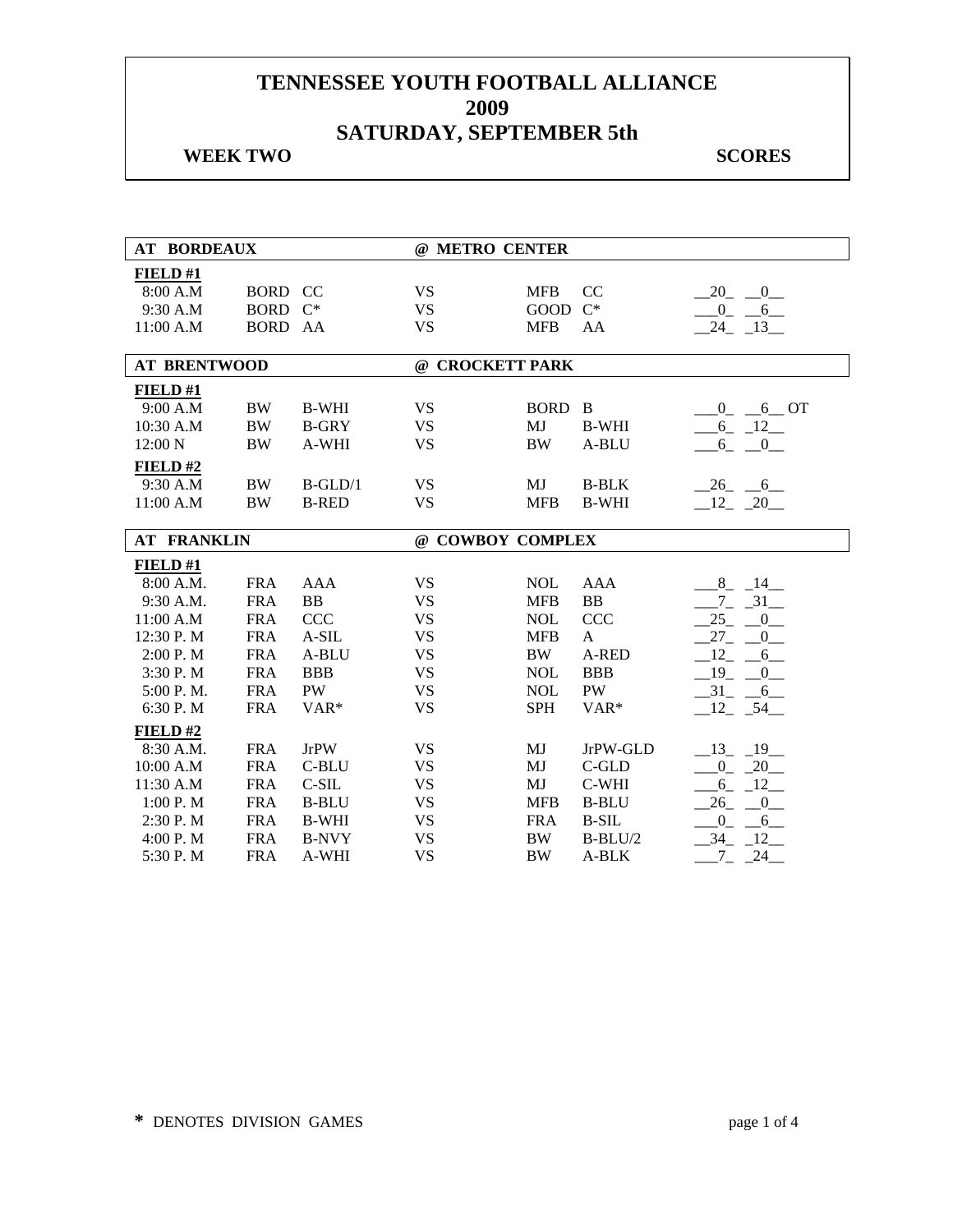# TENNESSEE YOUTH FOOTBALL ALLIANCE
# 2009
# SATURDAY, SEPTEMBER 5th

**WEEK TWO** **SCORES**

| AT BORDEAUX | | | @ METRO CENTER | | | |
|---|---|---|---|---|---|---|
| **FIELD #1** | | | | | | |
| 8:00 A.M | BORD | CC | VS | MFB | CC | __20_ __0__ |
| 9:30 A.M | BORD | C* | VS | GOOD | C* | ___0_ __6__ |
| 11:00 A.M | BORD | AA | VS | MFB | AA | __24_ _13__ |

| AT BRENTWOOD | | | @ CROCKETT PARK | | | |
|---|---|---|---|---|---|---|
| **FIELD #1** | | | | | | |
| 9:00 A.M | BW | B-WHI | VS | BORD | B | ___0_ __6__ OT |
| 10:30 A.M | BW | B-GRY | VS | MJ | B-WHI | ___6_ _12__ |
| 12:00 N | BW | A-WHI | VS | BW | A-BLU | ___6_ __0__ |
| **FIELD #2** | | | | | | |
| 9:30 A.M | BW | B-GLD/1 | VS | MJ | B-BLK | __26_ __6__ |
| 11:00 A.M | BW | B-RED | VS | MFB | B-WHI | __12_ _20__ |

| AT FRANKLIN | | | @ COWBOY COMPLEX | | | |
|---|---|---|---|---|---|---|
| **FIELD #1** | | | | | | |
| 8:00 A.M. | FRA | AAA | VS | NOL | AAA | ___8_ _14__ |
| 9:30 A.M. | FRA | BB | VS | MFB | BB | ___7_ _31__ |
| 11:00 A.M | FRA | CCC | VS | NOL | CCC | __25_ __0__ |
| 12:30 P. M | FRA | A-SIL | VS | MFB | A | __27_ __0__ |
| 2:00 P. M | FRA | A-BLU | VS | BW | A-RED | __12_ __6__ |
| 3:30 P. M | FRA | BBB | VS | NOL | BBB | __19_ __0__ |
| 5:00 P. M. | FRA | PW | VS | NOL | PW | __31_ __6__ |
| 6:30 P. M | FRA | VAR* | VS | SPH | VAR* | __12_ _54__ |
| **FIELD #2** | | | | | | |
| 8:30 A.M. | FRA | JrPW | VS | MJ | JrPW-GLD | __13_ _19__ |
| 10:00 A.M | FRA | C-BLU | VS | MJ | C-GLD | ___0_ _20__ |
| 11:30 A.M | FRA | C-SIL | VS | MJ | C-WHI | ___6_ _12__ |
| 1:00 P. M | FRA | B-BLU | VS | MFB | B-BLU | __26_ __0__ |
| 2:30 P. M | FRA | B-WHI | VS | FRA | B-SIL | ___0_ __6__ |
| 4:00 P. M | FRA | B-NVY | VS | BW | B-BLU/2 | __34_ _12__ |
| 5:30 P. M | FRA | A-WHI | VS | BW | A-BLK | ___7_ _24__ |

**\*** DENOTES DIVISION GAMES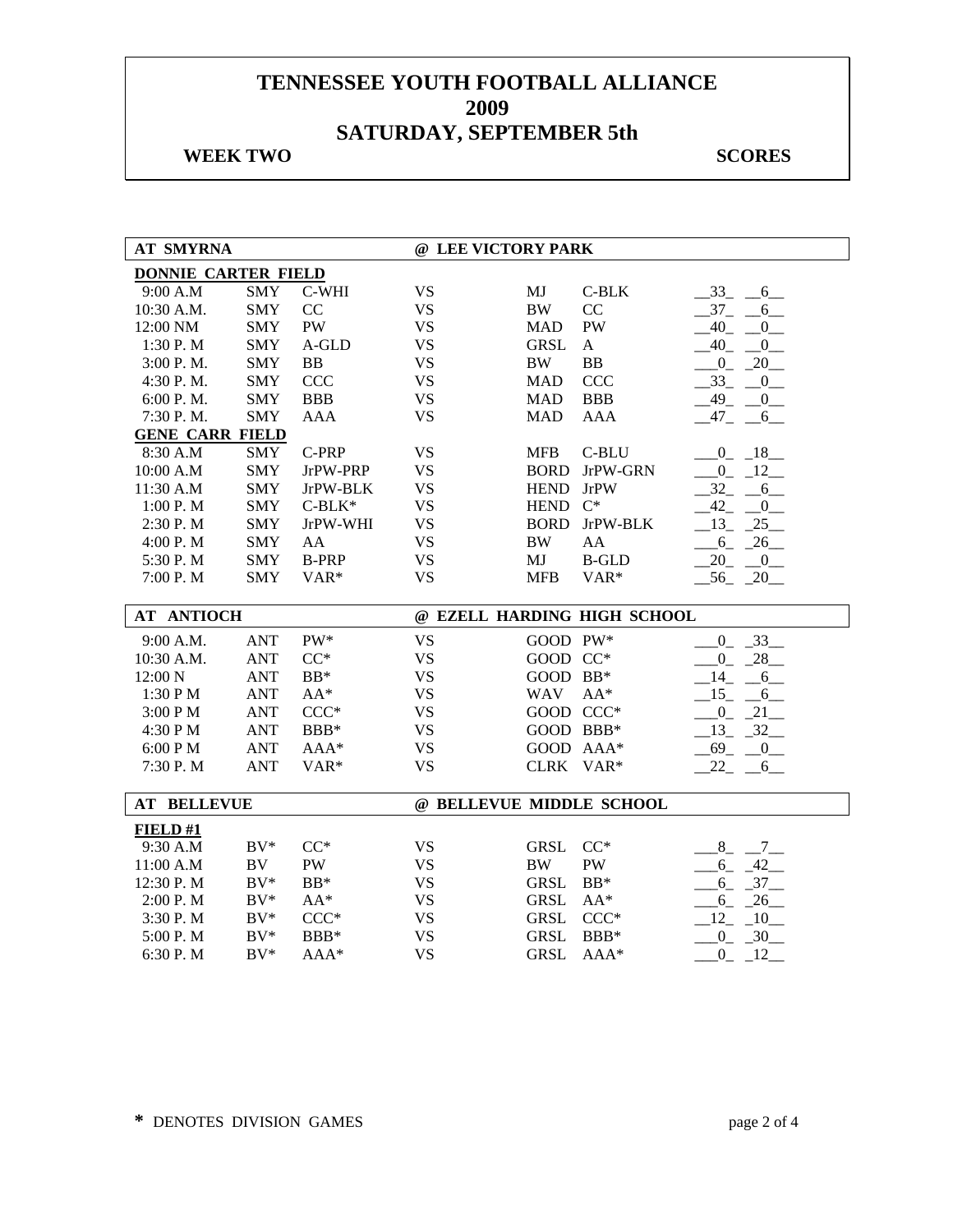# TENNESSEE YOUTH FOOTBALL ALLIANCE
# 2009
# SATURDAY, SEPTEMBER 5th

**WEEK TWO** **SCORES**

| AT SMYRNA | | | @ LEE VICTORY PARK | | | |
|---|---|---|---|---|---|---|
| **DONNIE CARTER FIELD** | | | | | | |
| 9:00 A.M | SMY | C-WHI | VS | MJ | C-BLK | 33 6 |
| 10:30 A.M. | SMY | CC | VS | BW | CC | 37 6 |
| 12:00 NM | SMY | PW | VS | MAD | PW | 40 0 |
| 1:30 P. M | SMY | A-GLD | VS | GRSL | A | 40 0 |
| 3:00 P. M. | SMY | BB | VS | BW | BB | 0 20 |
| 4:30 P. M. | SMY | CCC | VS | MAD | CCC | 33 0 |
| 6:00 P. M. | SMY | BBB | VS | MAD | BBB | 49 0 |
| 7:30 P. M. | SMY | AAA | VS | MAD | AAA | 47 6 |
| **GENE CARR FIELD** | | | | | | |
| 8:30 A.M | SMY | C-PRP | VS | MFB | C-BLU | 0 18 |
| 10:00 A.M | SMY | JrPW-PRP | VS | BORD | JrPW-GRN | 0 12 |
| 11:30 A.M | SMY | JrPW-BLK | VS | HEND | JrPW | 32 6 |
| 1:00 P. M | SMY | C-BLK* | VS | HEND | C* | 42 0 |
| 2:30 P. M | SMY | JrPW-WHI | VS | BORD | JrPW-BLK | 13 25 |
| 4:00 P. M | SMY | AA | VS | BW | AA | 6 26 |
| 5:30 P. M | SMY | B-PRP | VS | MJ | B-GLD | 20 0 |
| 7:00 P. M | SMY | VAR* | VS | MFB | VAR* | 56 20 |

| AT ANTIOCH | | | @ EZELL HARDING HIGH SCHOOL | | | |
|---|---|---|---|---|---|---|
| 9:00 A.M. | ANT | PW* | VS | GOOD | PW* | 0 33 |
| 10:30 A.M. | ANT | CC* | VS | GOOD | CC* | 0 28 |
| 12:00 N | ANT | BB* | VS | GOOD | BB* | 14 6 |
| 1:30 P M | ANT | AA* | VS | WAV | AA* | 15 6 |
| 3:00 P M | ANT | CCC* | VS | GOOD | CCC* | 0 21 |
| 4:30 P M | ANT | BBB* | VS | GOOD | BBB* | 13 32 |
| 6:00 P M | ANT | AAA* | VS | GOOD | AAA* | 69 0 |
| 7:30 P. M | ANT | VAR* | VS | CLRK | VAR* | 22 6 |

| AT BELLEVUE | | | @ BELLEVUE MIDDLE SCHOOL | | | |
|---|---|---|---|---|---|---|
| **FIELD #1** | | | | | | |
| 9:30 A.M | BV* | CC* | VS | GRSL | CC* | 8 7 |
| 11:00 A.M | BV | PW | VS | BW | PW | 6 42 |
| 12:30 P. M | BV* | BB* | VS | GRSL | BB* | 6 37 |
| 2:00 P. M | BV* | AA* | VS | GRSL | AA* | 6 26 |
| 3:30 P. M | BV* | CCC* | VS | GRSL | CCC* | 12 10 |
| 5:00 P. M | BV* | BBB* | VS | GRSL | BBB* | 0 30 |
| 6:30 P. M | BV* | AAA* | VS | GRSL | AAA* | 0 12 |

**\*** DENOTES DIVISION GAMES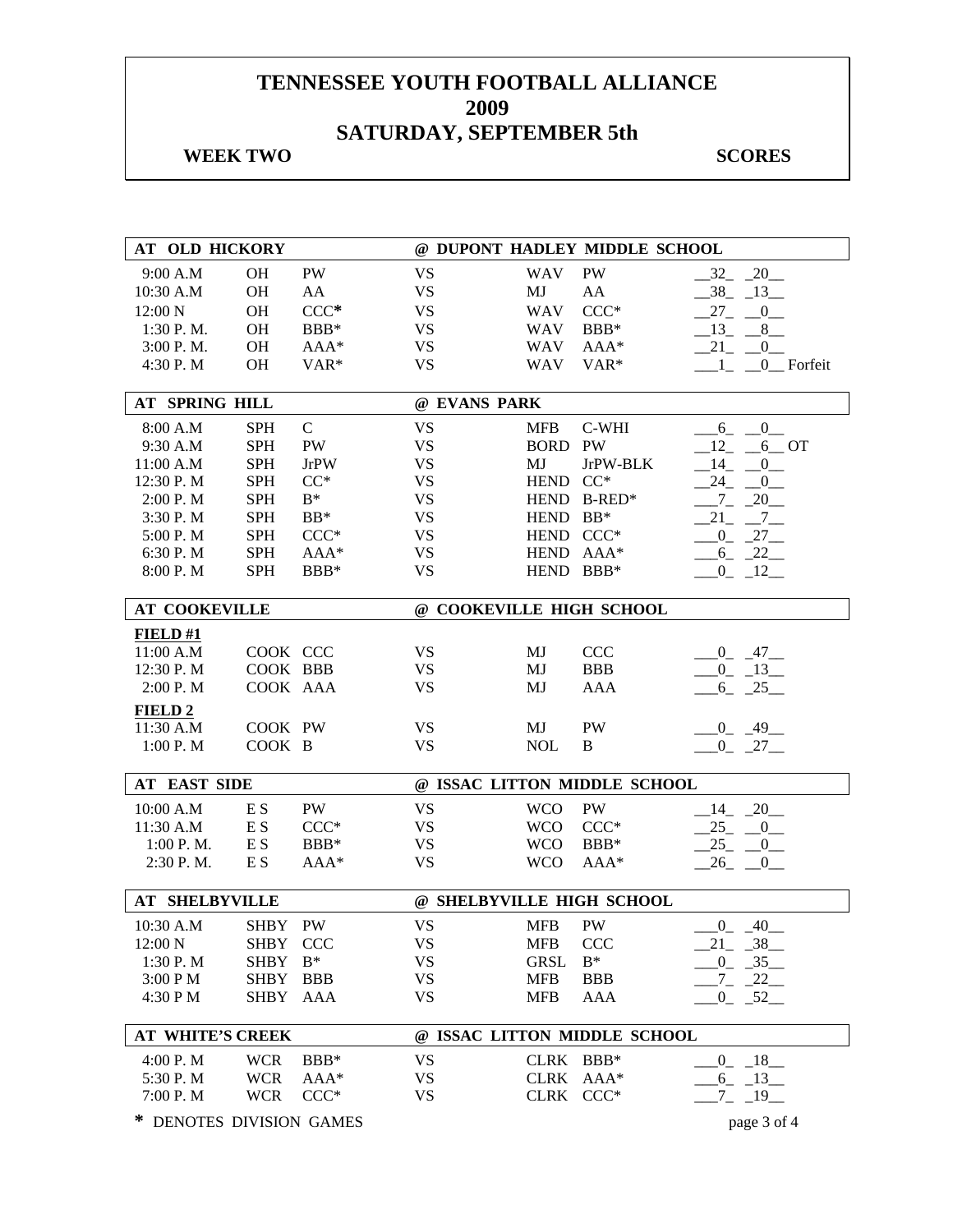# TENNESSEE YOUTH FOOTBALL ALLIANCE
# 2009
# SATURDAY, SEPTEMBER 5th

**WEEK TWO** **SCORES**

| AT OLD HICKORY | | | @ DUPONT HADLEY MIDDLE SCHOOL | | | |
|---|---|---|---|---|---|---|
| 9:00 A.M | OH | PW | VS | WAV | PW | 32 20 |
| 10:30 A.M | OH | AA | VS | MJ | AA | 38 13 |
| 12:00 N | OH | CCC* | VS | WAV | CCC* | 27 0 |
| 1:30 P. M. | OH | BBB* | VS | WAV | BBB* | 13 8 |
| 3:00 P. M. | OH | AAA* | VS | WAV | AAA* | 21 0 |
| 4:30 P. M | OH | VAR* | VS | WAV | VAR* | 1 0 Forfeit |

| AT SPRING HILL | | | @ EVANS PARK | | | |
|---|---|---|---|---|---|---|
| 8:00 A.M | SPH | C | VS | MFB | C-WHI | 6 0 |
| 9:30 A.M | SPH | PW | VS | BORD | PW | 12 6 OT |
| 11:00 A.M | SPH | JrPW | VS | MJ | JrPW-BLK | 14 0 |
| 12:30 P. M | SPH | CC* | VS | HEND | CC* | 24 0 |
| 2:00 P. M | SPH | B* | VS | HEND | B-RED* | 7 20 |
| 3:30 P. M | SPH | BB* | VS | HEND | BB* | 21 7 |
| 5:00 P. M | SPH | CCC* | VS | HEND | CCC* | 0 27 |
| 6:30 P. M | SPH | AAA* | VS | HEND | AAA* | 6 22 |
| 8:00 P. M | SPH | BBB* | VS | HEND | BBB* | 0 12 |

| AT COOKEVILLE | | | @ COOKEVILLE HIGH SCHOOL | | | |
|---|---|---|---|---|---|---|
| **FIELD #1** | | | | | | |
| 11:00 A.M | COOK | CCC | VS | MJ | CCC | 0 47 |
| 12:30 P. M | COOK | BBB | VS | MJ | BBB | 0 13 |
| 2:00 P. M | COOK | AAA | VS | MJ | AAA | 6 25 |
| **FIELD 2** | | | | | | |
| 11:30 A.M | COOK | PW | VS | MJ | PW | 0 49 |
| 1:00 P. M | COOK | B | VS | NOL | B | 0 27 |

| AT EAST SIDE | | | @ ISSAC LITTON MIDDLE SCHOOL | | | |
|---|---|---|---|---|---|---|
| 10:00 A.M | E S | PW | VS | WCO | PW | 14 20 |
| 11:30 A.M | E S | CCC* | VS | WCO | CCC* | 25 0 |
| 1:00 P. M. | E S | BBB* | VS | WCO | BBB* | 25 0 |
| 2:30 P. M. | E S | AAA* | VS | WCO | AAA* | 26 0 |

| AT SHELBYVILLE | | | @ SHELBYVILLE HIGH SCHOOL | | | |
|---|---|---|---|---|---|---|
| 10:30 A.M | SHBY | PW | VS | MFB | PW | 0 40 |
| 12:00 N | SHBY | CCC | VS | MFB | CCC | 21 38 |
| 1:30 P. M | SHBY | B* | VS | GRSL | B* | 0 35 |
| 3:00 P M | SHBY | BBB | VS | MFB | BBB | 7 22 |
| 4:30 P M | SHBY | AAA | VS | MFB | AAA | 0 52 |

| AT WHITE'S CREEK | | | @ ISSAC LITTON MIDDLE SCHOOL | | | |
|---|---|---|---|---|---|---|
| 4:00 P. M | WCR | BBB* | VS | CLRK | BBB* | 0 18 |
| 5:30 P. M | WCR | AAA* | VS | CLRK | AAA* | 6 13 |
| 7:00 P. M | WCR | CCC* | VS | CLRK | CCC* | 7 19 |

**\*** DENOTES DIVISION GAMES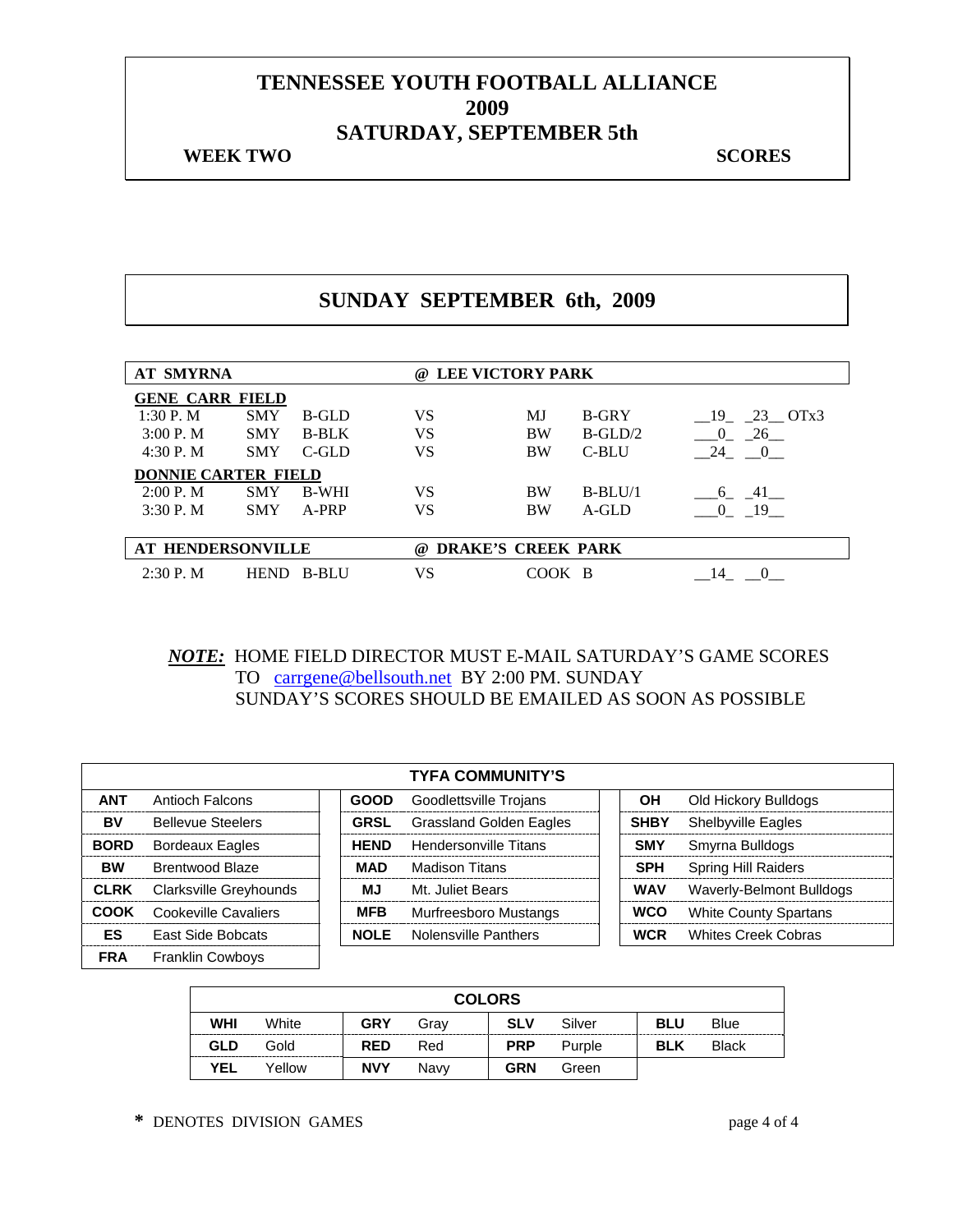# TENNESSEE YOUTH FOOTBALL ALLIANCE
# 2009
# SATURDAY, SEPTEMBER 5th

**WEEK TWO** **SCORES**

## SUNDAY SEPTEMBER 6th, 2009

| AT SMYRNA | | | | @ LEE VICTORY PARK | | |
|---|---|---|---|---|---|---|
| **GENE CARR FIELD** | | | | | | |
| 1:30 P. M | SMY | B-GLD | VS | MJ | B-GRY | __19_ _23__ OTx3 |
| 3:00 P. M | SMY | B-BLK | VS | BW | B-GLD/2 | ___0_ _26__ |
| 4:30 P. M | SMY | C-GLD | VS | BW | C-BLU | __24_ __0__ |
| **DONNIE CARTER FIELD** | | | | | | |
| 2:00 P. M | SMY | B-WHI | VS | BW | B-BLU/1 | ___6_ _41__ |
| 3:30 P. M | SMY | A-PRP | VS | BW | A-GLD | ___0_ _19__ |

| AT HENDERSONVILLE | | | | @ DRAKE'S CREEK PARK | | |
|---|---|---|---|---|---|---|
| 2:30 P. M | HEND | B-BLU | VS | COOK | B | __14_ __0__ |

***NOTE:*** HOME FIELD DIRECTOR MUST E-MAIL SATURDAY'S GAME SCORES TO carrgene@bellsouth.net BY 2:00 PM. SUNDAY
SUNDAY'S SCORES SHOULD BE EMAILED AS SOON AS POSSIBLE

| TYFA COMMUNITY'S | | | | | |
|---|---|---|---|---|---|
| **ANT** | Antioch Falcons | **GOOD** | Goodlettsville Trojans | **OH** | Old Hickory Bulldogs |
| **BV** | Bellevue Steelers | **GRSL** | Grassland Golden Eagles | **SHBY** | Shelbyville Eagles |
| **BORD** | Bordeaux Eagles | **HEND** | Hendersonville Titans | **SMY** | Smyrna Bulldogs |
| **BW** | Brentwood Blaze | **MAD** | Madison Titans | **SPH** | Spring Hill Raiders |
| **CLRK** | Clarksville Greyhounds | **MJ** | Mt. Juliet Bears | **WAV** | Waverly-Belmont Bulldogs |
| **COOK** | Cookeville Cavaliers | **MFB** | Murfreesboro Mustangs | **WCO** | White County Spartans |
| **ES** | East Side Bobcats | **NOLE** | Nolensville Panthers | **WCR** | Whites Creek Cobras |
| **FRA** | Franklin Cowboys | | | | |

| COLORS | | | | | | | |
|---|---|---|---|---|---|---|---|
| **WHI** | White | **GRY** | Gray | **SLV** | Silver | **BLU** | Blue |
| **GLD** | Gold | **RED** | Red | **PRP** | Purple | **BLK** | Black |
| **YEL** | Yellow | **NVY** | Navy | **GRN** | Green | | |

\* DENOTES DIVISION GAMES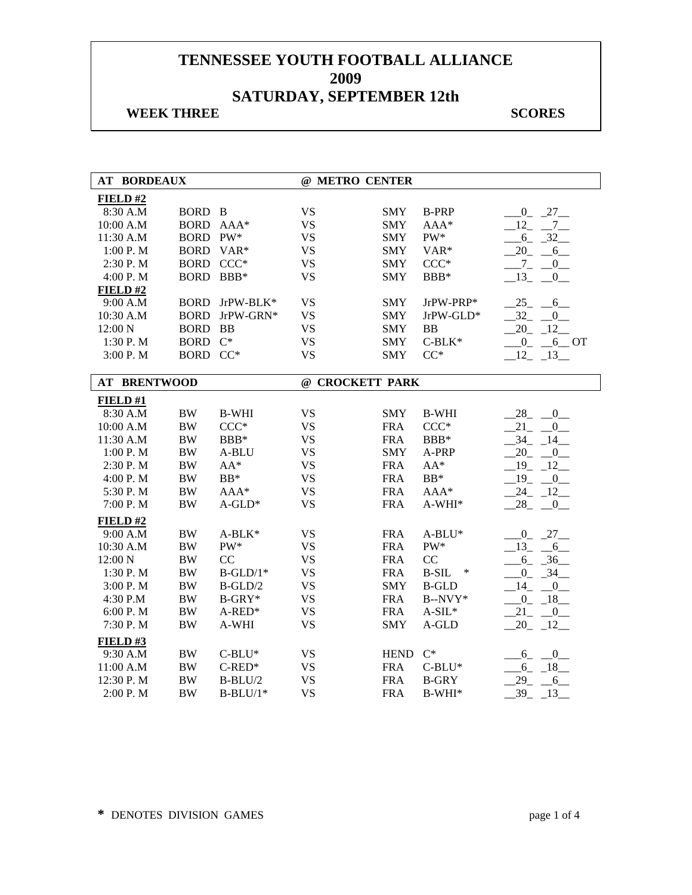# TENNESSEE YOUTH FOOTBALL ALLIANCE
# 2009
# SATURDAY, SEPTEMBER 12th

**WEEK THREE** **SCORES**

| AT BORDEAUX | | | @ METRO CENTER | | | |
|---|---|---|---|---|---|---|
| **FIELD #2** | | | | | | |
| 8:30 A.M | BORD | B | VS | SMY | B-PRP | 0 27 |
| 10:00 A.M | BORD | AAA* | VS | SMY | AAA* | 12 7 |
| 11:30 A.M | BORD | PW* | VS | SMY | PW* | 6 32 |
| 1:00 P. M | BORD | VAR* | VS | SMY | VAR* | 20 6 |
| 2:30 P. M | BORD | CCC* | VS | SMY | CCC* | 7 0 |
| 4:00 P. M | BORD | BBB* | VS | SMY | BBB* | 13 0 |
| **FIELD #2** | | | | | | |
| 9:00 A.M | BORD | JrPW-BLK* | VS | SMY | JrPW-PRP* | 25 6 |
| 10:30 A.M | BORD | JrPW-GRN* | VS | SMY | JrPW-GLD* | 32 0 |
| 12:00 N | BORD | BB | VS | SMY | BB | 20 12 |
| 1:30 P. M | BORD | C* | VS | SMY | C-BLK* | 0 6 OT |
| 3:00 P. M | BORD | CC* | VS | SMY | CC* | 12 13 |

| AT BRENTWOOD | | | @ CROCKETT PARK | | | |
|---|---|---|---|---|---|---|
| **FIELD #1** | | | | | | |
| 8:30 A.M | BW | B-WHI | VS | SMY | B-WHI | 28 0 |
| 10:00 A.M | BW | CCC* | VS | FRA | CCC* | 21 0 |
| 11:30 A.M | BW | BBB* | VS | FRA | BBB* | 34 14 |
| 1:00 P. M | BW | A-BLU | VS | SMY | A-PRP | 20 0 |
| 2:30 P. M | BW | AA* | VS | FRA | AA* | 19 12 |
| 4:00 P. M | BW | BB* | VS | FRA | BB* | 19 0 |
| 5:30 P. M | BW | AAA* | VS | FRA | AAA* | 24 12 |
| 7:00 P. M | BW | A-GLD* | VS | FRA | A-WHI* | 28 0 |
| **FIELD #2** | | | | | | |
| 9:00 A.M | BW | A-BLK* | VS | FRA | A-BLU* | 0 27 |
| 10:30 A.M | BW | PW* | VS | FRA | PW* | 13 6 |
| 12:00 N | BW | CC | VS | FRA | CC | 6 36 |
| 1:30 P. M | BW | B-GLD/1* | VS | FRA | B-SIL * | 0 34 |
| 3:00 P. M | BW | B-GLD/2 | VS | SMY | B-GLD | 14 0 |
| 4:30 P.M | BW | B-GRY* | VS | FRA | B--NVY* | 0 18 |
| 6:00 P. M | BW | A-RED* | VS | FRA | A-SIL* | 21 0 |
| 7:30 P. M | BW | A-WHI | VS | SMY | A-GLD | 20 12 |
| **FIELD #3** | | | | | | |
| 9:30 A.M | BW | C-BLU* | VS | HEND | C* | 6 0 |
| 11:00 A.M | BW | C-RED* | VS | FRA | C-BLU* | 6 18 |
| 12:30 P. M | BW | B-BLU/2 | VS | FRA | B-GRY | 29 6 |
| 2:00 P. M | BW | B-BLU/1* | VS | FRA | B-WHI* | 39 13 |

**\*** DENOTES DIVISION GAMES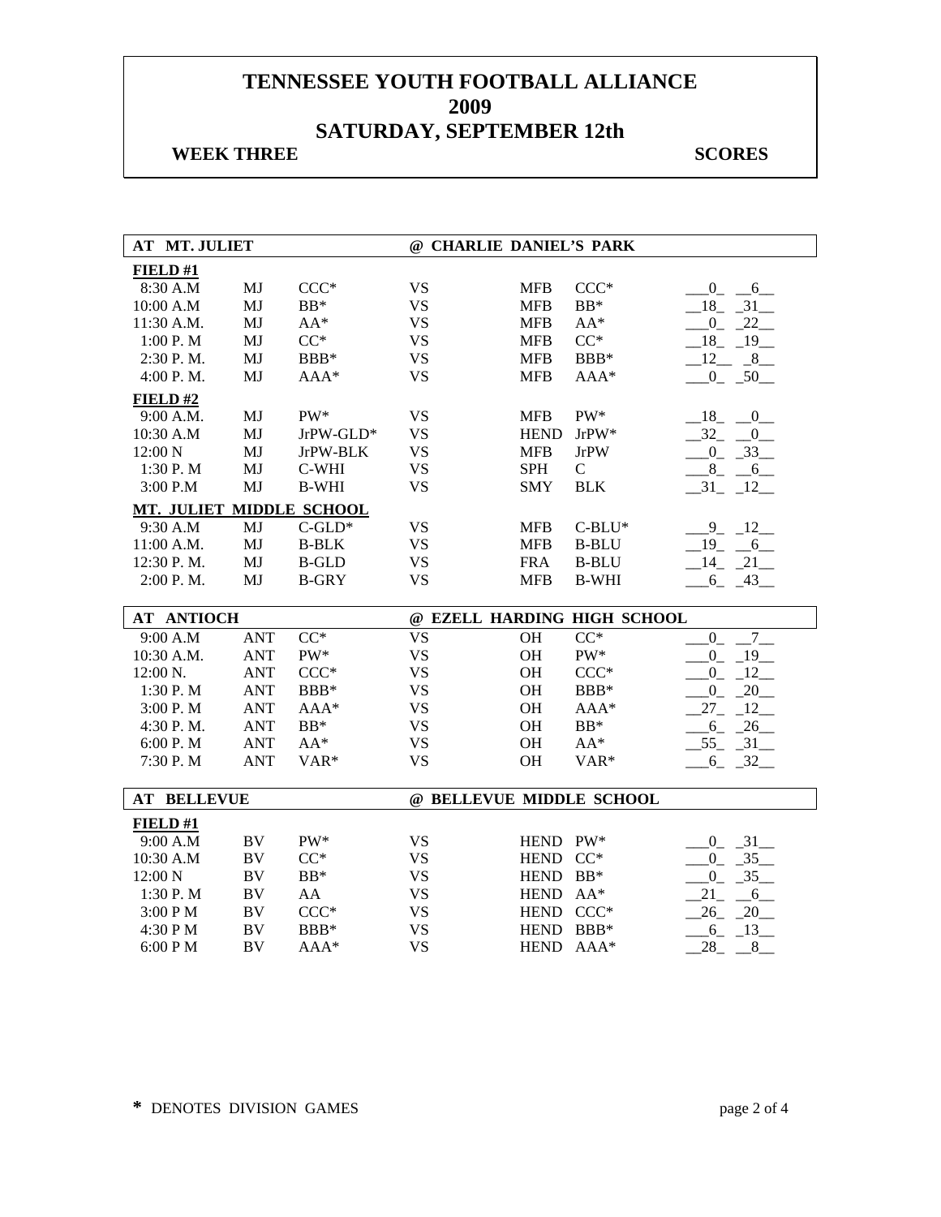# TENNESSEE YOUTH FOOTBALL ALLIANCE
# 2009
# SATURDAY, SEPTEMBER 12th

**WEEK THREE** **SCORES**

| AT MT. JULIET | | | @ CHARLIE DANIEL'S PARK | | | |
|---|---|---|---|---|---|---|
| **FIELD #1** | | | | | | |
| 8:30 A.M | MJ | CCC* | VS | MFB | CCC* | 0 6 |
| 10:00 A.M | MJ | BB* | VS | MFB | BB* | 18 31 |
| 11:30 A.M. | MJ | AA* | VS | MFB | AA* | 0 22 |
| 1:00 P. M | MJ | CC* | VS | MFB | CC* | 18 19 |
| 2:30 P. M. | MJ | BBB* | VS | MFB | BBB* | 12 8 |
| 4:00 P. M. | MJ | AAA* | VS | MFB | AAA* | 0 50 |
| **FIELD #2** | | | | | | |
| 9:00 A.M. | MJ | PW* | VS | MFB | PW* | 18 0 |
| 10:30 A.M | MJ | JrPW-GLD* | VS | HEND | JrPW* | 32 0 |
| 12:00 N | MJ | JrPW-BLK | VS | MFB | JrPW | 0 33 |
| 1:30 P. M | MJ | C-WHI | VS | SPH | C | 8 6 |
| 3:00 P.M | MJ | B-WHI | VS | SMY | BLK | 31 12 |
| **MT. JULIET MIDDLE SCHOOL** | | | | | | |
| 9:30 A.M | MJ | C-GLD* | VS | MFB | C-BLU* | 9 12 |
| 11:00 A.M. | MJ | B-BLK | VS | MFB | B-BLU | 19 6 |
| 12:30 P. M. | MJ | B-GLD | VS | FRA | B-BLU | 14 21 |
| 2:00 P. M. | MJ | B-GRY | VS | MFB | B-WHI | 6 43 |

| AT ANTIOCH | | | @ EZELL HARDING HIGH SCHOOL | | | |
|---|---|---|---|---|---|---|
| 9:00 A.M | ANT | CC* | VS | OH | CC* | 0 7 |
| 10:30 A.M. | ANT | PW* | VS | OH | PW* | 0 19 |
| 12:00 N. | ANT | CCC* | VS | OH | CCC* | 0 12 |
| 1:30 P. M | ANT | BBB* | VS | OH | BBB* | 0 20 |
| 3:00 P. M | ANT | AAA* | VS | OH | AAA* | 27 12 |
| 4:30 P. M. | ANT | BB* | VS | OH | BB* | 6 26 |
| 6:00 P. M | ANT | AA* | VS | OH | AA* | 55 31 |
| 7:30 P. M | ANT | VAR* | VS | OH | VAR* | 6 32 |

| AT BELLEVUE | | | @ BELLEVUE MIDDLE SCHOOL | | | |
|---|---|---|---|---|---|---|
| **FIELD #1** | | | | | | |
| 9:00 A.M | BV | PW* | VS | HEND | PW* | 0 31 |
| 10:30 A.M | BV | CC* | VS | HEND | CC* | 0 35 |
| 12:00 N | BV | BB* | VS | HEND | BB* | 0 35 |
| 1:30 P. M | BV | AA | VS | HEND | AA* | 21 6 |
| 3:00 P M | BV | CCC* | VS | HEND | CCC* | 26 20 |
| 4:30 P M | BV | BBB* | VS | HEND | BBB* | 6 13 |
| 6:00 P M | BV | AAA* | VS | HEND | AAA* | 28 8 |

**\*** DENOTES DIVISION GAMES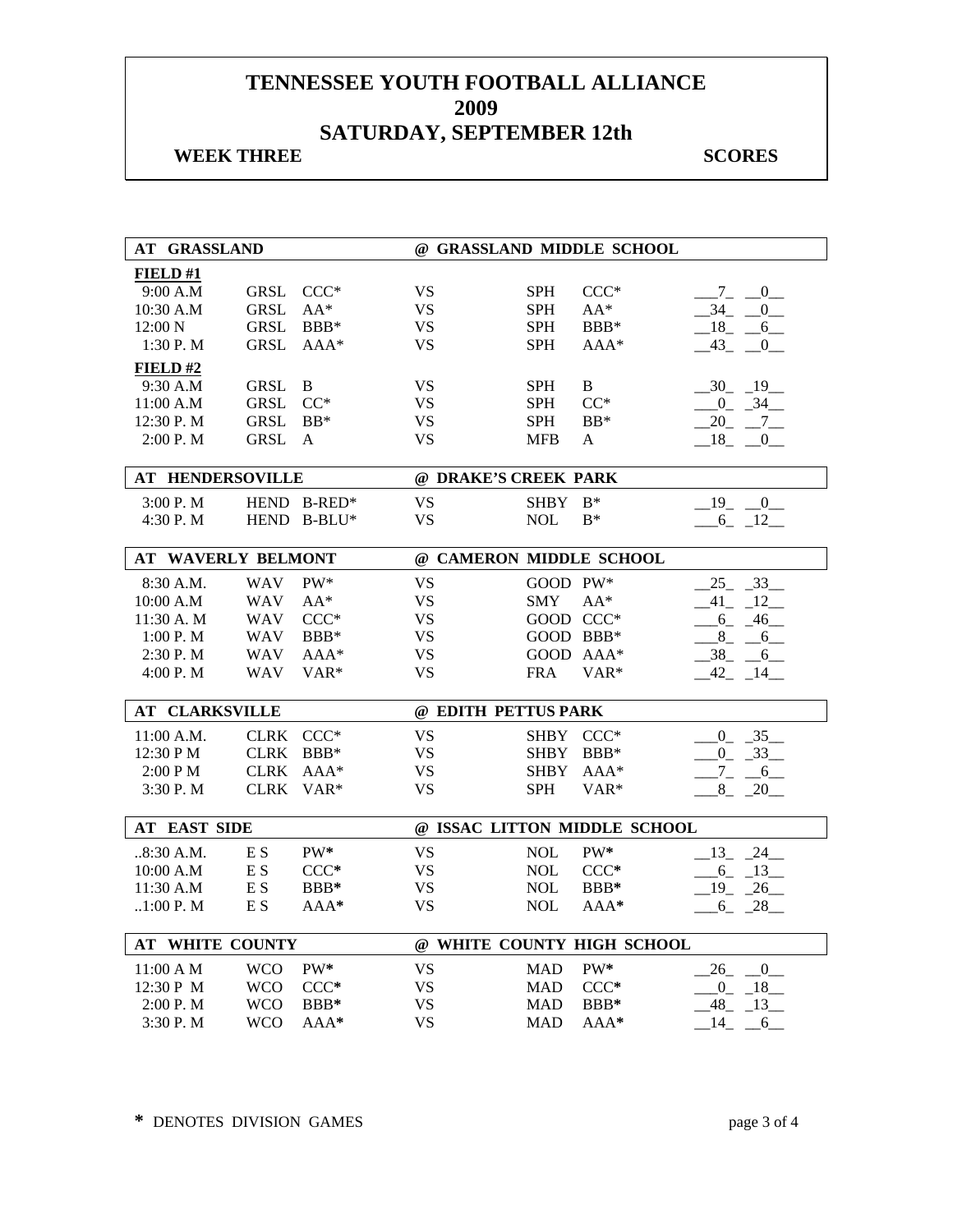# TENNESSEE YOUTH FOOTBALL ALLIANCE
# 2009
# SATURDAY, SEPTEMBER 12th

**WEEK THREE** **SCORES**

| AT GRASSLAND | | | | @ GRASSLAND MIDDLE SCHOOL | | |
|---|---|---|---|---|---|---|
| **FIELD #1** | | | | | | |
| 9:00 A.M | GRSL | CCC* | VS | SPH | CCC* | 7 0 |
| 10:30 A.M | GRSL | AA* | VS | SPH | AA* | 34 0 |
| 12:00 N | GRSL | BBB* | VS | SPH | BBB* | 18 6 |
| 1:30 P. M | GRSL | AAA* | VS | SPH | AAA* | 43 0 |
| **FIELD #2** | | | | | | |
| 9:30 A.M | GRSL | B | VS | SPH | B | 30 19 |
| 11:00 A.M | GRSL | CC* | VS | SPH | CC* | 0 34 |
| 12:30 P. M | GRSL | BB* | VS | SPH | BB* | 20 7 |
| 2:00 P. M | GRSL | A | VS | MFB | A | 18 0 |

| AT HENDERSOVILLE | | | | @ DRAKE'S CREEK PARK | | |
|---|---|---|---|---|---|---|
| 3:00 P. M | HEND | B-RED* | VS | SHBY | B* | 19 0 |
| 4:30 P. M | HEND | B-BLU* | VS | NOL | B* | 6 12 |

| AT WAVERLY BELMONT | | | | @ CAMERON MIDDLE SCHOOL | | |
|---|---|---|---|---|---|---|
| 8:30 A.M. | WAV | PW* | VS | GOOD | PW* | 25 33 |
| 10:00 A.M | WAV | AA* | VS | SMY | AA* | 41 12 |
| 11:30 A. M | WAV | CCC* | VS | GOOD | CCC* | 6 46 |
| 1:00 P. M | WAV | BBB* | VS | GOOD | BBB* | 8 6 |
| 2:30 P. M | WAV | AAA* | VS | GOOD | AAA* | 38 6 |
| 4:00 P. M | WAV | VAR* | VS | FRA | VAR* | 42 14 |

| AT CLARKSVILLE | | | | @ EDITH PETTUS PARK | | |
|---|---|---|---|---|---|---|
| 11:00 A.M. | CLRK | CCC* | VS | SHBY | CCC* | 0 35 |
| 12:30 P M | CLRK | BBB* | VS | SHBY | BBB* | 0 33 |
| 2:00 P M | CLRK | AAA* | VS | SHBY | AAA* | 7 6 |
| 3:30 P. M | CLRK | VAR* | VS | SPH | VAR* | 8 20 |

| AT EAST SIDE | | | | @ ISSAC LITTON MIDDLE SCHOOL | | |
|---|---|---|---|---|---|---|
| ..8:30 A.M. | E S | PW* | VS | NOL | PW* | 13 24 |
| 10:00 A.M | E S | CCC* | VS | NOL | CCC* | 6 13 |
| 11:30 A.M | E S | BBB* | VS | NOL | BBB* | 19 26 |
| ..1:00 P. M | E S | AAA* | VS | NOL | AAA* | 6 28 |

| AT WHITE COUNTY | | | | @ WHITE COUNTY HIGH SCHOOL | | |
|---|---|---|---|---|---|---|
| 11:00 A M | WCO | PW* | VS | MAD | PW* | 26 0 |
| 12:30 P M | WCO | CCC* | VS | MAD | CCC* | 0 18 |
| 2:00 P. M | WCO | BBB* | VS | MAD | BBB* | 48 13 |
| 3:30 P. M | WCO | AAA* | VS | MAD | AAA* | 14 6 |

**\*** DENOTES DIVISION GAMES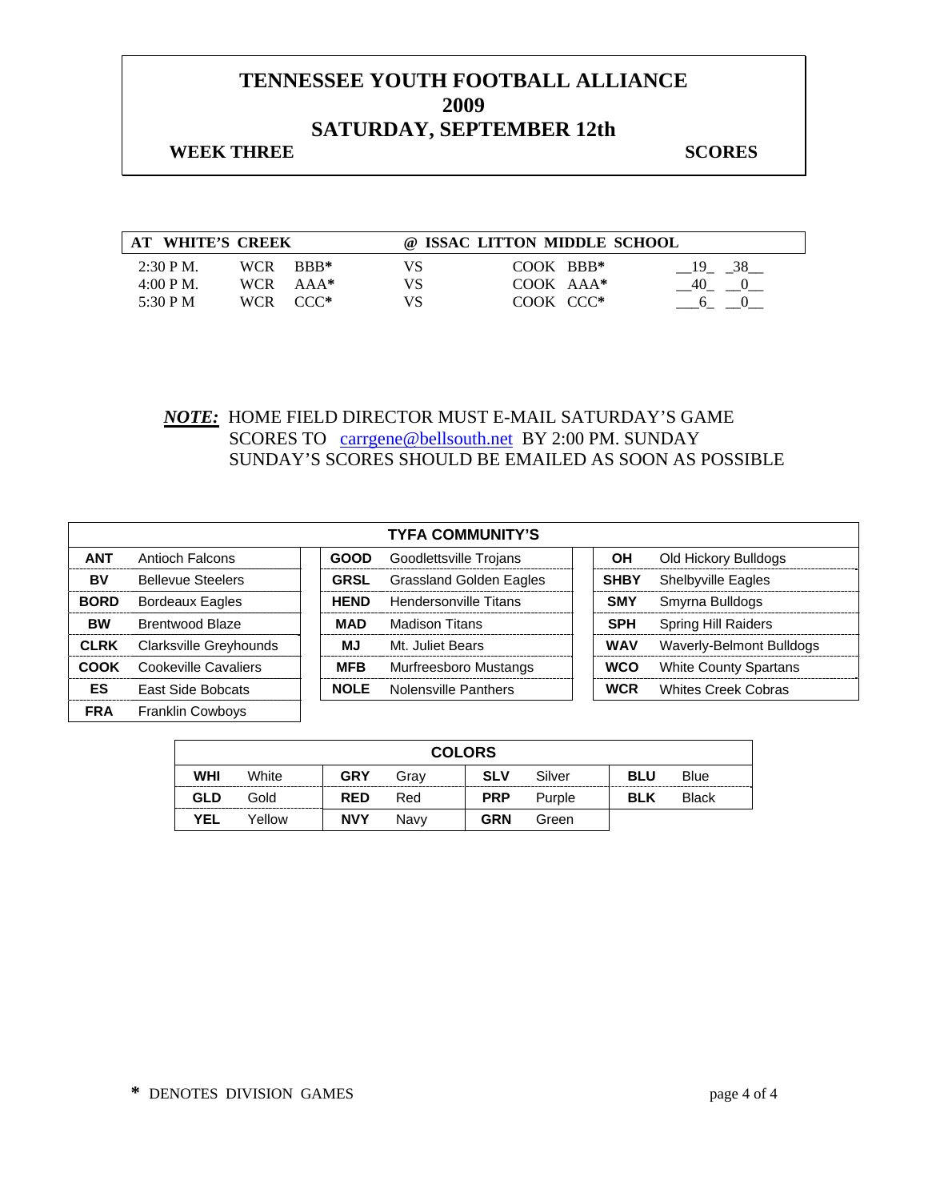# TENNESSEE YOUTH FOOTBALL ALLIANCE
# 2009
# SATURDAY, SEPTEMBER 12th

**WEEK THREE** **SCORES**

| AT WHITE'S CREEK | | | | @ ISSAC LITTON MIDDLE SCHOOL | |
|---|---|---|---|---|---|
| 2:30 P M. | WCR | BBB* | VS | COOK BBB* | __19_ _38__ |
| 4:00 P M. | WCR | AAA* | VS | COOK AAA* | __40_ __0__ |
| 5:30 P M | WCR | CCC* | VS | COOK CCC* | ___6_ __0__ |

***NOTE:*** HOME FIELD DIRECTOR MUST E-MAIL SATURDAY'S GAME SCORES TO carrgene@bellsouth.net BY 2:00 PM. SUNDAY
SUNDAY'S SCORES SHOULD BE EMAILED AS SOON AS POSSIBLE

| TYFA COMMUNITY'S | | | | | |
|---|---|---|---|---|---|
| **ANT** | Antioch Falcons | **GOOD** | Goodlettsville Trojans | **OH** | Old Hickory Bulldogs |
| **BV** | Bellevue Steelers | **GRSL** | Grassland Golden Eagles | **SHBY** | Shelbyville Eagles |
| **BORD** | Bordeaux Eagles | **HEND** | Hendersonville Titans | **SMY** | Smyrna Bulldogs |
| **BW** | Brentwood Blaze | **MAD** | Madison Titans | **SPH** | Spring Hill Raiders |
| **CLRK** | Clarksville Greyhounds | **MJ** | Mt. Juliet Bears | **WAV** | Waverly-Belmont Bulldogs |
| **COOK** | Cookeville Cavaliers | **MFB** | Murfreesboro Mustangs | **WCO** | White County Spartans |
| **ES** | East Side Bobcats | **NOLE** | Nolensville Panthers | **WCR** | Whites Creek Cobras |
| **FRA** | Franklin Cowboys | | | | |

| COLORS | | | | | | | |
|---|---|---|---|---|---|---|---|
| **WHI** | White | **GRY** | Gray | **SLV** | Silver | **BLU** | Blue |
| **GLD** | Gold | **RED** | Red | **PRP** | Purple | **BLK** | Black |
| **YEL** | Yellow | **NVY** | Navy | **GRN** | Green | | |

**\*** DENOTES DIVISION GAMES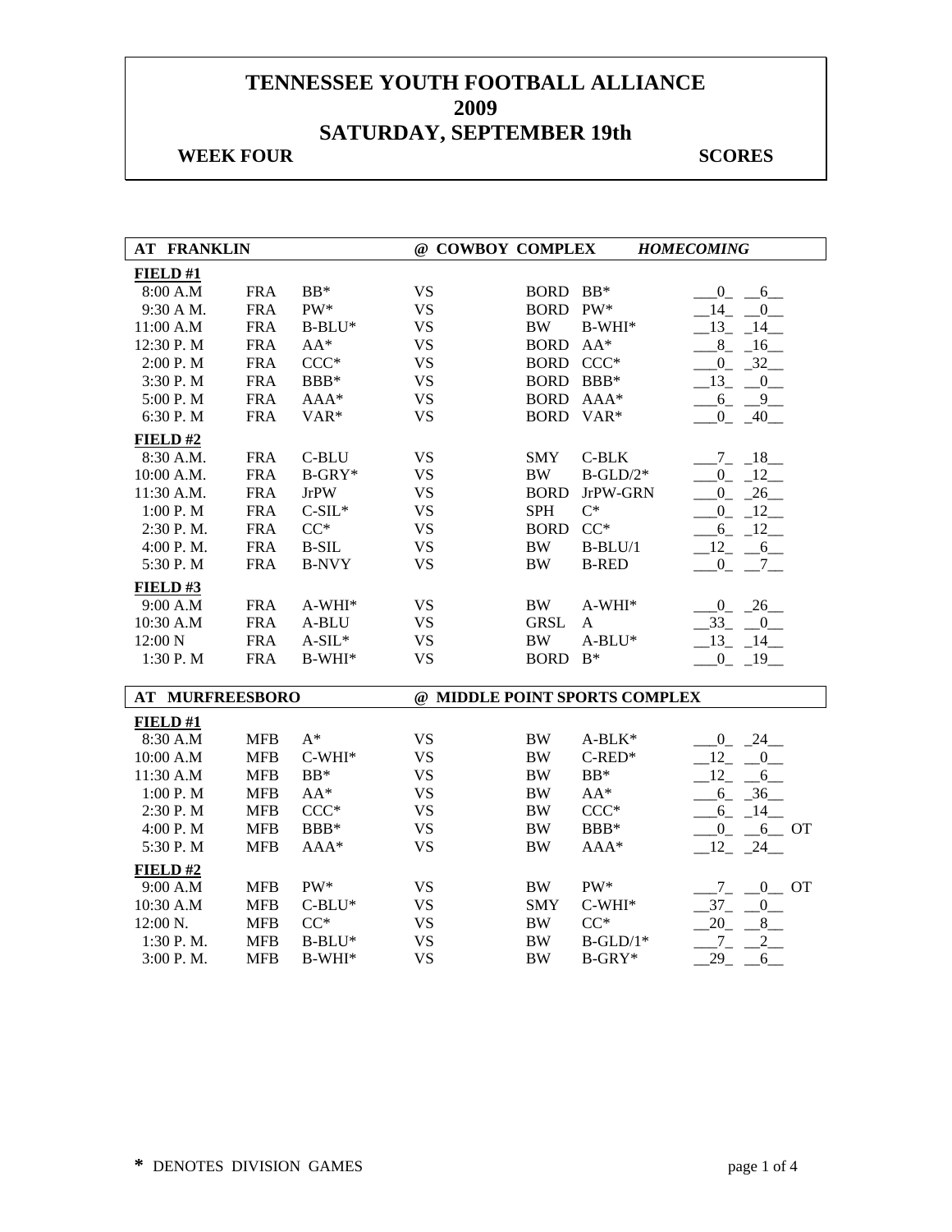# TENNESSEE YOUTH FOOTBALL ALLIANCE
# 2009
# SATURDAY, SEPTEMBER 19th

**WEEK FOUR** **SCORES**

## AT FRANKLIN @ COWBOY COMPLEX *HOMECOMING*

**FIELD #1**

| Time | Team | Div | | Team | Div | Score |
|---|---|---|---|---|---|---|
| 8:00 A.M | FRA | BB* | VS | BORD | BB* | 0 - 6 |
| 9:30 A M. | FRA | PW* | VS | BORD | PW* | 14 - 0 |
| 11:00 A.M | FRA | B-BLU* | VS | BW | B-WHI* | 13 - 14 |
| 12:30 P. M | FRA | AA* | VS | BORD | AA* | 8 - 16 |
| 2:00 P. M | FRA | CCC* | VS | BORD | CCC* | 0 - 32 |
| 3:30 P. M | FRA | BBB* | VS | BORD | BBB* | 13 - 0 |
| 5:00 P. M | FRA | AAA* | VS | BORD | AAA* | 6 - 9 |
| 6:30 P. M | FRA | VAR* | VS | BORD | VAR* | 0 - 40 |

**FIELD #2**

| Time | Team | Div | | Team | Div | Score |
|---|---|---|---|---|---|---|
| 8:30 A.M. | FRA | C-BLU | VS | SMY | C-BLK | 7 - 18 |
| 10:00 A.M. | FRA | B-GRY* | VS | BW | B-GLD/2* | 0 - 12 |
| 11:30 A.M. | FRA | JrPW | VS | BORD | JrPW-GRN | 0 - 26 |
| 1:00 P. M | FRA | C-SIL* | VS | SPH | C* | 0 - 12 |
| 2:30 P. M. | FRA | CC* | VS | BORD | CC* | 6 - 12 |
| 4:00 P. M. | FRA | B-SIL | VS | BW | B-BLU/1 | 12 - 6 |
| 5:30 P. M | FRA | B-NVY | VS | BW | B-RED | 0 - 7 |

**FIELD #3**

| Time | Team | Div | | Team | Div | Score |
|---|---|---|---|---|---|---|
| 9:00 A.M | FRA | A-WHI* | VS | BW | A-WHI* | 0 - 26 |
| 10:30 A.M | FRA | A-BLU | VS | GRSL | A | 33 - 0 |
| 12:00 N | FRA | A-SIL* | VS | BW | A-BLU* | 13 - 14 |
| 1:30 P. M | FRA | B-WHI* | VS | BORD | B* | 0 - 19 |

## AT MURFREESBORO @ MIDDLE POINT SPORTS COMPLEX

**FIELD #1**

| Time | Team | Div | | Team | Div | Score |
|---|---|---|---|---|---|---|
| 8:30 A.M | MFB | A* | VS | BW | A-BLK* | 0 - 24 |
| 10:00 A.M | MFB | C-WHI* | VS | BW | C-RED* | 12 - 0 |
| 11:30 A.M | MFB | BB* | VS | BW | BB* | 12 - 6 |
| 1:00 P. M | MFB | AA* | VS | BW | AA* | 6 - 36 |
| 2:30 P. M | MFB | CCC* | VS | BW | CCC* | 6 - 14 |
| 4:00 P. M | MFB | BBB* | VS | BW | BBB* | 0 - 6 OT |
| 5:30 P. M | MFB | AAA* | VS | BW | AAA* | 12 - 24 |

**FIELD #2**

| Time | Team | Div | | Team | Div | Score |
|---|---|---|---|---|---|---|
| 9:00 A.M | MFB | PW* | VS | BW | PW* | 7 - 0 OT |
| 10:30 A.M | MFB | C-BLU* | VS | SMY | C-WHI* | 37 - 0 |
| 12:00 N. | MFB | CC* | VS | BW | CC* | 20 - 8 |
| 1:30 P. M. | MFB | B-BLU* | VS | BW | B-GLD/1* | 7 - 2 |
| 3:00 P. M. | MFB | B-WHI* | VS | BW | B-GRY* | 29 - 6 |

**\*** DENOTES DIVISION GAMES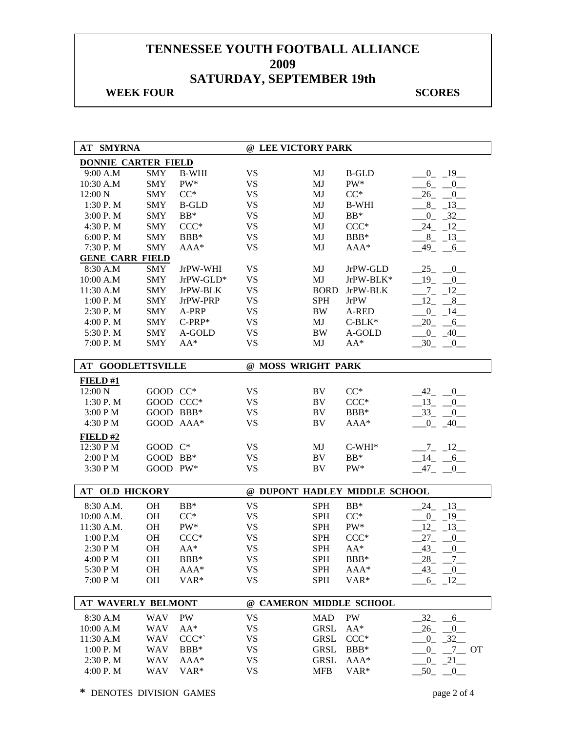# TENNESSEE YOUTH FOOTBALL ALLIANCE
# 2009
# SATURDAY, SEPTEMBER 19th

**WEEK FOUR** **SCORES**

| AT SMYRNA | | | @ LEE VICTORY PARK | | | |
|---|---|---|---|---|---|---|
| **DONNIE CARTER FIELD** | | | | | | |
| 9:00 A.M | SMY | B-WHI | VS | MJ | B-GLD | 0 19 |
| 10:30 A.M | SMY | PW* | VS | MJ | PW* | 6 0 |
| 12:00 N | SMY | CC* | VS | MJ | CC* | 26 0 |
| 1:30 P. M | SMY | B-GLD | VS | MJ | B-WHI | 8 13 |
| 3:00 P. M | SMY | BB* | VS | MJ | BB* | 0 32 |
| 4:30 P. M | SMY | CCC* | VS | MJ | CCC* | 24 12 |
| 6:00 P. M | SMY | BBB* | VS | MJ | BBB* | 8 13 |
| 7:30 P. M | SMY | AAA* | VS | MJ | AAA* | 49 6 |
| **GENE CARR FIELD** | | | | | | |
| 8:30 A.M | SMY | JrPW-WHI | VS | MJ | JrPW-GLD | 25 0 |
| 10:00 A.M | SMY | JrPW-GLD* | VS | MJ | JrPW-BLK* | 19 0 |
| 11:30 A.M | SMY | JrPW-BLK | VS | BORD | JrPW-BLK | 7 12 |
| 1:00 P. M | SMY | JrPW-PRP | VS | SPH | JrPW | 12 8 |
| 2:30 P. M | SMY | A-PRP | VS | BW | A-RED | 0 14 |
| 4:00 P. M | SMY | C-PRP* | VS | MJ | C-BLK* | 20 6 |
| 5:30 P. M | SMY | A-GOLD | VS | BW | A-GOLD | 0 40 |
| 7:00 P. M | SMY | AA* | VS | MJ | AA* | 30 0 |

| AT GOODLETTSVILLE | | | @ MOSS WRIGHT PARK | | | |
|---|---|---|---|---|---|---|
| **FIELD #1** | | | | | | |
| 12:00 N | GOOD | CC* | VS | BV | CC* | 42 0 |
| 1:30 P. M | GOOD | CCC* | VS | BV | CCC* | 13 0 |
| 3:00 P M | GOOD | BBB* | VS | BV | BBB* | 33 0 |
| 4:30 P M | GOOD | AAA* | VS | BV | AAA* | 0 40 |
| **FIELD #2** | | | | | | |
| 12:30 P M | GOOD | C* | VS | MJ | C-WHI* | 7 12 |
| 2:00 P M | GOOD | BB* | VS | BV | BB* | 14 6 |
| 3:30 P M | GOOD | PW* | VS | BV | PW* | 47 0 |

| AT OLD HICKORY | | | @ DUPONT HADLEY MIDDLE SCHOOL | | | |
|---|---|---|---|---|---|---|
| 8:30 A.M. | OH | BB* | VS | SPH | BB* | 24 13 |
| 10:00 A.M. | OH | CC* | VS | SPH | CC* | 0 19 |
| 11:30 A.M. | OH | PW* | VS | SPH | PW* | 12 13 |
| 1:00 P.M | OH | CCC* | VS | SPH | CCC* | 27 0 |
| 2:30 P M | OH | AA* | VS | SPH | AA* | 43 0 |
| 4:00 P M | OH | BBB* | VS | SPH | BBB* | 28 7 |
| 5:30 P M | OH | AAA* | VS | SPH | AAA* | 43 0 |
| 7:00 P M | OH | VAR* | VS | SPH | VAR* | 6 12 |

| AT WAVERLY BELMONT | | | @ CAMERON MIDDLE SCHOOL | | | |
|---|---|---|---|---|---|---|
| 8:30 A.M | WAV | PW | VS | MAD | PW | 32 6 |
| 10:00 A.M | WAV | AA* | VS | GRSL | AA* | 26 0 |
| 11:30 A.M | WAV | CCC*` | VS | GRSL | CCC* | 0 32 |
| 1:00 P. M | WAV | BBB* | VS | GRSL | BBB* | 0 7 OT |
| 2:30 P. M | WAV | AAA* | VS | GRSL | AAA* | 0 21 |
| 4:00 P. M | WAV | VAR* | VS | MFB | VAR* | 50 0 |

**\*** DENOTES DIVISION GAMES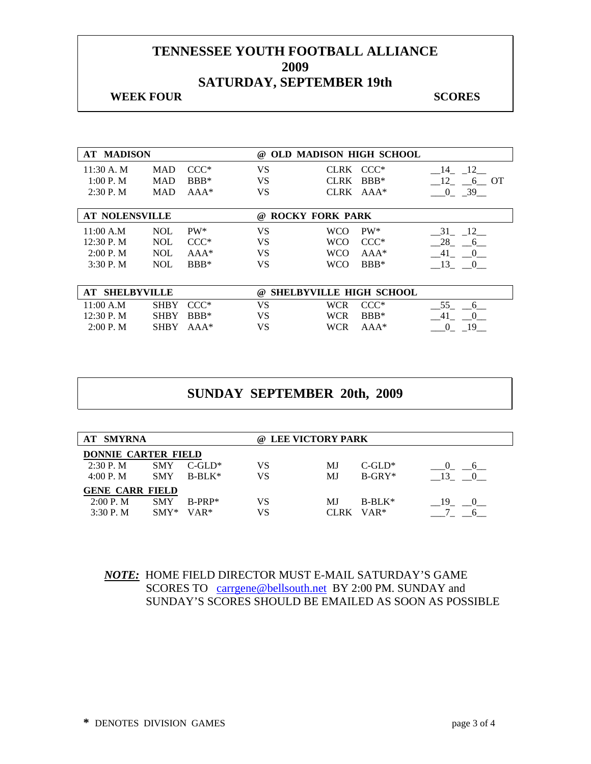# TENNESSEE YOUTH FOOTBALL ALLIANCE
# 2009
# SATURDAY, SEPTEMBER 19th

**WEEK FOUR** **SCORES**

| AT MADISON | | | @ OLD MADISON HIGH SCHOOL | | | |
|---|---|---|---|---|---|---|
| 11:30 A. M | MAD | CCC* | VS | CLRK | CCC* | 14 12 |
| 1:00 P. M | MAD | BBB* | VS | CLRK | BBB* | 12 6 OT |
| 2:30 P. M | MAD | AAA* | VS | CLRK | AAA* | 0 39 |

| AT NOLENSVILLE | | | @ ROCKY FORK PARK | | | |
|---|---|---|---|---|---|---|
| 11:00 A.M | NOL | PW* | VS | WCO | PW* | 31 12 |
| 12:30 P. M | NOL | CCC* | VS | WCO | CCC* | 28 6 |
| 2:00 P. M | NOL | AAA* | VS | WCO | AAA* | 41 0 |
| 3:30 P. M | NOL | BBB* | VS | WCO | BBB* | 13 0 |

| AT SHELBYVILLE | | | @ SHELBYVILLE HIGH SCHOOL | | | |
|---|---|---|---|---|---|---|
| 11:00 A.M | SHBY | CCC* | VS | WCR | CCC* | 55 6 |
| 12:30 P. M | SHBY | BBB* | VS | WCR | BBB* | 41 0 |
| 2:00 P. M | SHBY | AAA* | VS | WCR | AAA* | 0 19 |

# SUNDAY SEPTEMBER 20th, 2009

| AT SMYRNA | | | @ LEE VICTORY PARK | | | |
|---|---|---|---|---|---|---|
| **DONNIE CARTER FIELD** | | | | | | |
| 2:30 P. M | SMY | C-GLD* | VS | MJ | C-GLD* | 0 6 |
| 4:00 P. M | SMY | B-BLK* | VS | MJ | B-GRY* | 13 0 |
| **GENE CARR FIELD** | | | | | | |
| 2:00 P. M | SMY | B-PRP* | VS | MJ | B-BLK* | 19 0 |
| 3:30 P. M | SMY* | VAR* | VS | CLRK | VAR* | 7 6 |

***NOTE:*** HOME FIELD DIRECTOR MUST E-MAIL SATURDAY'S GAME SCORES TO carrgene@bellsouth.net BY 2:00 PM. SUNDAY and SUNDAY'S SCORES SHOULD BE EMAILED AS SOON AS POSSIBLE

**\*** DENOTES DIVISION GAMES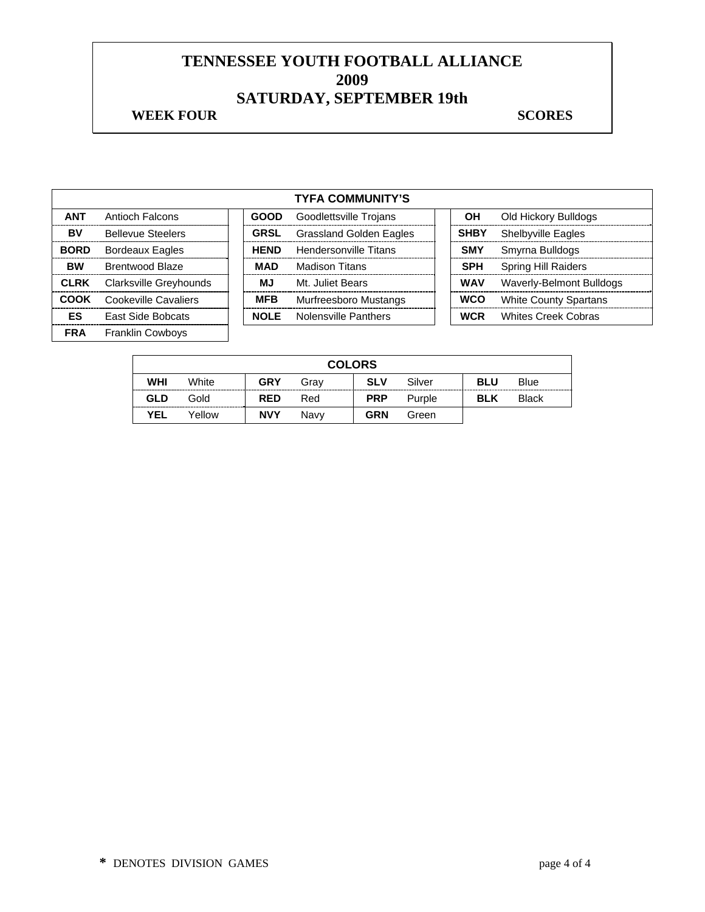# TENNESSEE YOUTH FOOTBALL ALLIANCE
# 2009
# SATURDAY, SEPTEMBER 19th

**WEEK FOUR** **SCORES**

| TYFA COMMUNITY'S | | | | | |
|---|---|---|---|---|---|
| **ANT** | Antioch Falcons | **GOOD** | Goodlettsville Trojans | **OH** | Old Hickory Bulldogs |
| **BV** | Bellevue Steelers | **GRSL** | Grassland Golden Eagles | **SHBY** | Shelbyville Eagles |
| **BORD** | Bordeaux Eagles | **HEND** | Hendersonville Titans | **SMY** | Smyrna Bulldogs |
| **BW** | Brentwood Blaze | **MAD** | Madison Titans | **SPH** | Spring Hill Raiders |
| **CLRK** | Clarksville Greyhounds | **MJ** | Mt. Juliet Bears | **WAV** | Waverly-Belmont Bulldogs |
| **COOK** | Cookeville Cavaliers | **MFB** | Murfreesboro Mustangs | **WCO** | White County Spartans |
| **ES** | East Side Bobcats | **NOLE** | Nolensville Panthers | **WCR** | Whites Creek Cobras |
| **FRA** | Franklin Cowboys | | | | |

| COLORS | | | | | | | |
|---|---|---|---|---|---|---|---|
| **WHI** | White | **GRY** | Gray | **SLV** | Silver | **BLU** | Blue |
| **GLD** | Gold | **RED** | Red | **PRP** | Purple | **BLK** | Black |
| **YEL** | Yellow | **NVY** | Navy | **GRN** | Green | | |

**\*** DENOTES DIVISION GAMES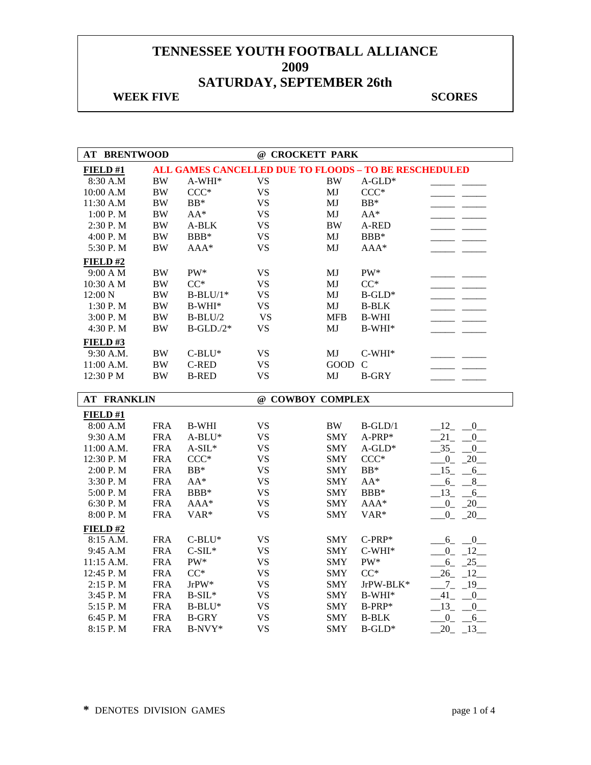# TENNESSEE YOUTH FOOTBALL ALLIANCE
# 2009
# SATURDAY, SEPTEMBER 26th

**WEEK FIVE** **SCORES**

## AT BRENTWOOD @ CROCKETT PARK

**FIELD #1** **ALL GAMES CANCELLED DUE TO FLOODS – TO BE RESCHEDULED**

| Time | Team | Division | | Team | Division | Score |
|---|---|---|---|---|---|---|
| 8:30 A.M | BW | A-WHI* | VS | BW | A-GLD* | _____ _____ |
| 10:00 A.M | BW | CCC* | VS | MJ | CCC* | _____ _____ |
| 11:30 A.M | BW | BB* | VS | MJ | BB* | _____ _____ |
| 1:00 P. M | BW | AA* | VS | MJ | AA* | _____ _____ |
| 2:30 P. M | BW | A-BLK | VS | BW | A-RED | _____ _____ |
| 4:00 P. M | BW | BBB* | VS | MJ | BBB* | _____ _____ |
| 5:30 P. M | BW | AAA* | VS | MJ | AAA* | _____ _____ |

**FIELD #2**

| Time | Team | Division | | Team | Division | Score |
|---|---|---|---|---|---|---|
| 9:00 A M | BW | PW* | VS | MJ | PW* | _____ _____ |
| 10:30 A M | BW | CC* | VS | MJ | CC* | _____ _____ |
| 12:00 N | BW | B-BLU/1* | VS | MJ | B-GLD* | _____ _____ |
| 1:30 P. M | BW | B-WHI* | VS | MJ | B-BLK | _____ _____ |
| 3:00 P. M | BW | B-BLU/2 | VS | MFB | B-WHI | _____ _____ |
| 4:30 P. M | BW | B-GLD./2* | VS | MJ | B-WHI* | _____ _____ |

**FIELD #3**

| Time | Team | Division | | Team | Division | Score |
|---|---|---|---|---|---|---|
| 9:30 A.M. | BW | C-BLU* | VS | MJ | C-WHI* | _____ _____ |
| 11:00 A.M. | BW | C-RED | VS | GOOD | C | _____ _____ |
| 12:30 P M | BW | B-RED | VS | MJ | B-GRY | _____ _____ |

## AT FRANKLIN @ COWBOY COMPLEX

**FIELD #1**

| Time | Team | Division | | Team | Division | Score | |
|---|---|---|---|---|---|---|---|
| 8:00 A.M | FRA | B-WHI | VS | BW | B-GLD/1 | 12 | 0 |
| 9:30 A.M | FRA | A-BLU* | VS | SMY | A-PRP* | 21 | 0 |
| 11:00 A.M. | FRA | A-SIL* | VS | SMY | A-GLD* | 35 | 0 |
| 12:30 P. M | FRA | CCC* | VS | SMY | CCC* | 0 | 20 |
| 2:00 P. M | FRA | BB* | VS | SMY | BB* | 15 | 6 |
| 3:30 P. M | FRA | AA* | VS | SMY | AA* | 6 | 8 |
| 5:00 P. M | FRA | BBB* | VS | SMY | BBB* | 13 | 6 |
| 6:30 P. M | FRA | AAA* | VS | SMY | AAA* | 0 | 20 |
| 8:00 P. M | FRA | VAR* | VS | SMY | VAR* | 0 | 20 |

**FIELD #2**

| Time | Team | Division | | Team | Division | Score | |
|---|---|---|---|---|---|---|---|
| 8:15 A.M. | FRA | C-BLU* | VS | SMY | C-PRP* | 6 | 0 |
| 9:45 A.M | FRA | C-SIL* | VS | SMY | C-WHI* | 0 | 12 |
| 11:15 A.M. | FRA | PW* | VS | SMY | PW* | 6 | 25 |
| 12:45 P. M | FRA | CC* | VS | SMY | CC* | 26 | 12 |
| 2:15 P. M | FRA | JrPW* | VS | SMY | JrPW-BLK* | 7 | 19 |
| 3:45 P. M | FRA | B-SIL* | VS | SMY | B-WHI* | 41 | 0 |
| 5:15 P. M | FRA | B-BLU* | VS | SMY | B-PRP* | 13 | 0 |
| 6:45 P. M | FRA | B-GRY | VS | SMY | B-BLK | 0 | 6 |
| 8:15 P. M | FRA | B-NVY* | VS | SMY | B-GLD* | 20 | 13 |

**\*** DENOTES DIVISION GAMES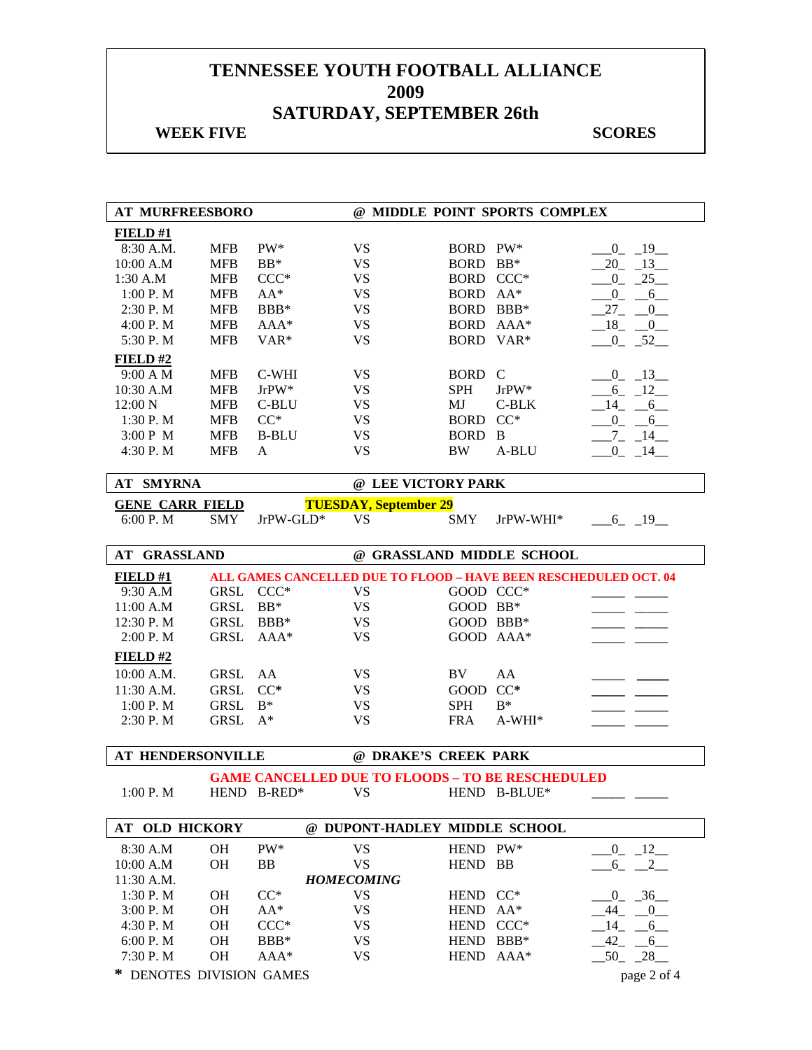# TENNESSEE YOUTH FOOTBALL ALLIANCE
# 2009
# SATURDAY, SEPTEMBER 26th

**WEEK FIVE** **SCORES**

## AT MURFREESBORO @ MIDDLE POINT SPORTS COMPLEX

**FIELD #1**

| Time | Team | Div | | Team | Div | Score |
|---|---|---|---|---|---|---|
| 8:30 A.M. | MFB | PW* | VS | BORD | PW* | 0 19 |
| 10:00 A.M | MFB | BB* | VS | BORD | BB* | 20 13 |
| 1:30 A.M | MFB | CCC* | VS | BORD | CCC* | 0 25 |
| 1:00 P. M | MFB | AA* | VS | BORD | AA* | 0 6 |
| 2:30 P. M | MFB | BBB* | VS | BORD | BBB* | 27 0 |
| 4:00 P. M | MFB | AAA* | VS | BORD | AAA* | 18 0 |
| 5:30 P. M | MFB | VAR* | VS | BORD | VAR* | 0 52 |

**FIELD #2**

| Time | Team | Div | | Team | Div | Score |
|---|---|---|---|---|---|---|
| 9:00 A M | MFB | C-WHI | VS | BORD | C | 0 13 |
| 10:30 A.M | MFB | JrPW* | VS | SPH | JrPW* | 6 12 |
| 12:00 N | MFB | C-BLU | VS | MJ | C-BLK | 14 6 |
| 1:30 P. M | MFB | CC* | VS | BORD | CC* | 0 6 |
| 3:00 P M | MFB | B-BLU | VS | BORD | B | 7 14 |
| 4:30 P. M | MFB | A | VS | BW | A-BLU | 0 14 |

## AT SMYRNA @ LEE VICTORY PARK

**GENE CARR FIELD** **TUESDAY, September 29**

| Time | Team | Div | | Team | Div | Score |
|---|---|---|---|---|---|---|
| 6:00 P. M | SMY | JrPW-GLD* | VS | SMY | JrPW-WHI* | 6 19 |

## AT GRASSLAND @ GRASSLAND MIDDLE SCHOOL

**FIELD #1** ALL GAMES CANCELLED DUE TO FLOOD – HAVE BEEN RESCHEDULED OCT. 04

| Time | Team | Div | | Team | Div | Score |
|---|---|---|---|---|---|---|
| 9:30 A.M | GRSL | CCC* | VS | GOOD | CCC* | |
| 11:00 A.M | GRSL | BB* | VS | GOOD | BB* | |
| 12:30 P. M | GRSL | BBB* | VS | GOOD | BBB* | |
| 2:00 P. M | GRSL | AAA* | VS | GOOD | AAA* | |

**FIELD #2**

| Time | Team | Div | | Team | Div | Score |
|---|---|---|---|---|---|---|
| 10:00 A.M. | GRSL | AA | VS | BV | AA | |
| 11:30 A.M. | GRSL | CC* | VS | GOOD | CC* | |
| 1:00 P. M | GRSL | B* | VS | SPH | B* | |
| 2:30 P. M | GRSL | A* | VS | FRA | A-WHI* | |

## AT HENDERSONVILLE @ DRAKE'S CREEK PARK

GAME CANCELLED DUE TO FLOODS – TO BE RESCHEDULED

| Time | Team | Div | | Team | Div | Score |
|---|---|---|---|---|---|---|
| 1:00 P. M | HEND | B-RED* | VS | HEND | B-BLUE* | |

## AT OLD HICKORY @ DUPONT-HADLEY MIDDLE SCHOOL

| Time | Team | Div | | Team | Div | Score |
|---|---|---|---|---|---|---|
| 8:30 A.M | OH | PW* | VS | HEND | PW* | 0 12 |
| 10:00 A.M | OH | BB | VS | HEND | BB | 6 2 |
| 11:30 A.M. | | | *HOMECOMING* | | | |
| 1:30 P. M | OH | CC* | VS | HEND | CC* | 0 36 |
| 3:00 P. M | OH | AA* | VS | HEND | AA* | 44 0 |
| 4:30 P. M | OH | CCC* | VS | HEND | CCC* | 14 6 |
| 6:00 P. M | OH | BBB* | VS | HEND | BBB* | 42 6 |
| 7:30 P. M | OH | AAA* | VS | HEND | AAA* | 50 28 |

\* DENOTES DIVISION GAMES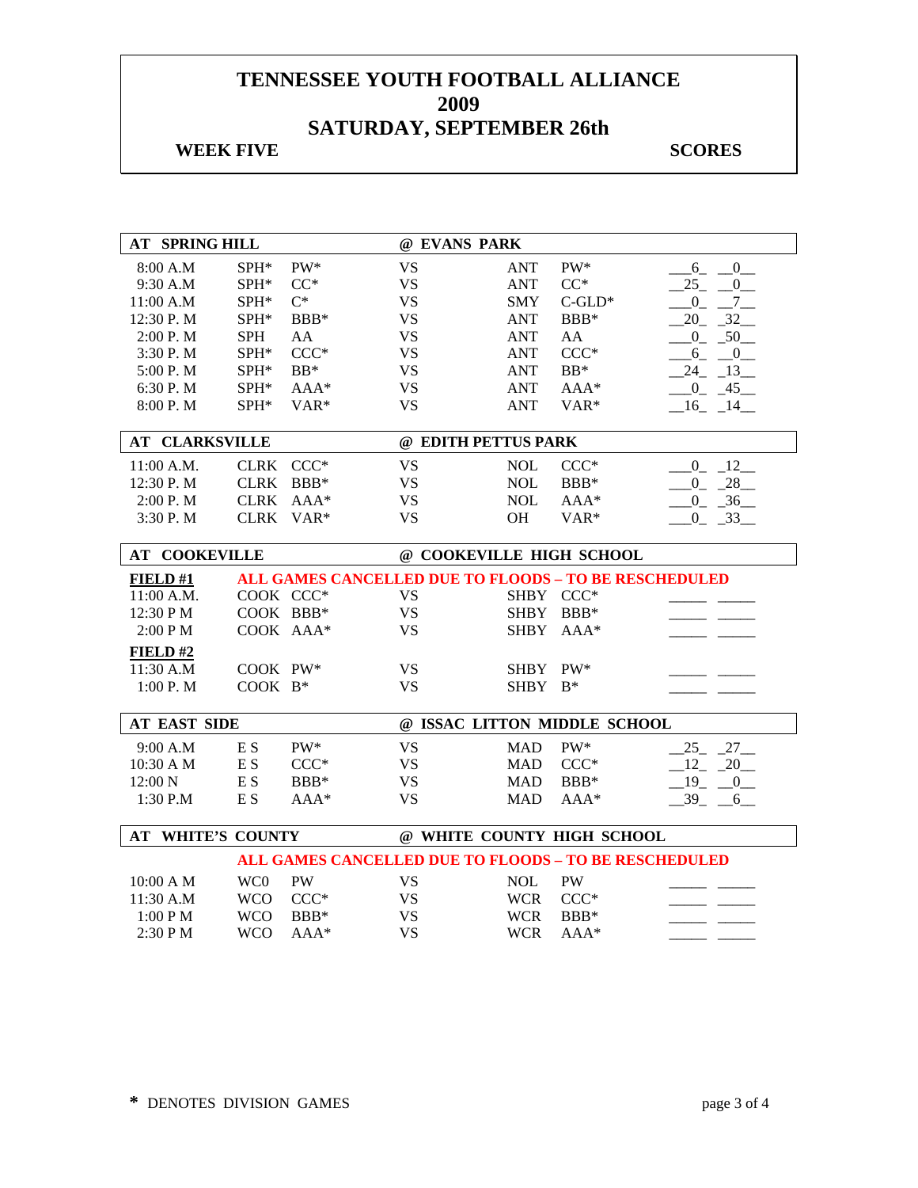# TENNESSEE YOUTH FOOTBALL ALLIANCE
# 2009
# SATURDAY, SEPTEMBER 26th

**WEEK FIVE** **SCORES**

| **AT SPRING HILL** | | | **@ EVANS PARK** | | | | |
|---|---|---|---|---|---|---|---|
| 8:00 A.M | SPH* | PW* | VS | ANT | PW* | 6 | 0 |
| 9:30 A.M | SPH* | CC* | VS | ANT | CC* | 25 | 0 |
| 11:00 A.M | SPH* | C* | VS | SMY | C-GLD* | 0 | 7 |
| 12:30 P. M | SPH* | BBB* | VS | ANT | BBB* | 20 | 32 |
| 2:00 P. M | SPH | AA | VS | ANT | AA | 0 | 50 |
| 3:30 P. M | SPH* | CCC* | VS | ANT | CCC* | 6 | 0 |
| 5:00 P. M | SPH* | BB* | VS | ANT | BB* | 24 | 13 |
| 6:30 P. M | SPH* | AAA* | VS | ANT | AAA* | 0 | 45 |
| 8:00 P. M | SPH* | VAR* | VS | ANT | VAR* | 16 | 14 |

| **AT CLARKSVILLE** | | | **@ EDITH PETTUS PARK** | | | | |
|---|---|---|---|---|---|---|---|
| 11:00 A.M. | CLRK | CCC* | VS | NOL | CCC* | 0 | 12 |
| 12:30 P. M | CLRK | BBB* | VS | NOL | BBB* | 0 | 28 |
| 2:00 P. M | CLRK | AAA* | VS | NOL | AAA* | 0 | 36 |
| 3:30 P. M | CLRK | VAR* | VS | OH | VAR* | 0 | 33 |

| **AT COOKEVILLE** | | | **@ COOKEVILLE HIGH SCHOOL** | | | | |
|---|---|---|---|---|---|---|---|
| **FIELD #1** | **ALL GAMES CANCELLED DUE TO FLOODS – TO BE RESCHEDULED** | | | | | | |
| 11:00 A.M. | COOK | CCC* | VS | SHBY | CCC* | | |
| 12:30 P M | COOK | BBB* | VS | SHBY | BBB* | | |
| 2:00 P M | COOK | AAA* | VS | SHBY | AAA* | | |
| **FIELD #2** | | | | | | | |
| 11:30 A.M | COOK | PW* | VS | SHBY | PW* | | |
| 1:00 P. M | COOK | B* | VS | SHBY | B* | | |

| **AT EAST SIDE** | | | **@ ISSAC LITTON MIDDLE SCHOOL** | | | | |
|---|---|---|---|---|---|---|---|
| 9:00 A.M | E S | PW* | VS | MAD | PW* | 25 | 27 |
| 10:30 A M | E S | CCC* | VS | MAD | CCC* | 12 | 20 |
| 12:00 N | E S | BBB* | VS | MAD | BBB* | 19 | 0 |
| 1:30 P.M | E S | AAA* | VS | MAD | AAA* | 39 | 6 |

| **AT WHITE'S COUNTY** | | | **@ WHITE COUNTY HIGH SCHOOL** | | | | |
|---|---|---|---|---|---|---|---|
| | **ALL GAMES CANCELLED DUE TO FLOODS – TO BE RESCHEDULED** | | | | | | |
| 10:00 A M | WC0 | PW | VS | NOL | PW | | |
| 11:30 A.M | WCO | CCC* | VS | WCR | CCC* | | |
| 1:00 P M | WCO | BBB* | VS | WCR | BBB* | | |
| 2:30 P M | WCO | AAA* | VS | WCR | AAA* | | |

**\*** DENOTES DIVISION GAMES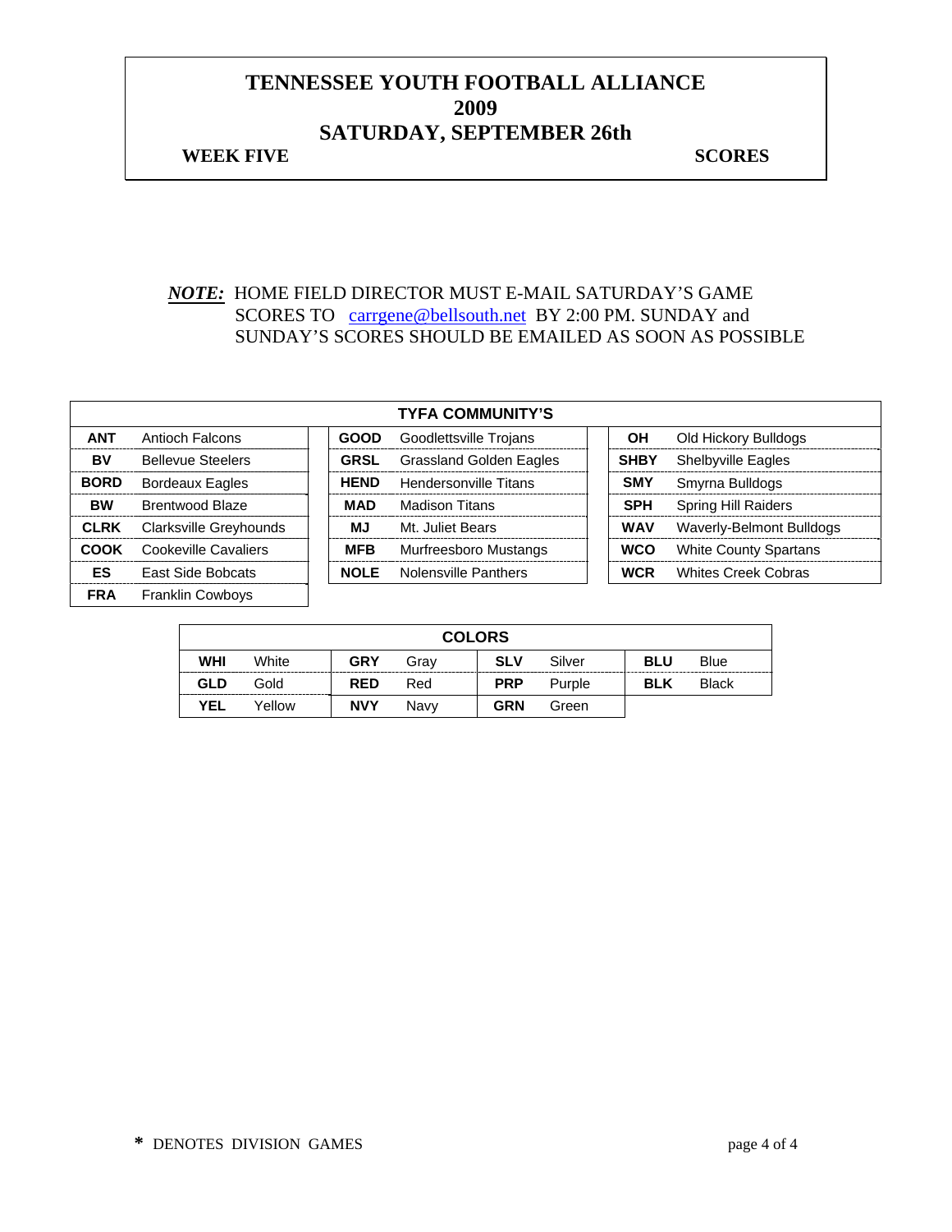# TENNESSEE YOUTH FOOTBALL ALLIANCE
# 2009
# SATURDAY, SEPTEMBER 26th

**WEEK FIVE** **SCORES**

***NOTE:*** HOME FIELD DIRECTOR MUST E-MAIL SATURDAY'S GAME SCORES TO carrgene@bellsouth.net BY 2:00 PM. SUNDAY and SUNDAY'S SCORES SHOULD BE EMAILED AS SOON AS POSSIBLE

| TYFA COMMUNITY'S | | | | | |
|---|---|---|---|---|---|
| **ANT** | Antioch Falcons | **GOOD** | Goodlettsville Trojans | **OH** | Old Hickory Bulldogs |
| **BV** | Bellevue Steelers | **GRSL** | Grassland Golden Eagles | **SHBY** | Shelbyville Eagles |
| **BORD** | Bordeaux Eagles | **HEND** | Hendersonville Titans | **SMY** | Smyrna Bulldogs |
| **BW** | Brentwood Blaze | **MAD** | Madison Titans | **SPH** | Spring Hill Raiders |
| **CLRK** | Clarksville Greyhounds | **MJ** | Mt. Juliet Bears | **WAV** | Waverly-Belmont Bulldogs |
| **COOK** | Cookeville Cavaliers | **MFB** | Murfreesboro Mustangs | **WCO** | White County Spartans |
| **ES** | East Side Bobcats | **NOLE** | Nolensville Panthers | **WCR** | Whites Creek Cobras |
| **FRA** | Franklin Cowboys | | | | |

| COLORS | | | | | | | |
|---|---|---|---|---|---|---|---|
| **WHI** | White | **GRY** | Gray | **SLV** | Silver | **BLU** | Blue |
| **GLD** | Gold | **RED** | Red | **PRP** | Purple | **BLK** | Black |
| **YEL** | Yellow | **NVY** | Navy | **GRN** | Green | | |

**\*** DENOTES DIVISION GAMES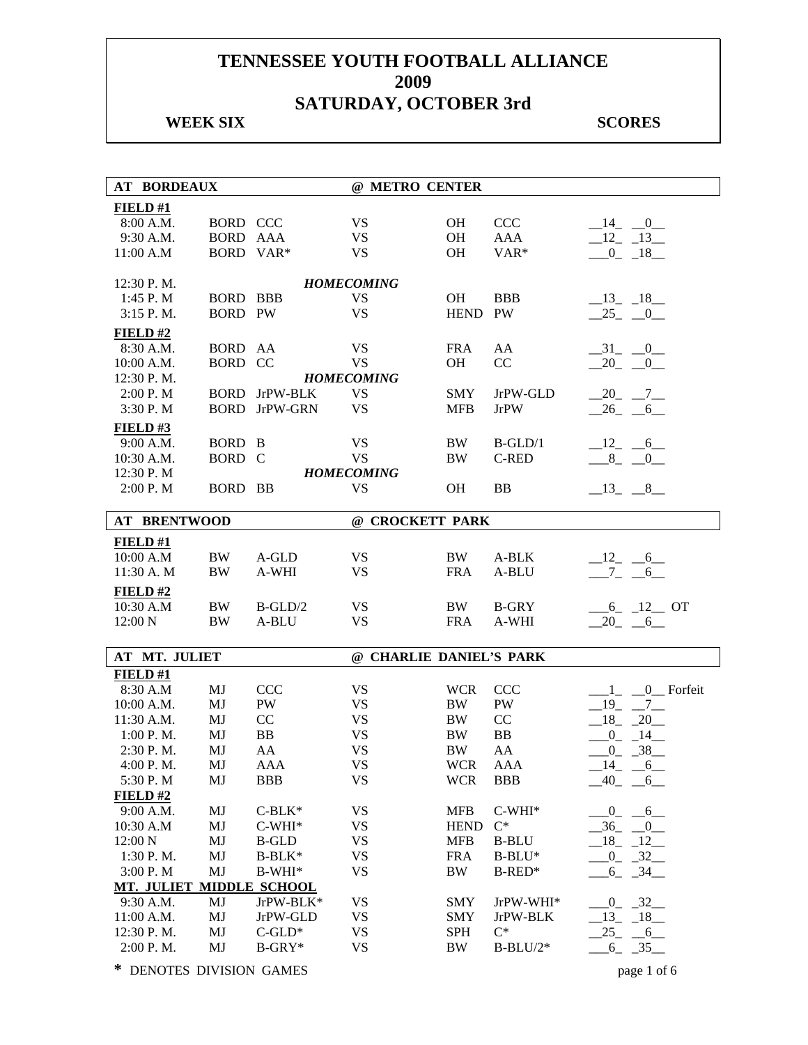# TENNESSEE YOUTH FOOTBALL ALLIANCE
# 2009
# SATURDAY, OCTOBER 3rd

**WEEK SIX** **SCORES**

| AT BORDEAUX | | | @ METRO CENTER | | | |
|---|---|---|---|---|---|---|
| **FIELD #1** | | | | | | |
| 8:00 A.M. | BORD | CCC | VS | OH | CCC | 14 0 |
| 9:30 A.M. | BORD | AAA | VS | OH | AAA | 12 13 |
| 11:00 A.M | BORD | VAR* | VS | OH | VAR* | 0 18 |
| 12:30 P. M. | | | *HOMECOMING* | | | |
| 1:45 P. M | BORD | BBB | VS | OH | BBB | 13 18 |
| 3:15 P. M. | BORD | PW | VS | HEND | PW | 25 0 |
| **FIELD #2** | | | | | | |
| 8:30 A.M. | BORD | AA | VS | FRA | AA | 31 0 |
| 10:00 A.M. | BORD | CC | VS | OH | CC | 20 0 |
| 12:30 P. M. | | | *HOMECOMING* | | | |
| 2:00 P. M | BORD | JrPW-BLK | VS | SMY | JrPW-GLD | 20 7 |
| 3:30 P. M | BORD | JrPW-GRN | VS | MFB | JrPW | 26 6 |
| **FIELD #3** | | | | | | |
| 9:00 A.M. | BORD | B | VS | BW | B-GLD/1 | 12 6 |
| 10:30 A.M. | BORD | C | VS | BW | C-RED | 8 0 |
| 12:30 P. M | | | *HOMECOMING* | | | |
| 2:00 P. M | BORD | BB | VS | OH | BB | 13 8 |

| AT BRENTWOOD | | | @ CROCKETT PARK | | | |
|---|---|---|---|---|---|---|
| **FIELD #1** | | | | | | |
| 10:00 A.M | BW | A-GLD | VS | BW | A-BLK | 12 6 |
| 11:30 A. M | BW | A-WHI | VS | FRA | A-BLU | 7 6 |
| **FIELD #2** | | | | | | |
| 10:30 A.M | BW | B-GLD/2 | VS | BW | B-GRY | 6 12 OT |
| 12:00 N | BW | A-BLU | VS | FRA | A-WHI | 20 6 |

| AT MT. JULIET | | | @ CHARLIE DANIEL'S PARK | | | |
|---|---|---|---|---|---|---|
| **FIELD #1** | | | | | | |
| 8:30 A.M | MJ | CCC | VS | WCR | CCC | 1 0 Forfeit |
| 10:00 A.M. | MJ | PW | VS | BW | PW | 19 7 |
| 11:30 A.M. | MJ | CC | VS | BW | CC | 18 20 |
| 1:00 P. M. | MJ | BB | VS | BW | BB | 0 14 |
| 2:30 P. M. | MJ | AA | VS | BW | AA | 0 38 |
| 4:00 P. M. | MJ | AAA | VS | WCR | AAA | 14 6 |
| 5:30 P. M | MJ | BBB | VS | WCR | BBB | 40 6 |
| **FIELD #2** | | | | | | |
| 9:00 A.M. | MJ | C-BLK* | VS | MFB | C-WHI* | 0 6 |
| 10:30 A.M | MJ | C-WHI* | VS | HEND | C* | 36 0 |
| 12:00 N | MJ | B-GLD | VS | MFB | B-BLU | 18 12 |
| 1:30 P. M. | MJ | B-BLK* | VS | FRA | B-BLU* | 0 32 |
| 3:00 P. M | MJ | B-WHI* | VS | BW | B-RED* | 6 34 |
| **MT. JULIET MIDDLE SCHOOL** | | | | | | |
| 9:30 A.M. | MJ | JrPW-BLK* | VS | SMY | JrPW-WHI* | 0 32 |
| 11:00 A.M. | MJ | JrPW-GLD | VS | SMY | JrPW-BLK | 13 18 |
| 12:30 P. M. | MJ | C-GLD* | VS | SPH | C* | 25 6 |
| 2:00 P. M. | MJ | B-GRY* | VS | BW | B-BLU/2* | 6 35 |

**\*** DENOTES DIVISION GAMES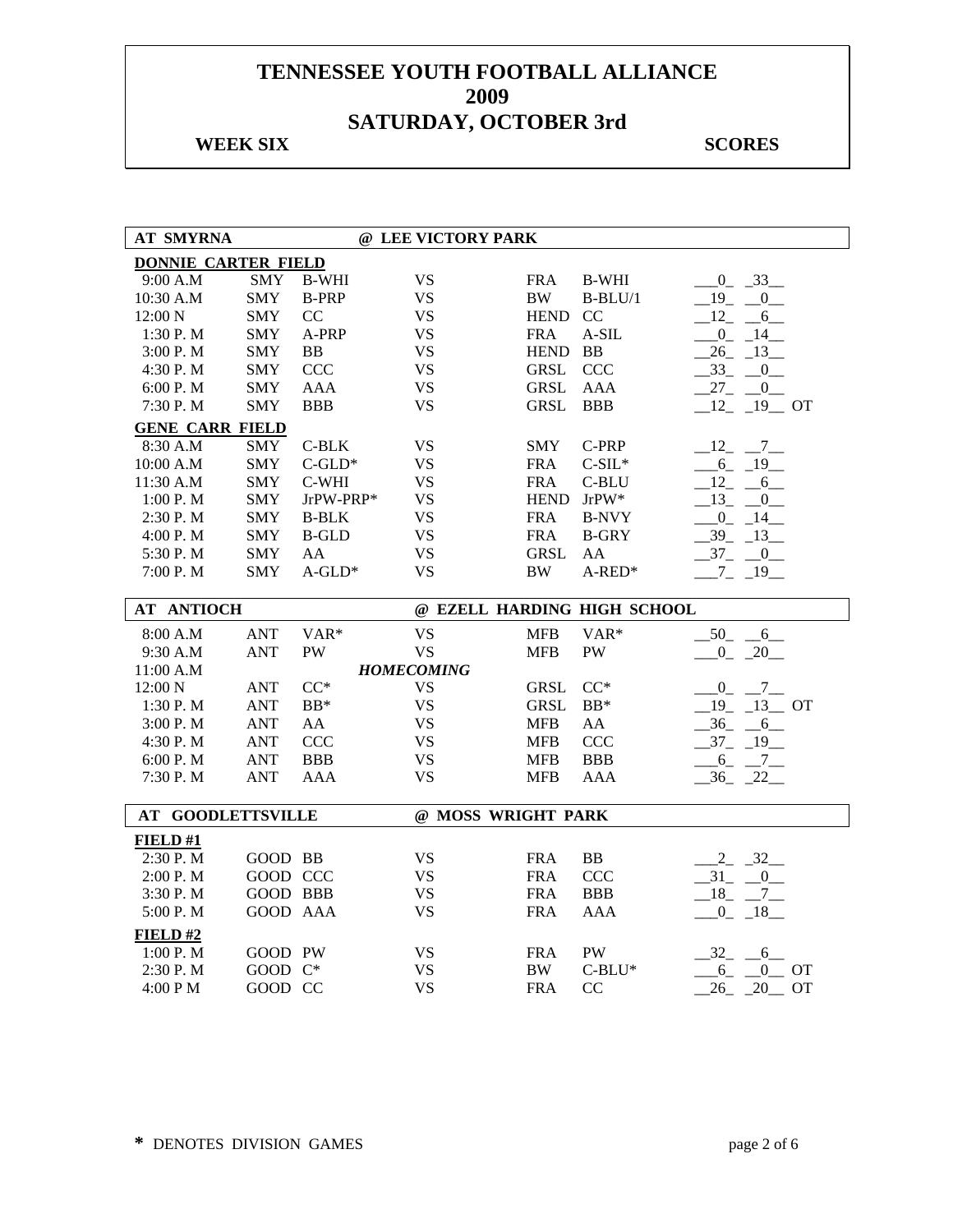# TENNESSEE YOUTH FOOTBALL ALLIANCE
# 2009
# SATURDAY, OCTOBER 3rd

**WEEK SIX** **SCORES**

## AT SMYRNA @ LEE VICTORY PARK

**DONNIE CARTER FIELD**

| Time | Team | Div | | Team | Div | Score |
|---|---|---|---|---|---|---|
| 9:00 A.M | SMY | B-WHI | VS | FRA | B-WHI | 0 33 |
| 10:30 A.M | SMY | B-PRP | VS | BW | B-BLU/1 | 19 0 |
| 12:00 N | SMY | CC | VS | HEND | CC | 12 6 |
| 1:30 P. M | SMY | A-PRP | VS | FRA | A-SIL | 0 14 |
| 3:00 P. M | SMY | BB | VS | HEND | BB | 26 13 |
| 4:30 P. M | SMY | CCC | VS | GRSL | CCC | 33 0 |
| 6:00 P. M | SMY | AAA | VS | GRSL | AAA | 27 0 |
| 7:30 P. M | SMY | BBB | VS | GRSL | BBB | 12 19 OT |

**GENE CARR FIELD**

| Time | Team | Div | | Team | Div | Score |
|---|---|---|---|---|---|---|
| 8:30 A.M | SMY | C-BLK | VS | SMY | C-PRP | 12 7 |
| 10:00 A.M | SMY | C-GLD* | VS | FRA | C-SIL* | 6 19 |
| 11:30 A.M | SMY | C-WHI | VS | FRA | C-BLU | 12 6 |
| 1:00 P. M | SMY | JrPW-PRP* | VS | HEND | JrPW* | 13 0 |
| 2:30 P. M | SMY | B-BLK | VS | FRA | B-NVY | 0 14 |
| 4:00 P. M | SMY | B-GLD | VS | FRA | B-GRY | 39 13 |
| 5:30 P. M | SMY | AA | VS | GRSL | AA | 37 0 |
| 7:00 P. M | SMY | A-GLD* | VS | BW | A-RED* | 7 19 |

## AT ANTIOCH @ EZELL HARDING HIGH SCHOOL

| Time | Team | Div | | Team | Div | Score |
|---|---|---|---|---|---|---|
| 8:00 A.M | ANT | VAR* | VS | MFB | VAR* | 50 6 |
| 9:30 A.M | ANT | PW | VS | MFB | PW | 0 20 |
| 11:00 A.M | | | *HOMECOMING* | | | |
| 12:00 N | ANT | CC* | VS | GRSL | CC* | 0 7 |
| 1:30 P. M | ANT | BB* | VS | GRSL | BB* | 19 13 OT |
| 3:00 P. M | ANT | AA | VS | MFB | AA | 36 6 |
| 4:30 P. M | ANT | CCC | VS | MFB | CCC | 37 19 |
| 6:00 P. M | ANT | BBB | VS | MFB | BBB | 6 7 |
| 7:30 P. M | ANT | AAA | VS | MFB | AAA | 36 22 |

## AT GOODLETTSVILLE @ MOSS WRIGHT PARK

**FIELD #1**

| Time | Team | Div | | Team | Div | Score |
|---|---|---|---|---|---|---|
| 2:30 P. M | GOOD | BB | VS | FRA | BB | 2 32 |
| 2:00 P. M | GOOD | CCC | VS | FRA | CCC | 31 0 |
| 3:30 P. M | GOOD | BBB | VS | FRA | BBB | 18 7 |
| 5:00 P. M | GOOD | AAA | VS | FRA | AAA | 0 18 |

**FIELD #2**

| Time | Team | Div | | Team | Div | Score |
|---|---|---|---|---|---|---|
| 1:00 P. M | GOOD | PW | VS | FRA | PW | 32 6 |
| 2:30 P. M | GOOD | C* | VS | BW | C-BLU* | 6 0 OT |
| 4:00 P M | GOOD | CC | VS | FRA | CC | 26 20 OT |

**\*** DENOTES DIVISION GAMES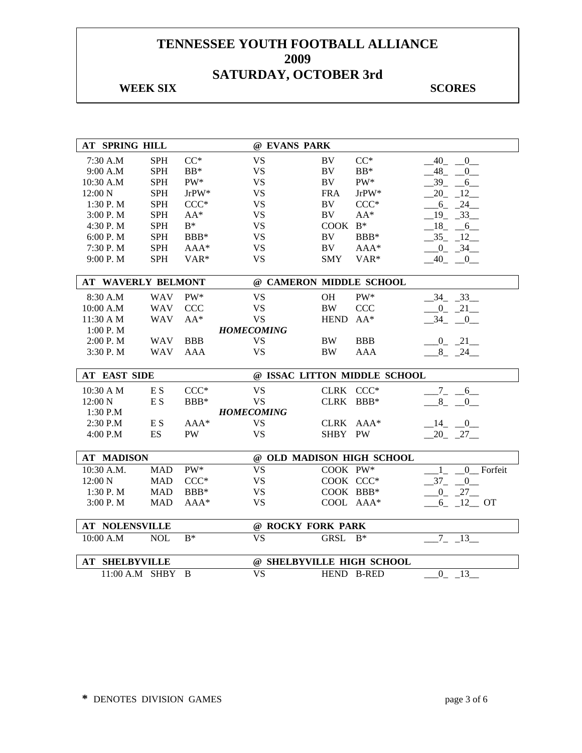# TENNESSEE YOUTH FOOTBALL ALLIANCE
# 2009
# SATURDAY, OCTOBER 3rd

**WEEK SIX** **SCORES**

| AT SPRING HILL | | | @ EVANS PARK | | | |
|---|---|---|---|---|---|---|
| 7:30 A.M | SPH | CC* | VS | BV | CC* | __40_ __0__ |
| 9:00 A.M | SPH | BB* | VS | BV | BB* | _48_ __0__ |
| 10:30 A.M | SPH | PW* | VS | BV | PW* | _39_ __6__ |
| 12:00 N | SPH | JrPW* | VS | FRA | JrPW* | __20_ _12__ |
| 1:30 P. M | SPH | CCC* | VS | BV | CCC* | ___6_ _24__ |
| 3:00 P. M | SPH | AA* | VS | BV | AA* | _19_ _33__ |
| 4:30 P. M | SPH | B* | VS | COOK | B* | __18_ __6__ |
| 6:00 P. M | SPH | BBB* | VS | BV | BBB* | __35_ _12__ |
| 7:30 P. M | SPH | AAA* | VS | BV | AAA* | ___0_ _34__ |
| 9:00 P. M | SPH | VAR* | VS | SMY | VAR* | __40_ __0__ |

| AT WAVERLY BELMONT | | | @ CAMERON MIDDLE SCHOOL | | | |
|---|---|---|---|---|---|---|
| 8:30 A.M | WAV | PW* | VS | OH | PW* | __34_ _33__ |
| 10:00 A.M | WAV | CCC | VS | BW | CCC | ___0_ _21__ |
| 11:30 A M | WAV | AA* | VS | HEND | AA* | __34_ __0__ |
| 1:00 P. M | | | *HOMECOMING* | | | |
| 2:00 P. M | WAV | BBB | VS | BW | BBB | ___0_ _21__ |
| 3:30 P. M | WAV | AAA | VS | BW | AAA | ___8_ _24__ |

| AT EAST SIDE | | | @ ISSAC LITTON MIDDLE SCHOOL | | | |
|---|---|---|---|---|---|---|
| 10:30 A M | E S | CCC* | VS | CLRK | CCC* | ___7_ __6__ |
| 12:00 N | E S | BBB* | VS | CLRK | BBB* | ___8_ __0__ |
| 1:30 P.M | | | *HOMECOMING* | | | |
| 2:30 P.M | E S | AAA* | VS | CLRK | AAA* | __14_ __0__ |
| 4:00 P.M | ES | PW | VS | SHBY | PW | __20_ _27__ |

| AT MADISON | | | @ OLD MADISON HIGH SCHOOL | | | |
|---|---|---|---|---|---|---|
| 10:30 A.M. | MAD | PW* | VS | COOK | PW* | ___1_ __0__ Forfeit |
| 12:00 N | MAD | CCC* | VS | COOK | CCC* | __37_ __0__ |
| 1:30 P. M | MAD | BBB* | VS | COOK | BBB* | ___0_ _27__ |
| 3:00 P. M | MAD | AAA* | VS | COOL | AAA* | ___6_ _12__ OT |

| AT NOLENSVILLE | | | @ ROCKY FORK PARK | | | |
|---|---|---|---|---|---|---|
| 10:00 A.M | NOL | B* | VS | GRSL | B* | ___7_ _13__ |

| AT SHELBYVILLE | | | @ SHELBYVILLE HIGH SCHOOL | | | |
|---|---|---|---|---|---|---|
| 11:00 A.M | SHBY | B | VS | HEND | B-RED | ___0_ _13__ |

**\*** DENOTES DIVISION GAMES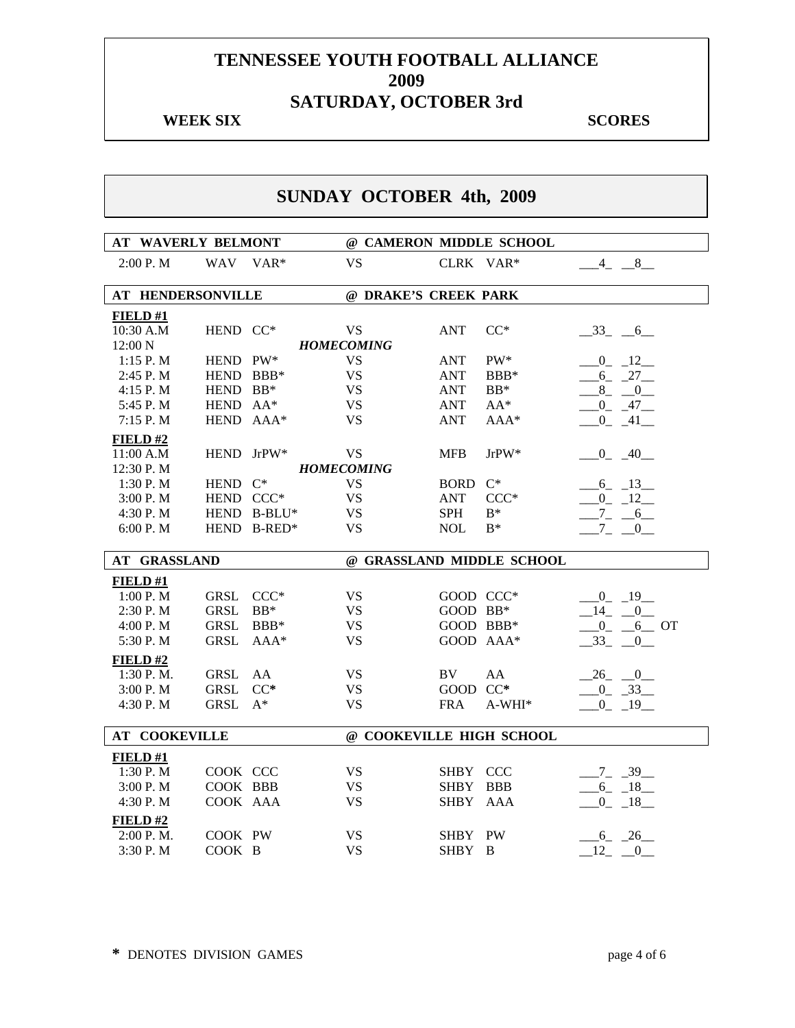# TENNESSEE YOUTH FOOTBALL ALLIANCE
# 2009
# SATURDAY, OCTOBER 3rd

**WEEK SIX** **SCORES**

## SUNDAY OCTOBER 4th, 2009

**AT WAVERLY BELMONT @ CAMERON MIDDLE SCHOOL**

| Time | Team | Div | | Team | Div | Score |
|---|---|---|---|---|---|---|
| 2:00 P. M | WAV | VAR* | VS | CLRK | VAR* | 4 - 8 |

**AT HENDERSONVILLE @ DRAKE'S CREEK PARK**

**FIELD #1**

| Time | Team | Div | | Team | Div | Score |
|---|---|---|---|---|---|---|
| 10:30 A.M | HEND | CC* | VS | ANT | CC* | 33 - 6 |
| 12:00 N | | | *HOMECOMING* | | | |
| 1:15 P. M | HEND | PW* | VS | ANT | PW* | 0 - 12 |
| 2:45 P. M | HEND | BBB* | VS | ANT | BBB* | 6 - 27 |
| 4:15 P. M | HEND | BB* | VS | ANT | BB* | 8 - 0 |
| 5:45 P. M | HEND | AA* | VS | ANT | AA* | 0 - 47 |
| 7:15 P. M | HEND | AAA* | VS | ANT | AAA* | 0 - 41 |

**FIELD #2**

| Time | Team | Div | | Team | Div | Score |
|---|---|---|---|---|---|---|
| 11:00 A.M | HEND | JrPW* | VS | MFB | JrPW* | 0 - 40 |
| 12:30 P. M | | | *HOMECOMING* | | | |
| 1:30 P. M | HEND | C* | VS | BORD | C* | 6 - 13 |
| 3:00 P. M | HEND | CCC* | VS | ANT | CCC* | 0 - 12 |
| 4:30 P. M | HEND | B-BLU* | VS | SPH | B* | 7 - 6 |
| 6:00 P. M | HEND | B-RED* | VS | NOL | B* | 7 - 0 |

**AT GRASSLAND @ GRASSLAND MIDDLE SCHOOL**

**FIELD #1**

| Time | Team | Div | | Team | Div | Score |
|---|---|---|---|---|---|---|
| 1:00 P. M | GRSL | CCC* | VS | GOOD | CCC* | 0 - 19 |
| 2:30 P. M | GRSL | BB* | VS | GOOD | BB* | 14 - 0 |
| 4:00 P. M | GRSL | BBB* | VS | GOOD | BBB* | 0 - 6 OT |
| 5:30 P. M | GRSL | AAA* | VS | GOOD | AAA* | 33 - 0 |

**FIELD #2**

| Time | Team | Div | | Team | Div | Score |
|---|---|---|---|---|---|---|
| 1:30 P. M. | GRSL | AA | VS | BV | AA | 26 - 0 |
| 3:00 P. M | GRSL | CC* | VS | GOOD | CC* | 0 - 33 |
| 4:30 P. M | GRSL | A* | VS | FRA | A-WHI* | 0 - 19 |

**AT COOKEVILLE @ COOKEVILLE HIGH SCHOOL**

**FIELD #1**

| Time | Team | Div | | Team | Div | Score |
|---|---|---|---|---|---|---|
| 1:30 P. M | COOK | CCC | VS | SHBY | CCC | 7 - 39 |
| 3:00 P. M | COOK | BBB | VS | SHBY | BBB | 6 - 18 |
| 4:30 P. M | COOK | AAA | VS | SHBY | AAA | 0 - 18 |

**FIELD #2**

| Time | Team | Div | | Team | Div | Score |
|---|---|---|---|---|---|---|
| 2:00 P. M. | COOK | PW | VS | SHBY | PW | 6 - 26 |
| 3:30 P. M | COOK | B | VS | SHBY | B | 12 - 0 |

**\*** DENOTES DIVISION GAMES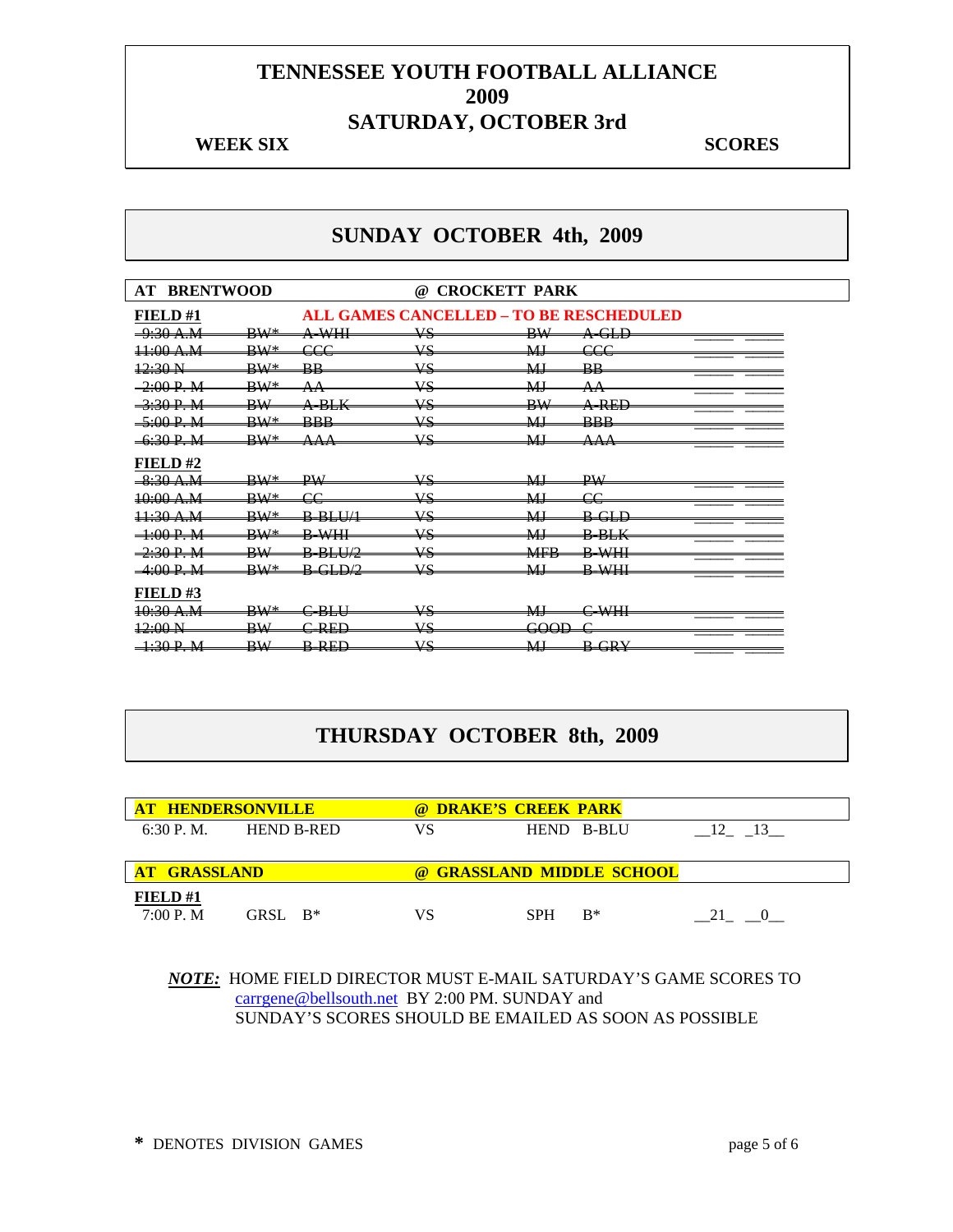# TENNESSEE YOUTH FOOTBALL ALLIANCE
# 2009
# SATURDAY, OCTOBER 3rd

**WEEK SIX** **SCORES**

## SUNDAY OCTOBER 4th, 2009

**AT BRENTWOOD** **@ CROCKETT PARK**

**FIELD #1** **ALL GAMES CANCELLED – TO BE RESCHEDULED**

| Time | Team | | VS | Team | | Score | |
|---|---|---|---|---|---|---|---|
| ~~9:30 A.M~~ | ~~BW*~~ | ~~A-WHI~~ | ~~VS~~ | ~~BW~~ | ~~A-GLD~~ | | |
| ~~11:00 A.M~~ | ~~BW*~~ | ~~CCC~~ | ~~VS~~ | ~~MJ~~ | ~~CCC~~ | | |
| ~~12:30 N~~ | ~~BW*~~ | ~~BB~~ | ~~VS~~ | ~~MJ~~ | ~~BB~~ | | |
| ~~2:00 P. M~~ | ~~BW*~~ | ~~AA~~ | ~~VS~~ | ~~MJ~~ | ~~AA~~ | | |
| ~~3:30 P. M~~ | ~~BW~~ | ~~A-BLK~~ | ~~VS~~ | ~~BW~~ | ~~A-RED~~ | | |
| ~~5:00 P. M~~ | ~~BW*~~ | ~~BBB~~ | ~~VS~~ | ~~MJ~~ | ~~BBB~~ | | |
| ~~6:30 P. M~~ | ~~BW*~~ | ~~AAA~~ | ~~VS~~ | ~~MJ~~ | ~~AAA~~ | | |

**FIELD #2**

| Time | Team | | VS | Team | | Score | |
|---|---|---|---|---|---|---|---|
| ~~8:30 A.M~~ | ~~BW*~~ | ~~PW~~ | ~~VS~~ | ~~MJ~~ | ~~PW~~ | | |
| ~~10:00 A.M~~ | ~~BW*~~ | ~~CC~~ | ~~VS~~ | ~~MJ~~ | ~~CC~~ | | |
| ~~11:30 A.M~~ | ~~BW*~~ | ~~B-BLU/1~~ | ~~VS~~ | ~~MJ~~ | ~~B-GLD~~ | | |
| ~~1:00 P. M~~ | ~~BW*~~ | ~~B-WHI~~ | ~~VS~~ | ~~MJ~~ | ~~B-BLK~~ | | |
| ~~2:30 P. M~~ | ~~BW~~ | ~~B-BLU/2~~ | ~~VS~~ | ~~MFB~~ | ~~B-WHI~~ | | |
| ~~4:00 P. M~~ | ~~BW*~~ | ~~B-GLD/2~~ | ~~VS~~ | ~~MJ~~ | ~~B-WHI~~ | | |

**FIELD #3**

| Time | Team | | VS | Team | | Score | |
|---|---|---|---|---|---|---|---|
| ~~10:30 A.M~~ | ~~BW*~~ | ~~C-BLU~~ | ~~VS~~ | ~~MJ~~ | ~~C-WHI~~ | | |
| ~~12:00 N~~ | ~~BW~~ | ~~C-RED~~ | ~~VS~~ | ~~GOOD~~ | ~~C~~ | | |
| ~~1:30 P. M~~ | ~~BW~~ | ~~B-RED~~ | ~~VS~~ | ~~MJ~~ | ~~B-GRY~~ | | |

## THURSDAY OCTOBER 8th, 2009

**AT HENDERSONVILLE** **@ DRAKE'S CREEK PARK**

| Time | Team | VS | Team | Score | |
|---|---|---|---|---|---|
| 6:30 P. M. | HEND B-RED | VS | HEND B-BLU | 12 | 13 |

**AT GRASSLAND** **@ GRASSLAND MIDDLE SCHOOL**

**FIELD #1**

| Time | Team | VS | Team | Score | |
|---|---|---|---|---|---|
| 7:00 P. M | GRSL B* | VS | SPH B* | 21 | 0 |

***NOTE:*** HOME FIELD DIRECTOR MUST E-MAIL SATURDAY'S GAME SCORES TO carrgene@bellsouth.net BY 2:00 PM. SUNDAY and SUNDAY'S SCORES SHOULD BE EMAILED AS SOON AS POSSIBLE

**\*** DENOTES DIVISION GAMES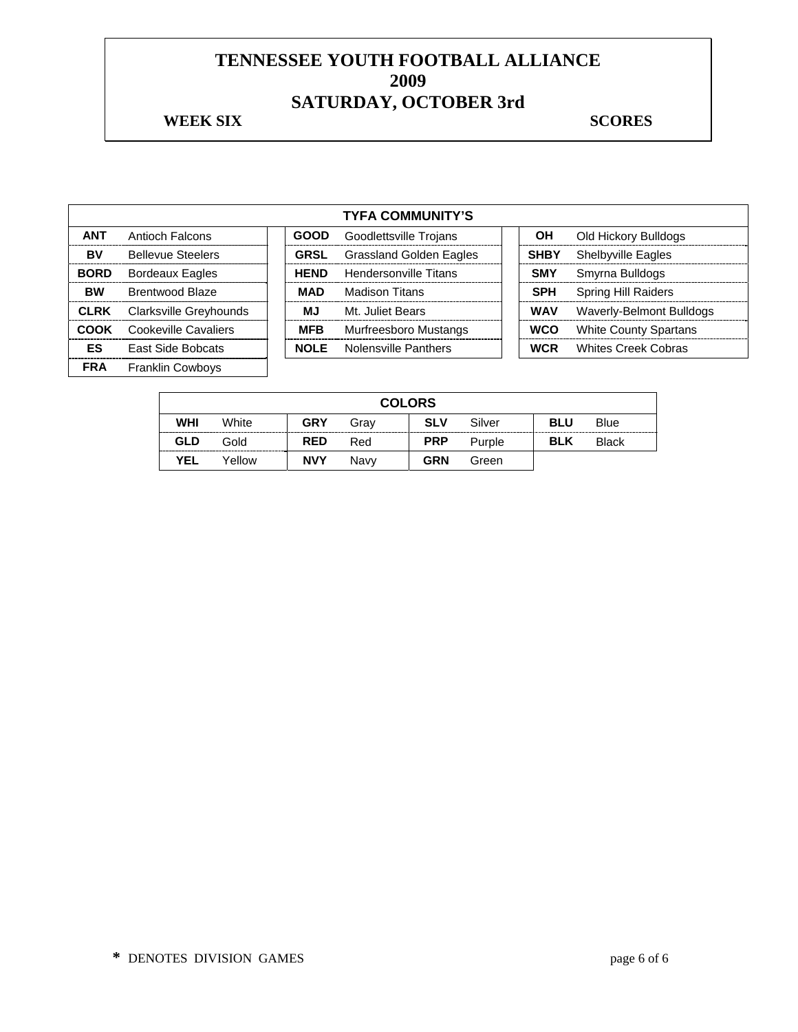# TENNESSEE YOUTH FOOTBALL ALLIANCE
# 2009
# SATURDAY, OCTOBER 3rd

**WEEK SIX** **SCORES**

| TYFA COMMUNITY'S | | | | | |
|---|---|---|---|---|---|
| **ANT** | Antioch Falcons | **GOOD** | Goodlettsville Trojans | **OH** | Old Hickory Bulldogs |
| **BV** | Bellevue Steelers | **GRSL** | Grassland Golden Eagles | **SHBY** | Shelbyville Eagles |
| **BORD** | Bordeaux Eagles | **HEND** | Hendersonville Titans | **SMY** | Smyrna Bulldogs |
| **BW** | Brentwood Blaze | **MAD** | Madison Titans | **SPH** | Spring Hill Raiders |
| **CLRK** | Clarksville Greyhounds | **MJ** | Mt. Juliet Bears | **WAV** | Waverly-Belmont Bulldogs |
| **COOK** | Cookeville Cavaliers | **MFB** | Murfreesboro Mustangs | **WCO** | White County Spartans |
| **ES** | East Side Bobcats | **NOLE** | Nolensville Panthers | **WCR** | Whites Creek Cobras |
| **FRA** | Franklin Cowboys | | | | |

| COLORS | | | | | | | |
|---|---|---|---|---|---|---|---|
| **WHI** | White | **GRY** | Gray | **SLV** | Silver | **BLU** | Blue |
| **GLD** | Gold | **RED** | Red | **PRP** | Purple | **BLK** | Black |
| **YEL** | Yellow | **NVY** | Navy | **GRN** | Green | | |

**\*** DENOTES DIVISION GAMES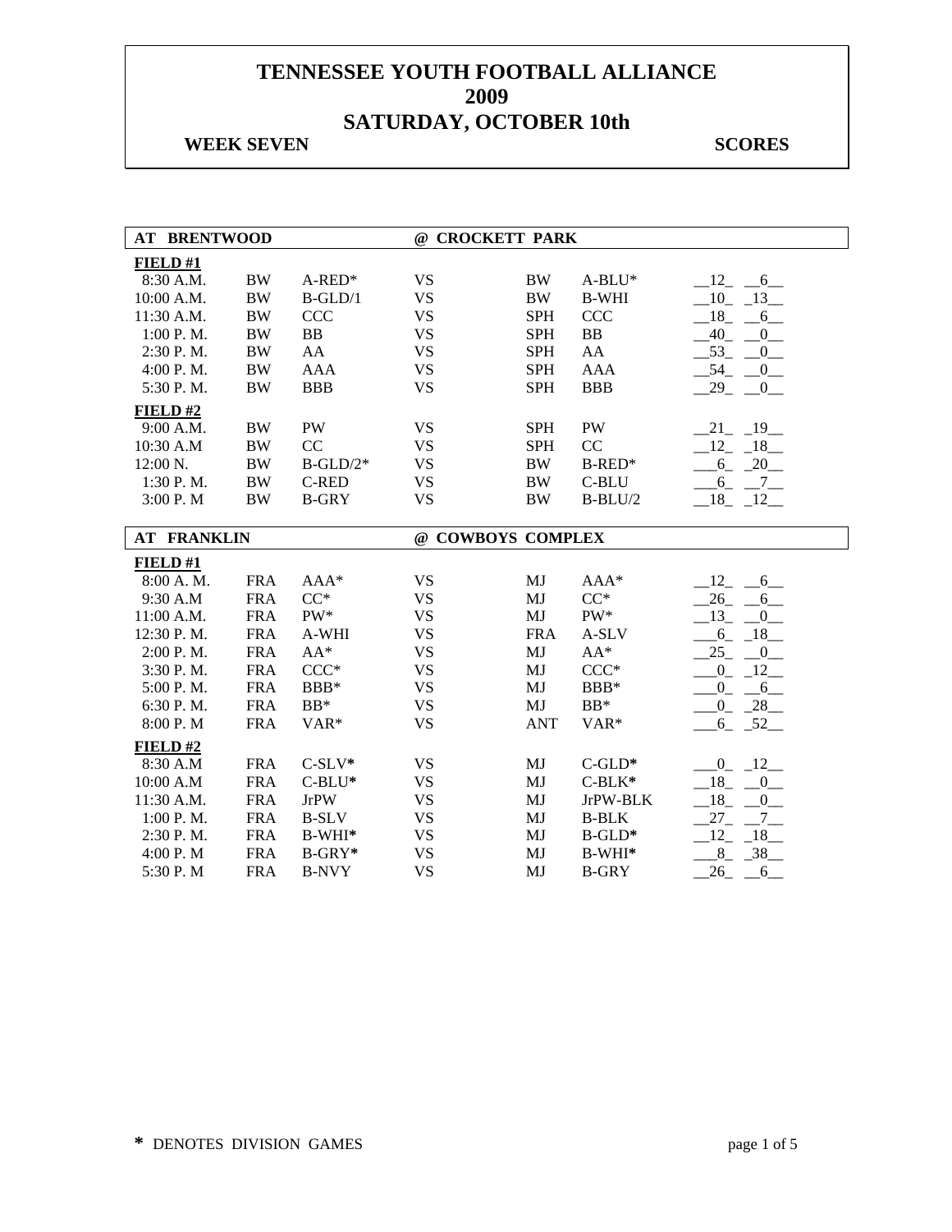# TENNESSEE YOUTH FOOTBALL ALLIANCE
# 2009
# SATURDAY, OCTOBER 10th

**WEEK SEVEN** **SCORES**

| AT BRENTWOOD | | | @ CROCKETT PARK | | | |
|---|---|---|---|---|---|---|
| **FIELD #1** | | | | | | |
| 8:30 A.M. | BW | A-RED* | VS | BW | A-BLU* | 12 6 |
| 10:00 A.M. | BW | B-GLD/1 | VS | BW | B-WHI | 10 13 |
| 11:30 A.M. | BW | CCC | VS | SPH | CCC | 18 6 |
| 1:00 P. M. | BW | BB | VS | SPH | BB | 40 0 |
| 2:30 P. M. | BW | AA | VS | SPH | AA | 53 0 |
| 4:00 P. M. | BW | AAA | VS | SPH | AAA | 54 0 |
| 5:30 P. M. | BW | BBB | VS | SPH | BBB | 29 0 |
| **FIELD #2** | | | | | | |
| 9:00 A.M. | BW | PW | VS | SPH | PW | 21 19 |
| 10:30 A.M | BW | CC | VS | SPH | CC | 12 18 |
| 12:00 N. | BW | B-GLD/2* | VS | BW | B-RED* | 6 20 |
| 1:30 P. M. | BW | C-RED | VS | BW | C-BLU | 6 7 |
| 3:00 P. M | BW | B-GRY | VS | BW | B-BLU/2 | 18 12 |

| AT FRANKLIN | | | @ COWBOYS COMPLEX | | | |
|---|---|---|---|---|---|---|
| **FIELD #1** | | | | | | |
| 8:00 A. M. | FRA | AAA* | VS | MJ | AAA* | 12 6 |
| 9:30 A.M | FRA | CC* | VS | MJ | CC* | 26 6 |
| 11:00 A.M. | FRA | PW* | VS | MJ | PW* | 13 0 |
| 12:30 P. M. | FRA | A-WHI | VS | FRA | A-SLV | 6 18 |
| 2:00 P. M. | FRA | AA* | VS | MJ | AA* | 25 0 |
| 3:30 P. M. | FRA | CCC* | VS | MJ | CCC* | 0 12 |
| 5:00 P. M. | FRA | BBB* | VS | MJ | BBB* | 0 6 |
| 6:30 P. M. | FRA | BB* | VS | MJ | BB* | 0 28 |
| 8:00 P. M | FRA | VAR* | VS | ANT | VAR* | 6 52 |
| **FIELD #2** | | | | | | |
| 8:30 A.M | FRA | C-SLV* | VS | MJ | C-GLD* | 0 12 |
| 10:00 A.M | FRA | C-BLU* | VS | MJ | C-BLK* | 18 0 |
| 11:30 A.M. | FRA | JrPW | VS | MJ | JrPW-BLK | 18 0 |
| 1:00 P. M. | FRA | B-SLV | VS | MJ | B-BLK | 27 7 |
| 2:30 P. M. | FRA | B-WHI* | VS | MJ | B-GLD* | 12 18 |
| 4:00 P. M | FRA | B-GRY* | VS | MJ | B-WHI* | 8 38 |
| 5:30 P. M | FRA | B-NVY | VS | MJ | B-GRY | 26 6 |

**\*** DENOTES DIVISION GAMES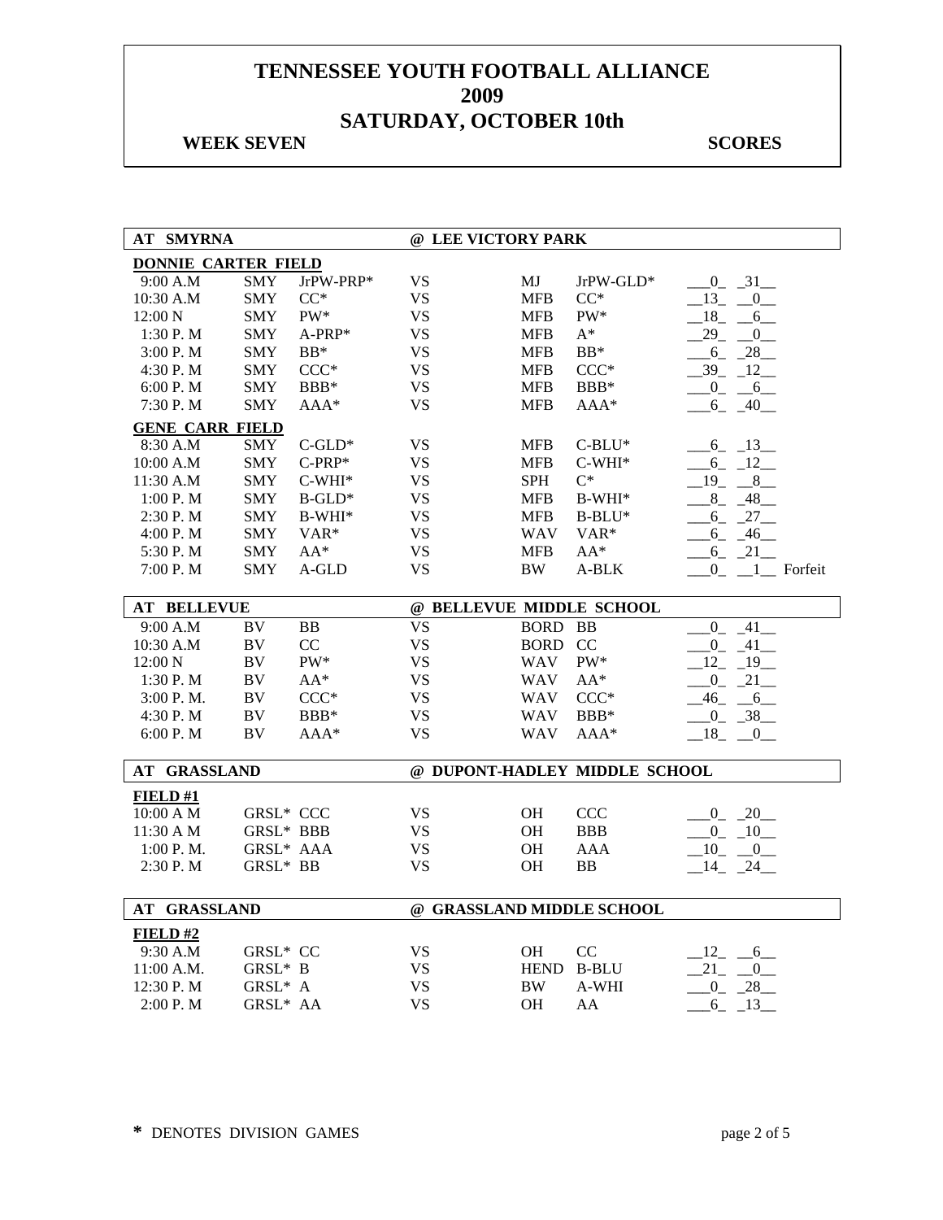# TENNESSEE YOUTH FOOTBALL ALLIANCE
# 2009
# SATURDAY, OCTOBER 10th

**WEEK SEVEN** **SCORES**

| AT SMYRNA | | | @ LEE VICTORY PARK | | | |
|---|---|---|---|---|---|---|
| **DONNIE CARTER FIELD** | | | | | | |
| 9:00 A.M | SMY | JrPW-PRP* | VS | MJ | JrPW-GLD* | 0 31 |
| 10:30 A.M | SMY | CC* | VS | MFB | CC* | 13 0 |
| 12:00 N | SMY | PW* | VS | MFB | PW* | 18 6 |
| 1:30 P. M | SMY | A-PRP* | VS | MFB | A* | 29 0 |
| 3:00 P. M | SMY | BB* | VS | MFB | BB* | 6 28 |
| 4:30 P. M | SMY | CCC* | VS | MFB | CCC* | 39 12 |
| 6:00 P. M | SMY | BBB* | VS | MFB | BBB* | 0 6 |
| 7:30 P. M | SMY | AAA* | VS | MFB | AAA* | 6 40 |
| **GENE CARR FIELD** | | | | | | |
| 8:30 A.M | SMY | C-GLD* | VS | MFB | C-BLU* | 6 13 |
| 10:00 A.M | SMY | C-PRP* | VS | MFB | C-WHI* | 6 12 |
| 11:30 A.M | SMY | C-WHI* | VS | SPH | C* | 19 8 |
| 1:00 P. M | SMY | B-GLD* | VS | MFB | B-WHI* | 8 48 |
| 2:30 P. M | SMY | B-WHI* | VS | MFB | B-BLU* | 6 27 |
| 4:00 P. M | SMY | VAR* | VS | WAV | VAR* | 6 46 |
| 5:30 P. M | SMY | AA* | VS | MFB | AA* | 6 21 |
| 7:00 P. M | SMY | A-GLD | VS | BW | A-BLK | 0 1 Forfeit |

| AT BELLEVUE | | | @ BELLEVUE MIDDLE SCHOOL | | | |
|---|---|---|---|---|---|---|
| 9:00 A.M | BV | BB | VS | BORD | BB | 0 41 |
| 10:30 A.M | BV | CC | VS | BORD | CC | 0 41 |
| 12:00 N | BV | PW* | VS | WAV | PW* | 12 19 |
| 1:30 P. M | BV | AA* | VS | WAV | AA* | 0 21 |
| 3:00 P. M. | BV | CCC* | VS | WAV | CCC* | 46 6 |
| 4:30 P. M | BV | BBB* | VS | WAV | BBB* | 0 38 |
| 6:00 P. M | BV | AAA* | VS | WAV | AAA* | 18 0 |

| AT GRASSLAND | | | @ DUPONT-HADLEY MIDDLE SCHOOL | | | |
|---|---|---|---|---|---|---|
| **FIELD #1** | | | | | | |
| 10:00 A M | GRSL* | CCC | VS | OH | CCC | 0 20 |
| 11:30 A M | GRSL* | BBB | VS | OH | BBB | 0 10 |
| 1:00 P. M. | GRSL* | AAA | VS | OH | AAA | 10 0 |
| 2:30 P. M | GRSL* | BB | VS | OH | BB | 14 24 |

| AT GRASSLAND | | | @ GRASSLAND MIDDLE SCHOOL | | | |
|---|---|---|---|---|---|---|
| **FIELD #2** | | | | | | |
| 9:30 A.M | GRSL* | CC | VS | OH | CC | 12 6 |
| 11:00 A.M. | GRSL* | B | VS | HEND | B-BLU | 21 0 |
| 12:30 P. M | GRSL* | A | VS | BW | A-WHI | 0 28 |
| 2:00 P. M | GRSL* | AA | VS | OH | AA | 6 13 |

**\*** DENOTES DIVISION GAMES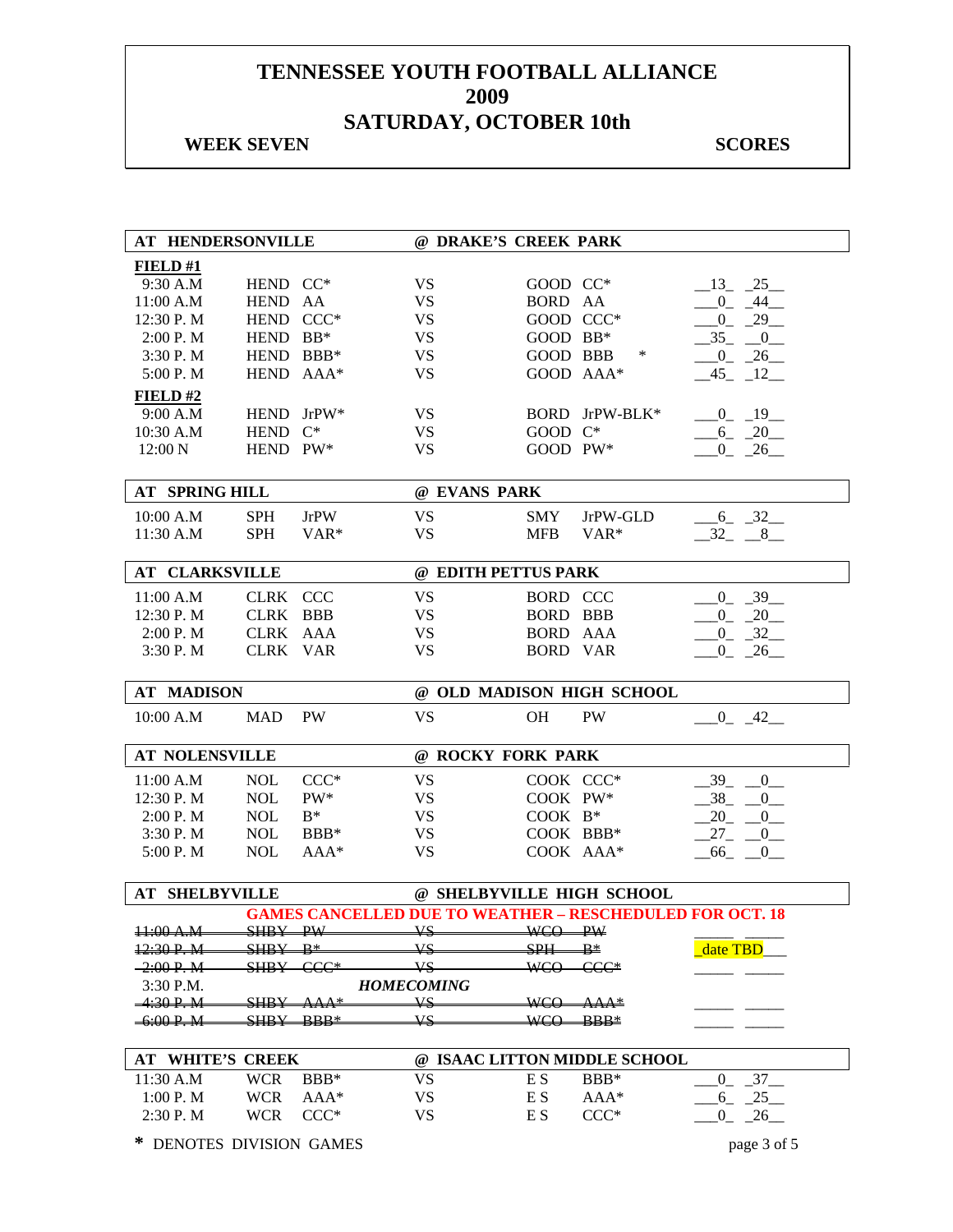# TENNESSEE YOUTH FOOTBALL ALLIANCE
# 2009
# SATURDAY, OCTOBER 10th

**WEEK SEVEN** **SCORES**

## AT HENDERSONVILLE — @ DRAKE'S CREEK PARK

**FIELD #1**

| Time | Team | Div | | Team | Div | Scores |
|---|---|---|---|---|---|---|
| 9:30 A.M | HEND | CC* | VS | GOOD | CC* | 13 - 25 |
| 11:00 A.M | HEND | AA | VS | BORD | AA | 0 - 44 |
| 12:30 P. M | HEND | CCC* | VS | GOOD | CCC* | 0 - 29 |
| 2:00 P. M | HEND | BB* | VS | GOOD | BB* | 35 - 0 |
| 3:30 P. M | HEND | BBB* | VS | GOOD | BBB * | 0 - 26 |
| 5:00 P. M | HEND | AAA* | VS | GOOD | AAA* | 45 - 12 |

**FIELD #2**

| Time | Team | Div | | Team | Div | Scores |
|---|---|---|---|---|---|---|
| 9:00 A.M | HEND | JrPW* | VS | BORD | JrPW-BLK* | 0 - 19 |
| 10:30 A.M | HEND | C* | VS | GOOD | C* | 6 - 20 |
| 12:00 N | HEND | PW* | VS | GOOD | PW* | 0 - 26 |

## AT SPRING HILL — @ EVANS PARK

| Time | Team | Div | | Team | Div | Scores |
|---|---|---|---|---|---|---|
| 10:00 A.M | SPH | JrPW | VS | SMY | JrPW-GLD | 6 - 32 |
| 11:30 A.M | SPH | VAR* | VS | MFB | VAR* | 32 - 8 |

## AT CLARKSVILLE — @ EDITH PETTUS PARK

| Time | Team | Div | | Team | Div | Scores |
|---|---|---|---|---|---|---|
| 11:00 A.M | CLRK | CCC | VS | BORD | CCC | 0 - 39 |
| 12:30 P. M | CLRK | BBB | VS | BORD | BBB | 0 - 20 |
| 2:00 P. M | CLRK | AAA | VS | BORD | AAA | 0 - 32 |
| 3:30 P. M | CLRK | VAR | VS | BORD | VAR | 0 - 26 |

## AT MADISON — @ OLD MADISON HIGH SCHOOL

| Time | Team | Div | | Team | Div | Scores |
|---|---|---|---|---|---|---|
| 10:00 A.M | MAD | PW | VS | OH | PW | 0 - 42 |

## AT NOLENSVILLE — @ ROCKY FORK PARK

| Time | Team | Div | | Team | Div | Scores |
|---|---|---|---|---|---|---|
| 11:00 A.M | NOL | CCC* | VS | COOK | CCC* | 39 - 0 |
| 12:30 P. M | NOL | PW* | VS | COOK | PW* | 38 - 0 |
| 2:00 P. M | NOL | B* | VS | COOK | B* | 20 - 0 |
| 3:30 P. M | NOL | BBB* | VS | COOK | BBB* | 27 - 0 |
| 5:00 P. M | NOL | AAA* | VS | COOK | AAA* | 66 - 0 |

## AT SHELBYVILLE — @ SHELBYVILLE HIGH SCHOOL

**GAMES CANCELLED DUE TO WEATHER – RESCHEDULED FOR OCT. 18**

| Time | Team | Div | | Team | Div | Scores |
|---|---|---|---|---|---|---|
| ~~11:00 A.M~~ | ~~SHBY~~ | ~~PW~~ | ~~VS~~ | ~~WCO~~ | ~~PW~~ | |
| ~~12:30 P. M~~ | ~~SHBY~~ | ~~B*~~ | ~~VS~~ | ~~SPH~~ | ~~B*~~ | date TBD |
| ~~2:00 P. M~~ | ~~SHBY~~ | ~~CCC*~~ | ~~VS~~ | ~~WCO~~ | ~~CCC*~~ | |
| 3:30 P.M. | | | *HOMECOMING* | | | |
| ~~4:30 P. M~~ | ~~SHBY~~ | ~~AAA*~~ | ~~VS~~ | ~~WCO~~ | ~~AAA*~~ | |
| ~~6:00 P. M~~ | ~~SHBY~~ | ~~BBB*~~ | ~~VS~~ | ~~WCO~~ | ~~BBB*~~ | |

## AT WHITE'S CREEK — @ ISAAC LITTON MIDDLE SCHOOL

| Time | Team | Div | | Team | Div | Scores |
|---|---|---|---|---|---|---|
| 11:30 A.M | WCR | BBB* | VS | E S | BBB* | 0 - 37 |
| 1:00 P. M | WCR | AAA* | VS | E S | AAA* | 6 - 25 |
| 2:30 P. M | WCR | CCC* | VS | E S | CCC* | 0 - 26 |

\* DENOTES DIVISION GAMES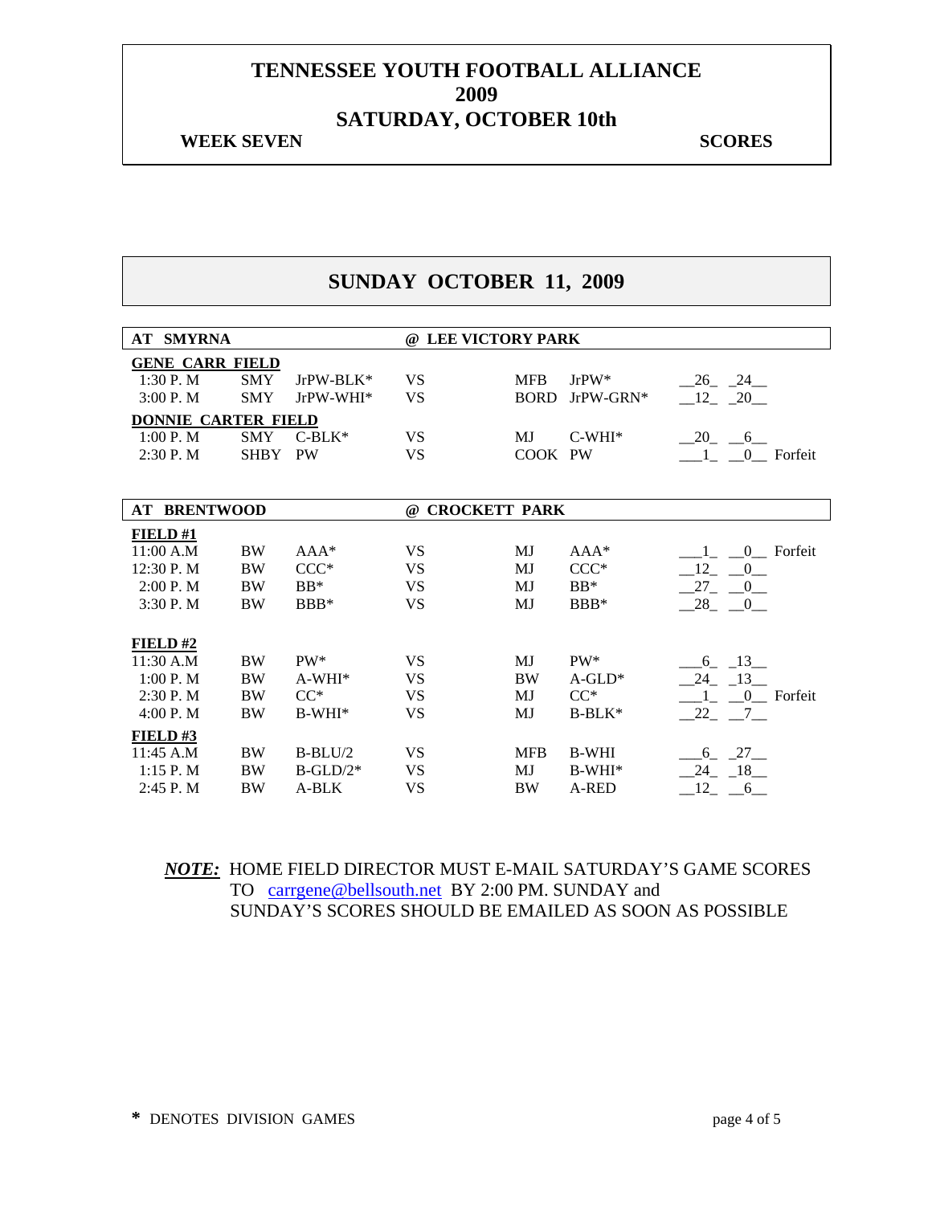# TENNESSEE YOUTH FOOTBALL ALLIANCE
# 2009
# SATURDAY, OCTOBER 10th

**WEEK SEVEN** **SCORES**

## SUNDAY OCTOBER 11, 2009

**AT SMYRNA** **@ LEE VICTORY PARK**

**GENE CARR FIELD**

| Time | Team | Division | | Team | Division | Score |
|---|---|---|---|---|---|---|
| 1:30 P. M | SMY | JrPW-BLK* | VS | MFB | JrPW* | 26 24 |
| 3:00 P. M | SMY | JrPW-WHI* | VS | BORD | JrPW-GRN* | 12 20 |

**DONNIE CARTER FIELD**

| Time | Team | Division | | Team | Division | Score |
|---|---|---|---|---|---|---|
| 1:00 P. M | SMY | C-BLK* | VS | MJ | C-WHI* | 20 6 |
| 2:30 P. M | SHBY | PW | VS | COOK | PW | 1 0 Forfeit |

**AT BRENTWOOD** **@ CROCKETT PARK**

**FIELD #1**

| Time | Team | Division | | Team | Division | Score |
|---|---|---|---|---|---|---|
| 11:00 A.M | BW | AAA* | VS | MJ | AAA* | 1 0 Forfeit |
| 12:30 P. M | BW | CCC* | VS | MJ | CCC* | 12 0 |
| 2:00 P. M | BW | BB* | VS | MJ | BB* | 27 0 |
| 3:30 P. M | BW | BBB* | VS | MJ | BBB* | 28 0 |

**FIELD #2**

| Time | Team | Division | | Team | Division | Score |
|---|---|---|---|---|---|---|
| 11:30 A.M | BW | PW* | VS | MJ | PW* | 6 13 |
| 1:00 P. M | BW | A-WHI* | VS | BW | A-GLD* | 24 13 |
| 2:30 P. M | BW | CC* | VS | MJ | CC* | 1 0 Forfeit |
| 4:00 P. M | BW | B-WHI* | VS | MJ | B-BLK* | 22 7 |

**FIELD #3**

| Time | Team | Division | | Team | Division | Score |
|---|---|---|---|---|---|---|
| 11:45 A.M | BW | B-BLU/2 | VS | MFB | B-WHI | 6 27 |
| 1:15 P. M | BW | B-GLD/2* | VS | MJ | B-WHI* | 24 18 |
| 2:45 P. M | BW | A-BLK | VS | BW | A-RED | 12 6 |

***NOTE:*** HOME FIELD DIRECTOR MUST E-MAIL SATURDAY'S GAME SCORES TO carrgene@bellsouth.net BY 2:00 PM. SUNDAY and SUNDAY'S SCORES SHOULD BE EMAILED AS SOON AS POSSIBLE

**\*** DENOTES DIVISION GAMES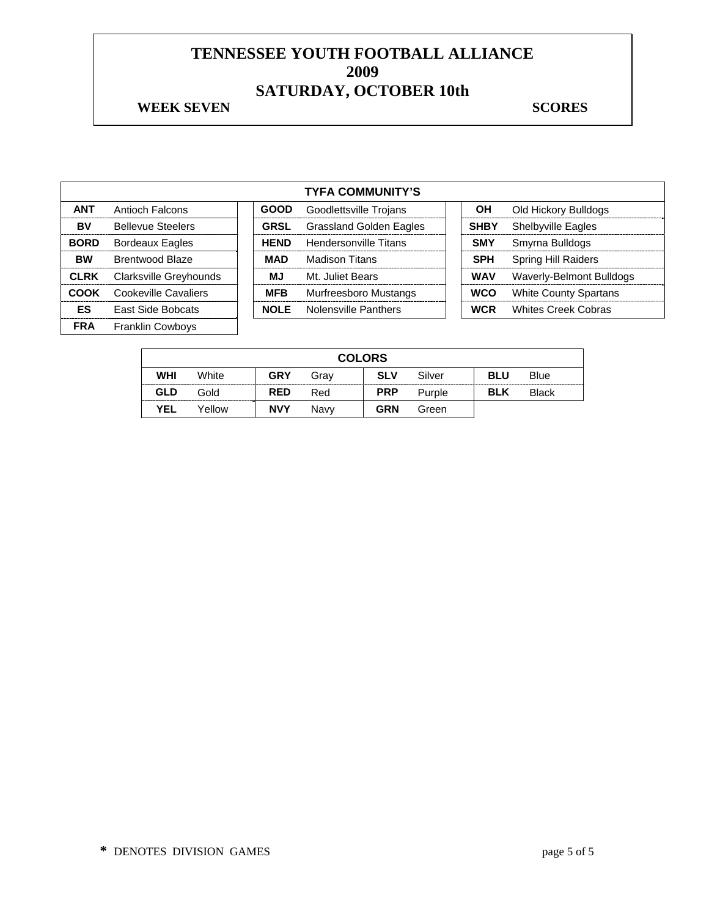# TENNESSEE YOUTH FOOTBALL ALLIANCE
# 2009
# SATURDAY, OCTOBER 10th

**WEEK SEVEN** **SCORES**

| TYFA COMMUNITY'S | | | | | |
|---|---|---|---|---|---|
| **ANT** | Antioch Falcons | **GOOD** | Goodlettsville Trojans | **OH** | Old Hickory Bulldogs |
| **BV** | Bellevue Steelers | **GRSL** | Grassland Golden Eagles | **SHBY** | Shelbyville Eagles |
| **BORD** | Bordeaux Eagles | **HEND** | Hendersonville Titans | **SMY** | Smyrna Bulldogs |
| **BW** | Brentwood Blaze | **MAD** | Madison Titans | **SPH** | Spring Hill Raiders |
| **CLRK** | Clarksville Greyhounds | **MJ** | Mt. Juliet Bears | **WAV** | Waverly-Belmont Bulldogs |
| **COOK** | Cookeville Cavaliers | **MFB** | Murfreesboro Mustangs | **WCO** | White County Spartans |
| **ES** | East Side Bobcats | **NOLE** | Nolensville Panthers | **WCR** | Whites Creek Cobras |
| **FRA** | Franklin Cowboys | | | | |

| COLORS | | | | | | | |
|---|---|---|---|---|---|---|---|
| **WHI** | White | **GRY** | Gray | **SLV** | Silver | **BLU** | Blue |
| **GLD** | Gold | **RED** | Red | **PRP** | Purple | **BLK** | Black |
| **YEL** | Yellow | **NVY** | Navy | **GRN** | Green | | |

**\*** DENOTES DIVISION GAMES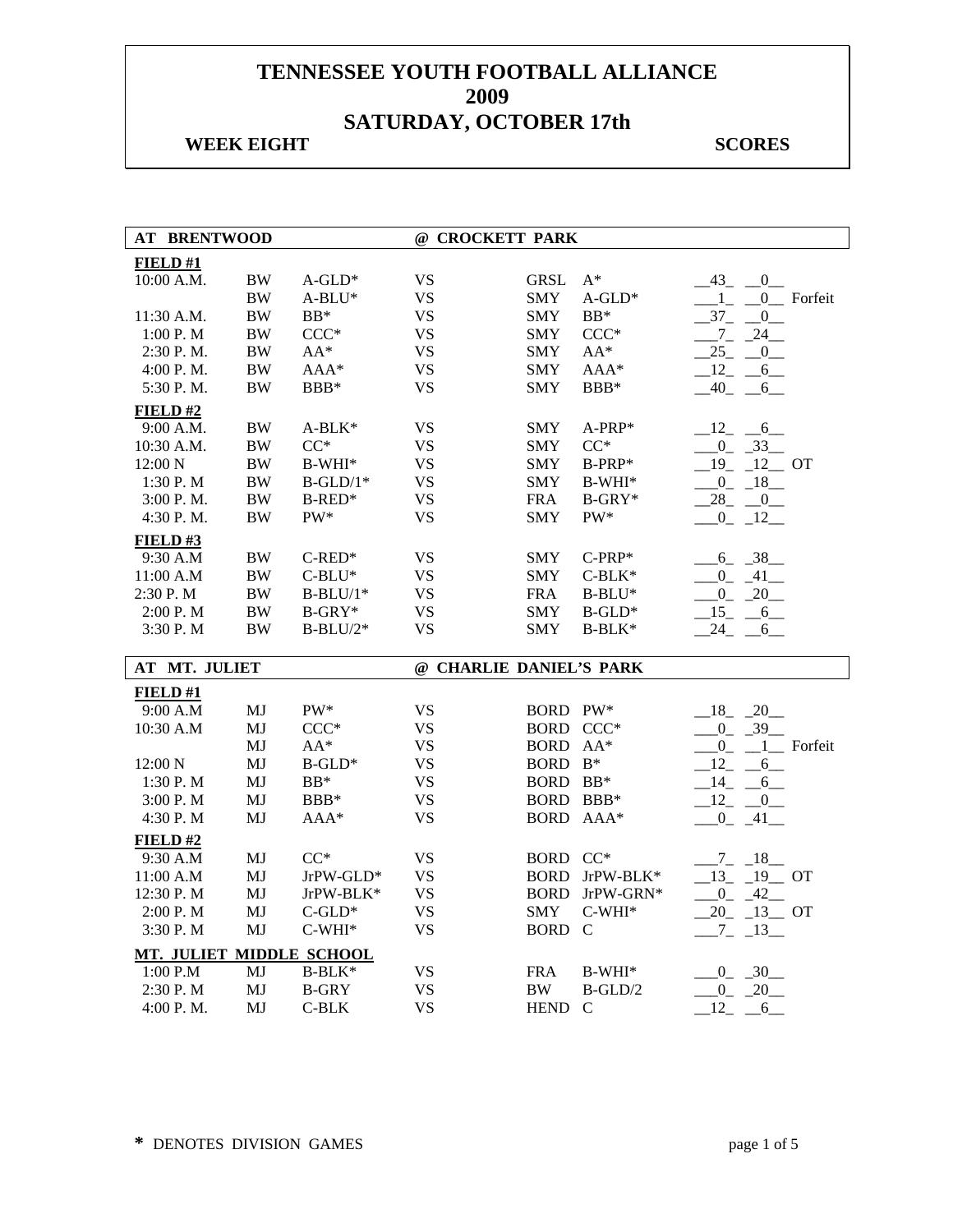# TENNESSEE YOUTH FOOTBALL ALLIANCE
# 2009
# SATURDAY, OCTOBER 17th

**WEEK EIGHT** **SCORES**

| AT BRENTWOOD | | | @ CROCKETT PARK | | | |
|---|---|---|---|---|---|---|
| **FIELD #1** | | | | | | |
| 10:00 A.M. | BW | A-GLD* | VS | GRSL | A* | __43_ __0__ |
| | BW | A-BLU* | VS | SMY | A-GLD* | ___1_ __0__ Forfeit |
| 11:30 A.M. | BW | BB* | VS | SMY | BB* | __37_ __0__ |
| 1:00 P. M | BW | CCC* | VS | SMY | CCC* | ___7_ _24__ |
| 2:30 P. M. | BW | AA* | VS | SMY | AA* | __25_ __0__ |
| 4:00 P. M. | BW | AAA* | VS | SMY | AAA* | __12_ __6__ |
| 5:30 P. M. | BW | BBB* | VS | SMY | BBB* | __40_ __6__ |
| **FIELD #2** | | | | | | |
| 9:00 A.M. | BW | A-BLK* | VS | SMY | A-PRP* | __12_ __6__ |
| 10:30 A.M. | BW | CC* | VS | SMY | CC* | ___0_ _33__ |
| 12:00 N | BW | B-WHI* | VS | SMY | B-PRP* | __19_ _12__ OT |
| 1:30 P. M | BW | B-GLD/1* | VS | SMY | B-WHI* | ___0_ _18__ |
| 3:00 P. M. | BW | B-RED* | VS | FRA | B-GRY* | __28_ __0__ |
| 4:30 P. M. | BW | PW* | VS | SMY | PW* | ___0_ _12__ |
| **FIELD #3** | | | | | | |
| 9:30 A.M | BW | C-RED* | VS | SMY | C-PRP* | ___6_ _38__ |
| 11:00 A.M | BW | C-BLU* | VS | SMY | C-BLK* | ___0_ _41__ |
| 2:30 P. M | BW | B-BLU/1* | VS | FRA | B-BLU* | ___0_ _20__ |
| 2:00 P. M | BW | B-GRY* | VS | SMY | B-GLD* | __15_ __6__ |
| 3:30 P. M | BW | B-BLU/2* | VS | SMY | B-BLK* | __24_ __6__ |

| AT MT. JULIET | | | @ CHARLIE DANIEL'S PARK | | | |
|---|---|---|---|---|---|---|
| **FIELD #1** | | | | | | |
| 9:00 A.M | MJ | PW* | VS | BORD | PW* | __18_ _20__ |
| 10:30 A.M | MJ | CCC* | VS | BORD | CCC* | ___0_ _39__ |
| | MJ | AA* | VS | BORD | AA* | ___0_ __1__ Forfeit |
| 12:00 N | MJ | B-GLD* | VS | BORD | B* | __12_ __6__ |
| 1:30 P. M | MJ | BB* | VS | BORD | BB* | __14_ __6__ |
| 3:00 P. M | MJ | BBB* | VS | BORD | BBB* | __12_ __0__ |
| 4:30 P. M | MJ | AAA* | VS | BORD | AAA* | ___0_ _41__ |
| **FIELD #2** | | | | | | |
| 9:30 A.M | MJ | CC* | VS | BORD | CC* | ___7_ _18__ |
| 11:00 A.M | MJ | JrPW-GLD* | VS | BORD | JrPW-BLK* | __13_ _19__ OT |
| 12:30 P. M | MJ | JrPW-BLK* | VS | BORD | JrPW-GRN* | ___0_ _42__ |
| 2:00 P. M | MJ | C-GLD* | VS | SMY | C-WHI* | __20_ _13__ OT |
| 3:30 P. M | MJ | C-WHI* | VS | BORD | C | ___7_ _13__ |
| **MT. JULIET MIDDLE SCHOOL** | | | | | | |
| 1:00 P.M | MJ | B-BLK* | VS | FRA | B-WHI* | ___0_ _30__ |
| 2:30 P. M | MJ | B-GRY | VS | BW | B-GLD/2 | ___0_ _20__ |
| 4:00 P. M. | MJ | C-BLK | VS | HEND | C | __12_ __6__ |

**\*** DENOTES DIVISION GAMES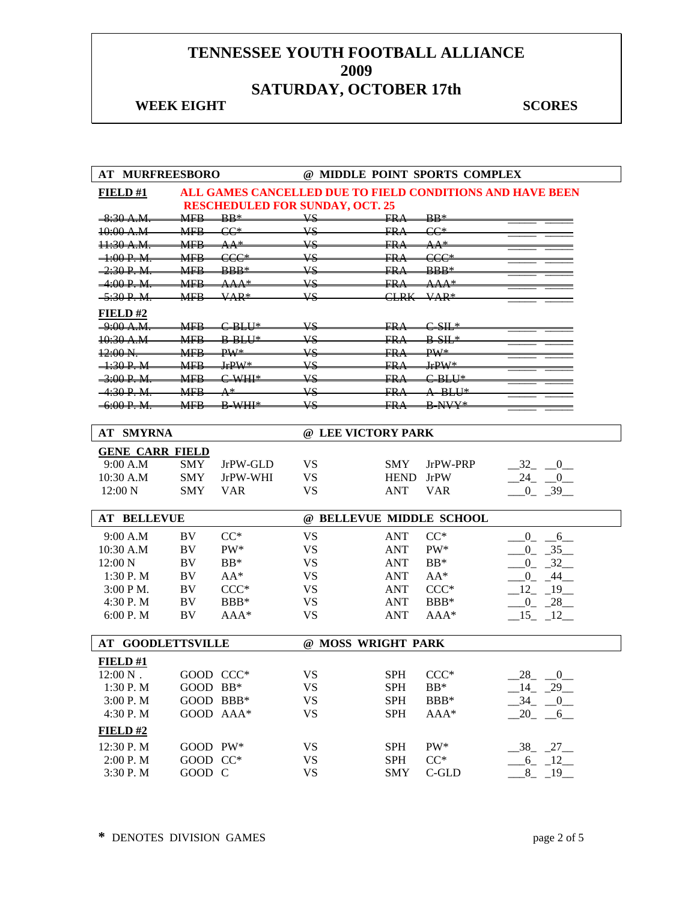# TENNESSEE YOUTH FOOTBALL ALLIANCE
# 2009
# SATURDAY, OCTOBER 17th

**WEEK EIGHT** **SCORES**

## AT MURFREESBORO @ MIDDLE POINT SPORTS COMPLEX

**FIELD #1** **ALL GAMES CANCELLED DUE TO FIELD CONDITIONS AND HAVE BEEN RESCHEDULED FOR SUNDAY, OCT. 25**

| Time | Team | Division | | Team | Division | Score | |
|---|---|---|---|---|---|---|---|
| ~~8:30 A.M.~~ | ~~MFB~~ | ~~BB*~~ | ~~VS~~ | ~~FRA~~ | ~~BB*~~ | | |
| ~~10:00 A.M~~ | ~~MFB~~ | ~~CC*~~ | ~~VS~~ | ~~FRA~~ | ~~CC*~~ | | |
| ~~11:30 A.M.~~ | ~~MFB~~ | ~~AA*~~ | ~~VS~~ | ~~FRA~~ | ~~AA*~~ | | |
| ~~1:00 P. M.~~ | ~~MFB~~ | ~~CCC*~~ | ~~VS~~ | ~~FRA~~ | ~~CCC*~~ | | |
| ~~2:30 P. M.~~ | ~~MFB~~ | ~~BBB*~~ | ~~VS~~ | ~~FRA~~ | ~~BBB*~~ | | |
| ~~4:00 P. M.~~ | ~~MFB~~ | ~~AAA*~~ | ~~VS~~ | ~~FRA~~ | ~~AAA*~~ | | |
| ~~5:30 P. M.~~ | ~~MFB~~ | ~~VAR*~~ | ~~VS~~ | ~~CLRK~~ | ~~VAR*~~ | | |

**FIELD #2**

| Time | Team | Division | | Team | Division | Score | |
|---|---|---|---|---|---|---|---|
| ~~9:00 A.M.~~ | ~~MFB~~ | ~~C-BLU*~~ | ~~VS~~ | ~~FRA~~ | ~~C-SIL*~~ | | |
| ~~10:30 A.M~~ | ~~MFB~~ | ~~B-BLU*~~ | ~~VS~~ | ~~FRA~~ | ~~B-SIL*~~ | | |
| ~~12:00 N.~~ | ~~MFB~~ | ~~PW*~~ | ~~VS~~ | ~~FRA~~ | ~~PW*~~ | | |
| ~~1:30 P. M~~ | ~~MFB~~ | ~~JrPW*~~ | ~~VS~~ | ~~FRA~~ | ~~JrPW*~~ | | |
| ~~3:00 P. M.~~ | ~~MFB~~ | ~~C-WHI*~~ | ~~VS~~ | ~~FRA~~ | ~~C-BLU*~~ | | |
| ~~4:30 P. M.~~ | ~~MFB~~ | ~~A*~~ | ~~VS~~ | ~~FRA~~ | ~~A-BLU*~~ | | |
| ~~6:00 P. M.~~ | ~~MFB~~ | ~~B-WHI*~~ | ~~VS~~ | ~~FRA~~ | ~~B-NVY*~~ | | |

## AT SMYRNA @ LEE VICTORY PARK

**GENE CARR FIELD**

| Time | Team | Division | | Team | Division | Score | |
|---|---|---|---|---|---|---|---|
| 9:00 A.M | SMY | JrPW-GLD | VS | SMY | JrPW-PRP | 32 | 0 |
| 10:30 A.M | SMY | JrPW-WHI | VS | HEND | JrPW | 24 | 0 |
| 12:00 N | SMY | VAR | VS | ANT | VAR | 0 | 39 |

## AT BELLEVUE @ BELLEVUE MIDDLE SCHOOL

| Time | Team | Division | | Team | Division | Score | |
|---|---|---|---|---|---|---|---|
| 9:00 A.M | BV | CC* | VS | ANT | CC* | 0 | 6 |
| 10:30 A.M | BV | PW* | VS | ANT | PW* | 0 | 35 |
| 12:00 N | BV | BB* | VS | ANT | BB* | 0 | 32 |
| 1:30 P. M | BV | AA* | VS | ANT | AA* | 0 | 44 |
| 3:00 P M. | BV | CCC* | VS | ANT | CCC* | 12 | 19 |
| 4:30 P. M | BV | BBB* | VS | ANT | BBB* | 0 | 28 |
| 6:00 P. M | BV | AAA* | VS | ANT | AAA* | 15 | 12 |

## AT GOODLETTSVILLE @ MOSS WRIGHT PARK

**FIELD #1**

| Time | Team | Division | | Team | Division | Score | |
|---|---|---|---|---|---|---|---|
| 12:00 N . | GOOD | CCC* | VS | SPH | CCC* | 28 | 0 |
| 1:30 P. M | GOOD | BB* | VS | SPH | BB* | 14 | 29 |
| 3:00 P. M | GOOD | BBB* | VS | SPH | BBB* | 34 | 0 |
| 4:30 P. M | GOOD | AAA* | VS | SPH | AAA* | 20 | 6 |

**FIELD #2**

| Time | Team | Division | | Team | Division | Score | |
|---|---|---|---|---|---|---|---|
| 12:30 P. M | GOOD | PW* | VS | SPH | PW* | 38 | 27 |
| 2:00 P. M | GOOD | CC* | VS | SPH | CC* | 6 | 12 |
| 3:30 P. M | GOOD | C | VS | SMY | C-GLD | 8 | 19 |

\* DENOTES DIVISION GAMES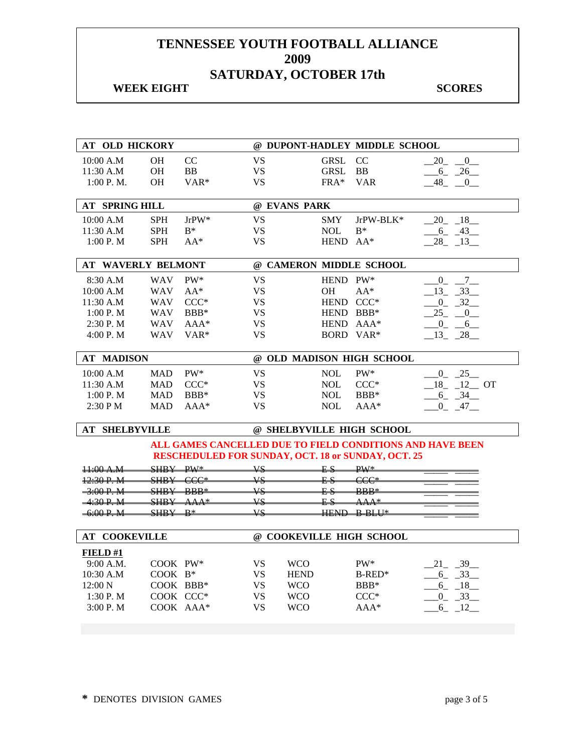# TENNESSEE YOUTH FOOTBALL ALLIANCE
# 2009
# SATURDAY, OCTOBER 17th

**WEEK EIGHT** | **SCORES**

**AT OLD HICKORY** — **@ DUPONT-HADLEY MIDDLE SCHOOL**

| Time | Team | Div | | Opponent | Div | Score |
|---|---|---|---|---|---|---|
| 10:00 A.M | OH | CC | VS | GRSL | CC | 20 - 0 |
| 11:30 A.M | OH | BB | VS | GRSL | BB | 6 - 26 |
| 1:00 P. M. | OH | VAR* | VS | FRA* | VAR | 48 - 0 |

**AT SPRING HILL** — **@ EVANS PARK**

| Time | Team | Div | | Opponent | Div | Score |
|---|---|---|---|---|---|---|
| 10:00 A.M | SPH | JrPW* | VS | SMY | JrPW-BLK* | 20 - 18 |
| 11:30 A.M | SPH | B* | VS | NOL | B* | 6 - 43 |
| 1:00 P. M | SPH | AA* | VS | HEND | AA* | 28 - 13 |

**AT WAVERLY BELMONT** — **@ CAMERON MIDDLE SCHOOL**

| Time | Team | Div | | Opponent | Div | Score |
|---|---|---|---|---|---|---|
| 8:30 A.M | WAV | PW* | VS | HEND | PW* | 0 - 7 |
| 10:00 A.M | WAV | AA* | VS | OH | AA* | 13 - 33 |
| 11:30 A.M | WAV | CCC* | VS | HEND | CCC* | 0 - 32 |
| 1:00 P. M | WAV | BBB* | VS | HEND | BBB* | 25 - 0 |
| 2:30 P. M | WAV | AAA* | VS | HEND | AAA* | 0 - 6 |
| 4:00 P. M | WAV | VAR* | VS | BORD | VAR* | 13 - 28 |

**AT MADISON** — **@ OLD MADISON HIGH SCHOOL**

| Time | Team | Div | | Opponent | Div | Score |
|---|---|---|---|---|---|---|
| 10:00 A.M | MAD | PW* | VS | NOL | PW* | 0 - 25 |
| 11:30 A.M | MAD | CCC* | VS | NOL | CCC* | 18 - 12 OT |
| 1:00 P. M | MAD | BBB* | VS | NOL | BBB* | 6 - 34 |
| 2:30 P M | MAD | AAA* | VS | NOL | AAA* | 0 - 47 |

**AT SHELBYVILLE** — **@ SHELBYVILLE HIGH SCHOOL**

**ALL GAMES CANCELLED DUE TO FIELD CONDITIONS AND HAVE BEEN RESCHEDULED FOR SUNDAY, OCT. 18 or SUNDAY, OCT. 25**

| Time | Team | Div | | Opponent | Div | Score |
|---|---|---|---|---|---|---|
| ~~11:00 A.M~~ | ~~SHBY~~ | ~~PW*~~ | ~~VS~~ | ~~E S~~ | ~~PW*~~ | |
| ~~12:30 P. M~~ | ~~SHBY~~ | ~~CCC*~~ | ~~VS~~ | ~~E S~~ | ~~CCC*~~ | |
| ~~3:00 P. M~~ | ~~SHBY~~ | ~~BBB*~~ | ~~VS~~ | ~~E S~~ | ~~BBB*~~ | |
| ~~4:30 P. M~~ | ~~SHBY~~ | ~~AAA*~~ | ~~VS~~ | ~~E S~~ | ~~AAA*~~ | |
| ~~6:00 P. M~~ | ~~SHBY~~ | ~~B*~~ | ~~VS~~ | ~~HEND~~ | ~~B-BLU*~~ | |

**AT COOKEVILLE** — **@ COOKEVILLE HIGH SCHOOL**

**FIELD #1**

| Time | Team | Div | | Opponent | Div | Score |
|---|---|---|---|---|---|---|
| 9:00 A.M. | COOK | PW* | VS | WCO | PW* | 21 - 39 |
| 10:30 A.M | COOK | B* | VS | HEND | B-RED* | 6 - 33 |
| 12:00 N | COOK | BBB* | VS | WCO | BBB* | 6 - 18 |
| 1:30 P. M | COOK | CCC* | VS | WCO | CCC* | 0 - 33 |
| 3:00 P. M | COOK | AAA* | VS | WCO | AAA* | 6 - 12 |

**\*** DENOTES DIVISION GAMES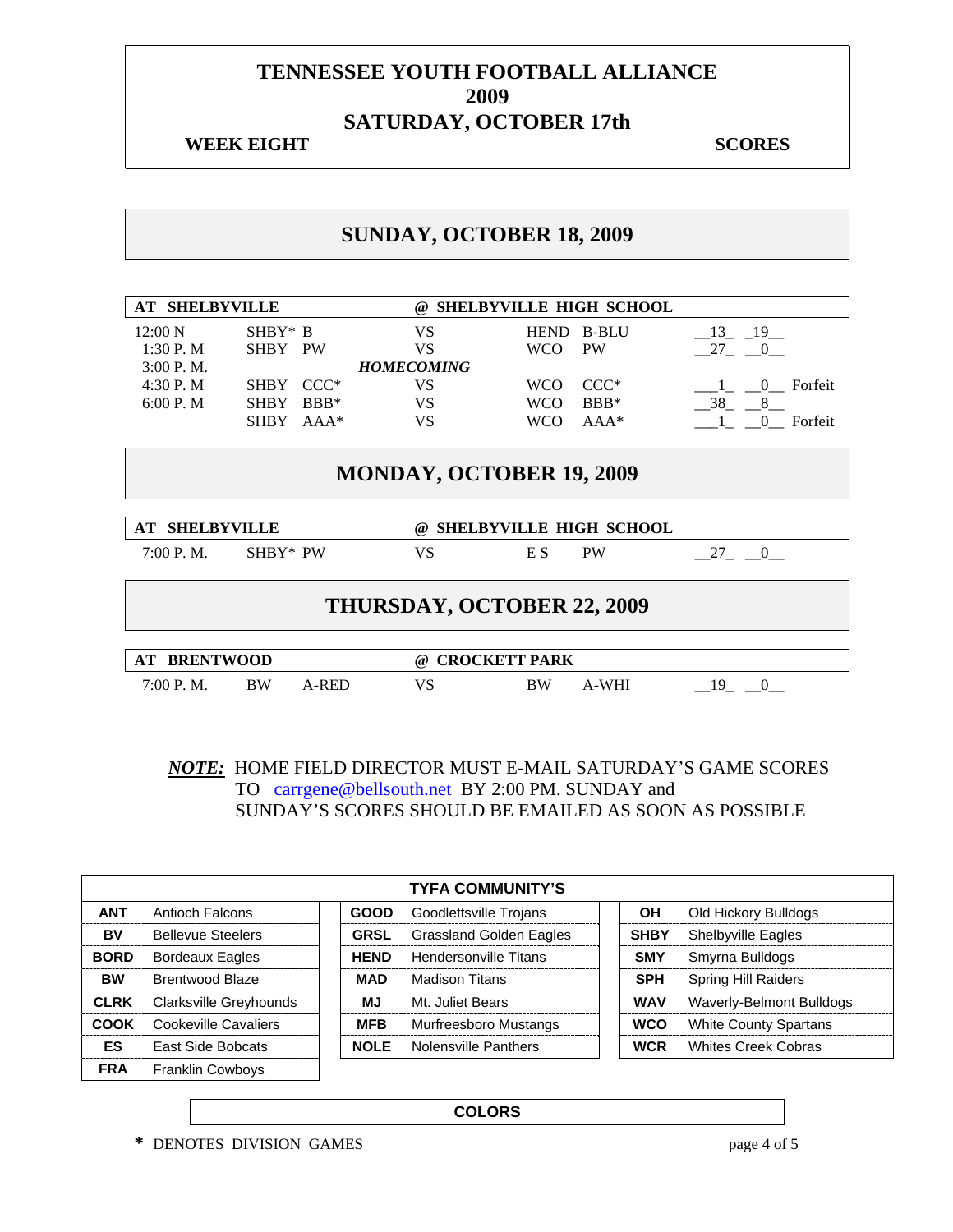# TENNESSEE YOUTH FOOTBALL ALLIANCE
# 2009
# SATURDAY, OCTOBER 17th

**WEEK EIGHT** **SCORES**

## SUNDAY, OCTOBER 18, 2009

| AT SHELBYVILLE | | | @ SHELBYVILLE HIGH SCHOOL | | | | | |
|---|---|---|---|---|---|---|---|---|
| 12:00 N | SHBY* | B | VS | HEND | B-BLU | 13 | 19 | |
| 1:30 P. M | SHBY | PW | VS | WCO | PW | 27 | 0 | |
| 3:00 P. M. | | | *HOMECOMING* | | | | | |
| 4:30 P. M | SHBY | CCC* | VS | WCO | CCC* | 1 | 0 | Forfeit |
| 6:00 P. M | SHBY | BBB* | VS | WCO | BBB* | 38 | 8 | |
| | SHBY | AAA* | VS | WCO | AAA* | 1 | 0 | Forfeit |

## MONDAY, OCTOBER 19, 2009

| AT SHELBYVILLE | | | @ SHELBYVILLE HIGH SCHOOL | | | | |
|---|---|---|---|---|---|---|---|
| 7:00 P. M. | SHBY* | PW | VS | E S | PW | 27 | 0 |

## THURSDAY, OCTOBER 22, 2009

| AT BRENTWOOD | | | @ CROCKETT PARK | | | | |
|---|---|---|---|---|---|---|---|
| 7:00 P. M. | BW | A-RED | VS | BW | A-WHI | 19 | 0 |

***NOTE:*** HOME FIELD DIRECTOR MUST E-MAIL SATURDAY'S GAME SCORES TO carrgene@bellsouth.net BY 2:00 PM. SUNDAY and SUNDAY'S SCORES SHOULD BE EMAILED AS SOON AS POSSIBLE

| TYFA COMMUNITY'S | | | | | |
|---|---|---|---|---|---|
| **ANT** | Antioch Falcons | **GOOD** | Goodlettsville Trojans | **OH** | Old Hickory Bulldogs |
| **BV** | Bellevue Steelers | **GRSL** | Grassland Golden Eagles | **SHBY** | Shelbyville Eagles |
| **BORD** | Bordeaux Eagles | **HEND** | Hendersonville Titans | **SMY** | Smyrna Bulldogs |
| **BW** | Brentwood Blaze | **MAD** | Madison Titans | **SPH** | Spring Hill Raiders |
| **CLRK** | Clarksville Greyhounds | **MJ** | Mt. Juliet Bears | **WAV** | Waverly-Belmont Bulldogs |
| **COOK** | Cookeville Cavaliers | **MFB** | Murfreesboro Mustangs | **WCO** | White County Spartans |
| **ES** | East Side Bobcats | **NOLE** | Nolensville Panthers | **WCR** | Whites Creek Cobras |
| **FRA** | Franklin Cowboys | | | | |

**COLORS**

**\*** DENOTES DIVISION GAMES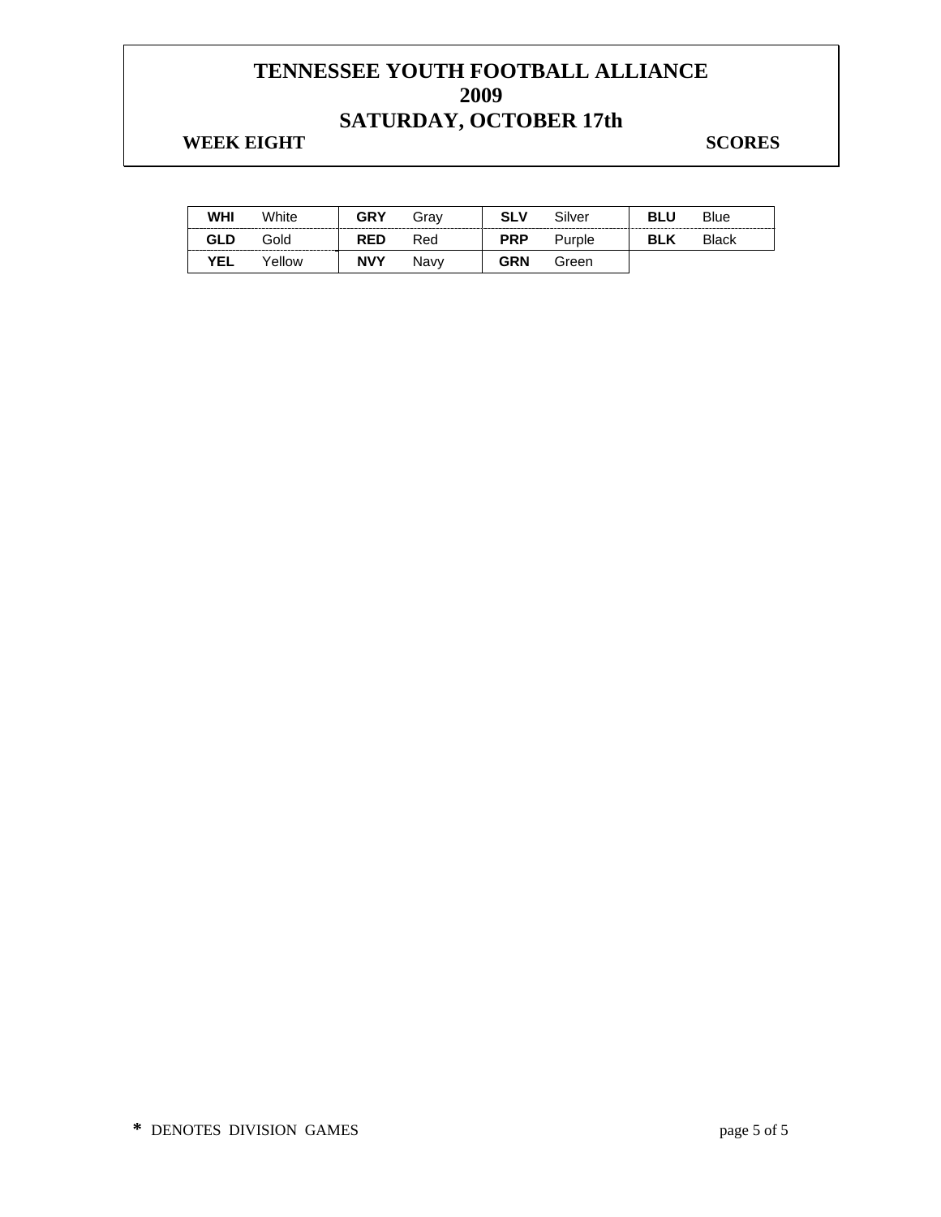# TENNESSEE YOUTH FOOTBALL ALLIANCE
# 2009
# SATURDAY, OCTOBER 17th

**WEEK EIGHT** **SCORES**

| | | | | | | | |
|---|---|---|---|---|---|---|---|
| **WHI** | White | **GRY** | Gray | **SLV** | Silver | **BLU** | Blue |
| **GLD** | Gold | **RED** | Red | **PRP** | Purple | **BLK** | Black |
| **YEL** | Yellow | **NVY** | Navy | **GRN** | Green | | |

**\*** DENOTES DIVISION GAMES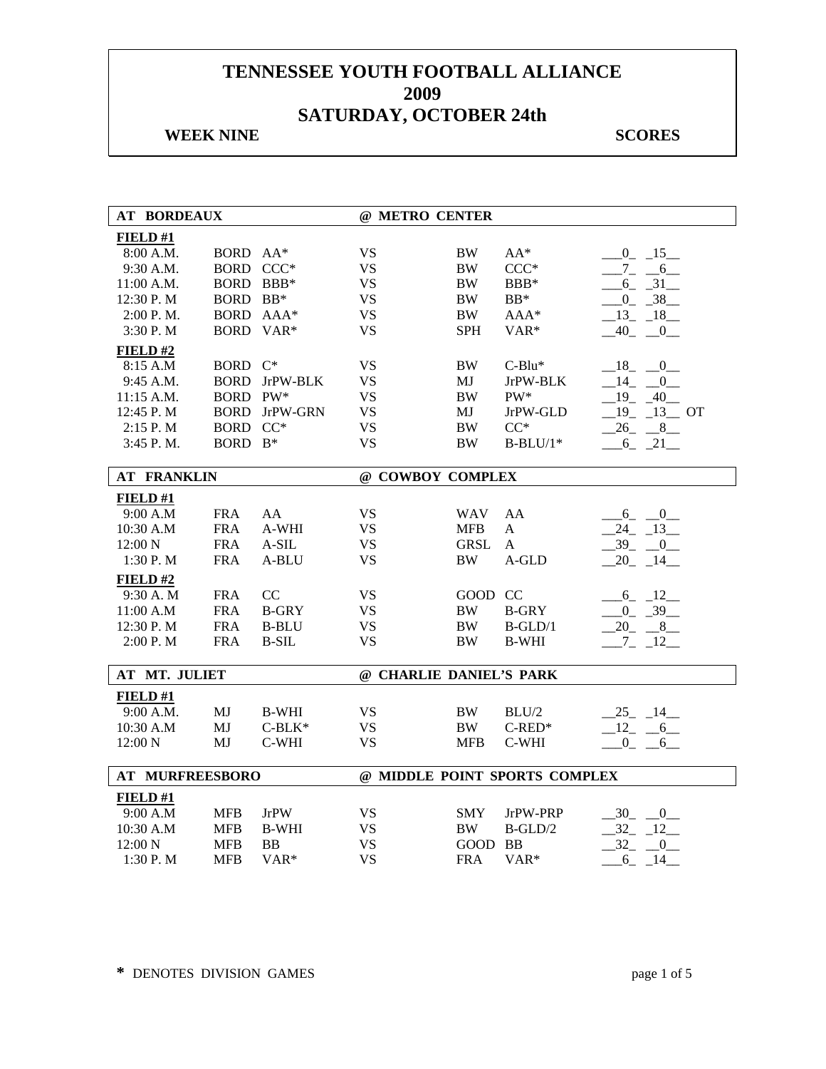# TENNESSEE YOUTH FOOTBALL ALLIANCE
# 2009
# SATURDAY, OCTOBER 24th

**WEEK NINE** **SCORES**

| AT BORDEAUX | | | @ METRO CENTER | | | |
|---|---|---|---|---|---|---|
| **FIELD #1** | | | | | | |
| 8:00 A.M. | BORD | AA* | VS | BW | AA* | 0 15 |
| 9:30 A.M. | BORD | CCC* | VS | BW | CCC* | 7 6 |
| 11:00 A.M. | BORD | BBB* | VS | BW | BBB* | 6 31 |
| 12:30 P. M | BORD | BB* | VS | BW | BB* | 0 38 |
| 2:00 P. M. | BORD | AAA* | VS | BW | AAA* | 13 18 |
| 3:30 P. M | BORD | VAR* | VS | SPH | VAR* | 40 0 |
| **FIELD #2** | | | | | | |
| 8:15 A.M | BORD | C* | VS | BW | C-Blu* | 18 0 |
| 9:45 A.M. | BORD | JrPW-BLK | VS | MJ | JrPW-BLK | 14 0 |
| 11:15 A.M. | BORD | PW* | VS | BW | PW* | 19 40 |
| 12:45 P. M | BORD | JrPW-GRN | VS | MJ | JrPW-GLD | 19 13 OT |
| 2:15 P. M | BORD | CC* | VS | BW | CC* | 26 8 |
| 3:45 P. M. | BORD | B* | VS | BW | B-BLU/1* | 6 21 |

| AT FRANKLIN | | | @ COWBOY COMPLEX | | | |
|---|---|---|---|---|---|---|
| **FIELD #1** | | | | | | |
| 9:00 A.M | FRA | AA | VS | WAV | AA | 6 0 |
| 10:30 A.M | FRA | A-WHI | VS | MFB | A | 24 13 |
| 12:00 N | FRA | A-SIL | VS | GRSL | A | 39 0 |
| 1:30 P. M | FRA | A-BLU | VS | BW | A-GLD | 20 14 |
| **FIELD #2** | | | | | | |
| 9:30 A. M | FRA | CC | VS | GOOD | CC | 6 12 |
| 11:00 A.M | FRA | B-GRY | VS | BW | B-GRY | 0 39 |
| 12:30 P. M | FRA | B-BLU | VS | BW | B-GLD/1 | 20 8 |
| 2:00 P. M | FRA | B-SIL | VS | BW | B-WHI | 7 12 |

| AT MT. JULIET | | | @ CHARLIE DANIEL'S PARK | | | |
|---|---|---|---|---|---|---|
| **FIELD #1** | | | | | | |
| 9:00 A.M. | MJ | B-WHI | VS | BW | BLU/2 | 25 14 |
| 10:30 A.M | MJ | C-BLK* | VS | BW | C-RED* | 12 6 |
| 12:00 N | MJ | C-WHI | VS | MFB | C-WHI | 0 6 |

| AT MURFREESBORO | | | @ MIDDLE POINT SPORTS COMPLEX | | | |
|---|---|---|---|---|---|---|
| **FIELD #1** | | | | | | |
| 9:00 A.M | MFB | JrPW | VS | SMY | JrPW-PRP | 30 0 |
| 10:30 A.M | MFB | B-WHI | VS | BW | B-GLD/2 | 32 12 |
| 12:00 N | MFB | BB | VS | GOOD | BB | 32 0 |
| 1:30 P. M | MFB | VAR* | VS | FRA | VAR* | 6 14 |

**\*** DENOTES DIVISION GAMES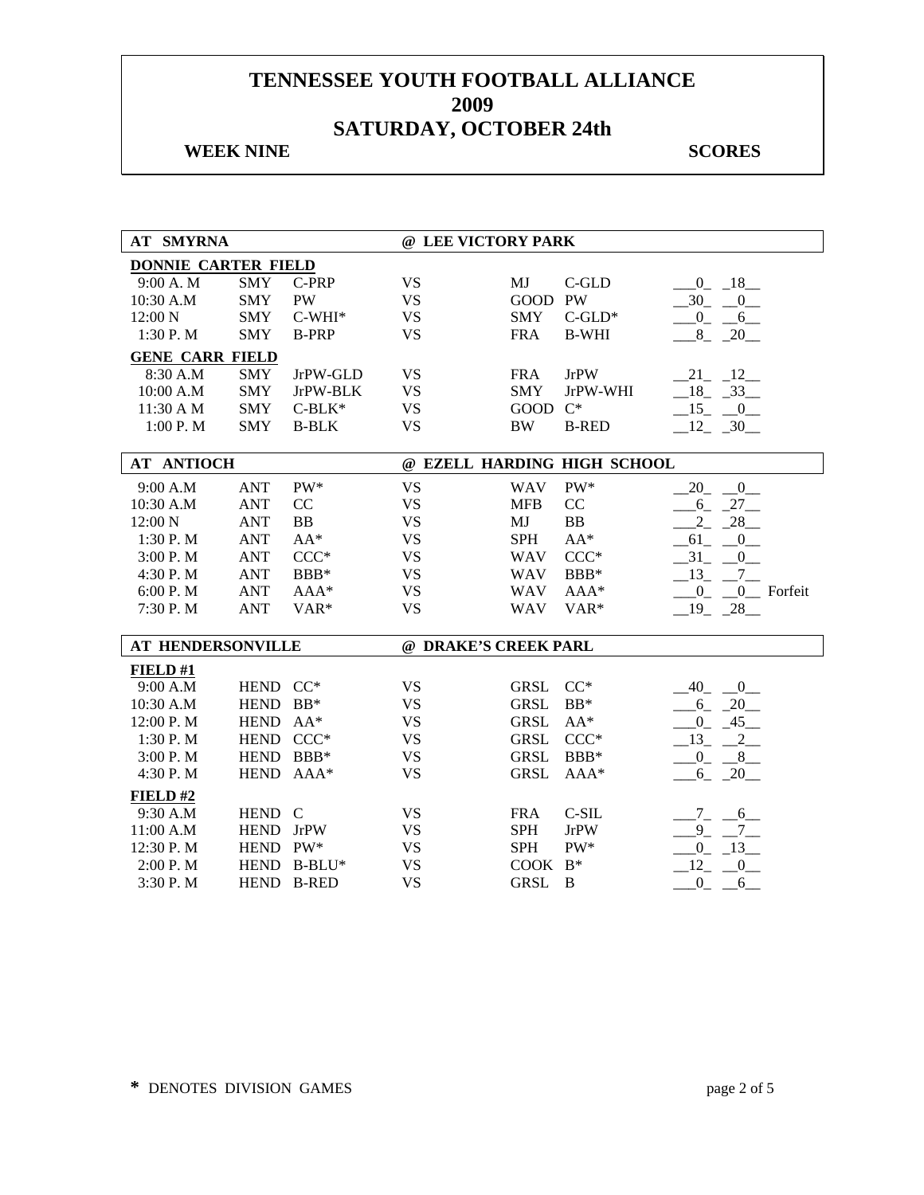# TENNESSEE YOUTH FOOTBALL ALLIANCE
# 2009
# SATURDAY, OCTOBER 24th

**WEEK NINE** **SCORES**

| AT SMYRNA | | | @ LEE VICTORY PARK | | | |
|---|---|---|---|---|---|---|
| **DONNIE CARTER FIELD** | | | | | | |
| 9:00 A. M | SMY | C-PRP | VS | MJ | C-GLD | 0 18 |
| 10:30 A.M | SMY | PW | VS | GOOD | PW | 30 0 |
| 12:00 N | SMY | C-WHI* | VS | SMY | C-GLD* | 0 6 |
| 1:30 P. M | SMY | B-PRP | VS | FRA | B-WHI | 8 20 |
| **GENE CARR FIELD** | | | | | | |
| 8:30 A.M | SMY | JrPW-GLD | VS | FRA | JrPW | 21 12 |
| 10:00 A.M | SMY | JrPW-BLK | VS | SMY | JrPW-WHI | 18 33 |
| 11:30 A M | SMY | C-BLK* | VS | GOOD | C* | 15 0 |
| 1:00 P. M | SMY | B-BLK | VS | BW | B-RED | 12 30 |

| AT ANTIOCH | | | @ EZELL HARDING HIGH SCHOOL | | | |
|---|---|---|---|---|---|---|
| 9:00 A.M | ANT | PW* | VS | WAV | PW* | 20 0 |
| 10:30 A.M | ANT | CC | VS | MFB | CC | 6 27 |
| 12:00 N | ANT | BB | VS | MJ | BB | 2 28 |
| 1:30 P. M | ANT | AA* | VS | SPH | AA* | 61 0 |
| 3:00 P. M | ANT | CCC* | VS | WAV | CCC* | 31 0 |
| 4:30 P. M | ANT | BBB* | VS | WAV | BBB* | 13 7 |
| 6:00 P. M | ANT | AAA* | VS | WAV | AAA* | 0 0 Forfeit |
| 7:30 P. M | ANT | VAR* | VS | WAV | VAR* | 19 28 |

| AT HENDERSONVILLE | | | @ DRAKE'S CREEK PARL | | | |
|---|---|---|---|---|---|---|
| **FIELD #1** | | | | | | |
| 9:00 A.M | HEND | CC* | VS | GRSL | CC* | 40 0 |
| 10:30 A.M | HEND | BB* | VS | GRSL | BB* | 6 20 |
| 12:00 P. M | HEND | AA* | VS | GRSL | AA* | 0 45 |
| 1:30 P. M | HEND | CCC* | VS | GRSL | CCC* | 13 2 |
| 3:00 P. M | HEND | BBB* | VS | GRSL | BBB* | 0 8 |
| 4:30 P. M | HEND | AAA* | VS | GRSL | AAA* | 6 20 |
| **FIELD #2** | | | | | | |
| 9:30 A.M | HEND | C | VS | FRA | C-SIL | 7 6 |
| 11:00 A.M | HEND | JrPW | VS | SPH | JrPW | 9 7 |
| 12:30 P. M | HEND | PW* | VS | SPH | PW* | 0 13 |
| 2:00 P. M | HEND | B-BLU* | VS | COOK | B* | 12 0 |
| 3:30 P. M | HEND | B-RED | VS | GRSL | B | 0 6 |

**\*** DENOTES DIVISION GAMES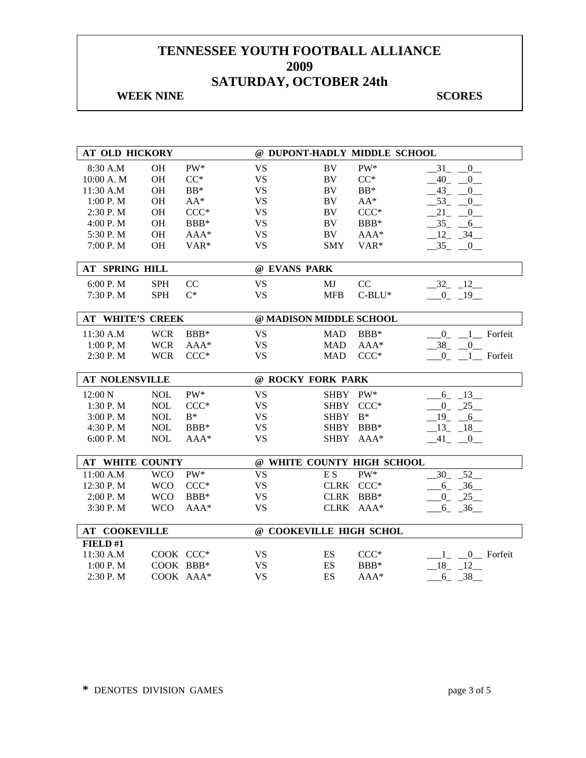# TENNESSEE YOUTH FOOTBALL ALLIANCE
# 2009
# SATURDAY, OCTOBER 24th

**WEEK NINE** **SCORES**

| AT OLD HICKORY | | | @ DUPONT-HADLY MIDDLE SCHOOL | | | |
|---|---|---|---|---|---|---|
| 8:30 A.M | OH | PW* | VS | BV | PW* | 31 0 |
| 10:00 A. M | OH | CC* | VS | BV | CC* | 40 0 |
| 11:30 A.M | OH | BB* | VS | BV | BB* | 43 0 |
| 1:00 P. M | OH | AA* | VS | BV | AA* | 53 0 |
| 2:30 P. M | OH | CCC* | VS | BV | CCC* | 21 0 |
| 4:00 P. M | OH | BBB* | VS | BV | BBB* | 35 6 |
| 5:30 P. M | OH | AAA* | VS | BV | AAA* | 12 34 |
| 7:00 P. M | OH | VAR* | VS | SMY | VAR* | 35 0 |

| AT SPRING HILL | | | @ EVANS PARK | | | |
|---|---|---|---|---|---|---|
| 6:00 P. M | SPH | CC | VS | MJ | CC | 32 12 |
| 7:30 P. M | SPH | C* | VS | MFB | C-BLU* | 0 19 |

| AT WHITE'S CREEK | | | @ MADISON MIDDLE SCHOOL | | | |
|---|---|---|---|---|---|---|
| 11:30 A.M | WCR | BBB* | VS | MAD | BBB* | 0 1 Forfeit |
| 1:00 P, M | WCR | AAA* | VS | MAD | AAA* | 38 0 |
| 2:30 P. M | WCR | CCC* | VS | MAD | CCC* | 0 1 Forfeit |

| AT NOLENSVILLE | | | @ ROCKY FORK PARK | | | |
|---|---|---|---|---|---|---|
| 12:00 N | NOL | PW* | VS | SHBY | PW* | 6 13 |
| 1:30 P. M | NOL | CCC* | VS | SHBY | CCC* | 0 25 |
| 3:00 P. M | NOL | B* | VS | SHBY | B* | 19 6 |
| 4:30 P. M | NOL | BBB* | VS | SHBY | BBB* | 13 18 |
| 6:00 P. M | NOL | AAA* | VS | SHBY | AAA* | 41 0 |

| AT WHITE COUNTY | | | @ WHITE COUNTY HIGH SCHOOL | | | |
|---|---|---|---|---|---|---|
| 11:00 A.M | WCO | PW* | VS | E S | PW* | 30 52 |
| 12:30 P. M | WCO | CCC* | VS | CLRK | CCC* | 6 36 |
| 2:00 P. M | WCO | BBB* | VS | CLRK | BBB* | 0 25 |
| 3:30 P. M | WCO | AAA* | VS | CLRK | AAA* | 6 36 |

| AT COOKEVILLE | | | @ COOKEVILLE HIGH SCHOL | | | |
|---|---|---|---|---|---|---|
| **FIELD #1** | | | | | | |
| 11:30 A.M | COOK | CCC* | VS | ES | CCC* | 1 0 Forfeit |
| 1:00 P. M | COOK | BBB* | VS | ES | BBB* | 18 12 |
| 2:30 P. M | COOK | AAA* | VS | ES | AAA* | 6 38 |

**\*** DENOTES DIVISION GAMES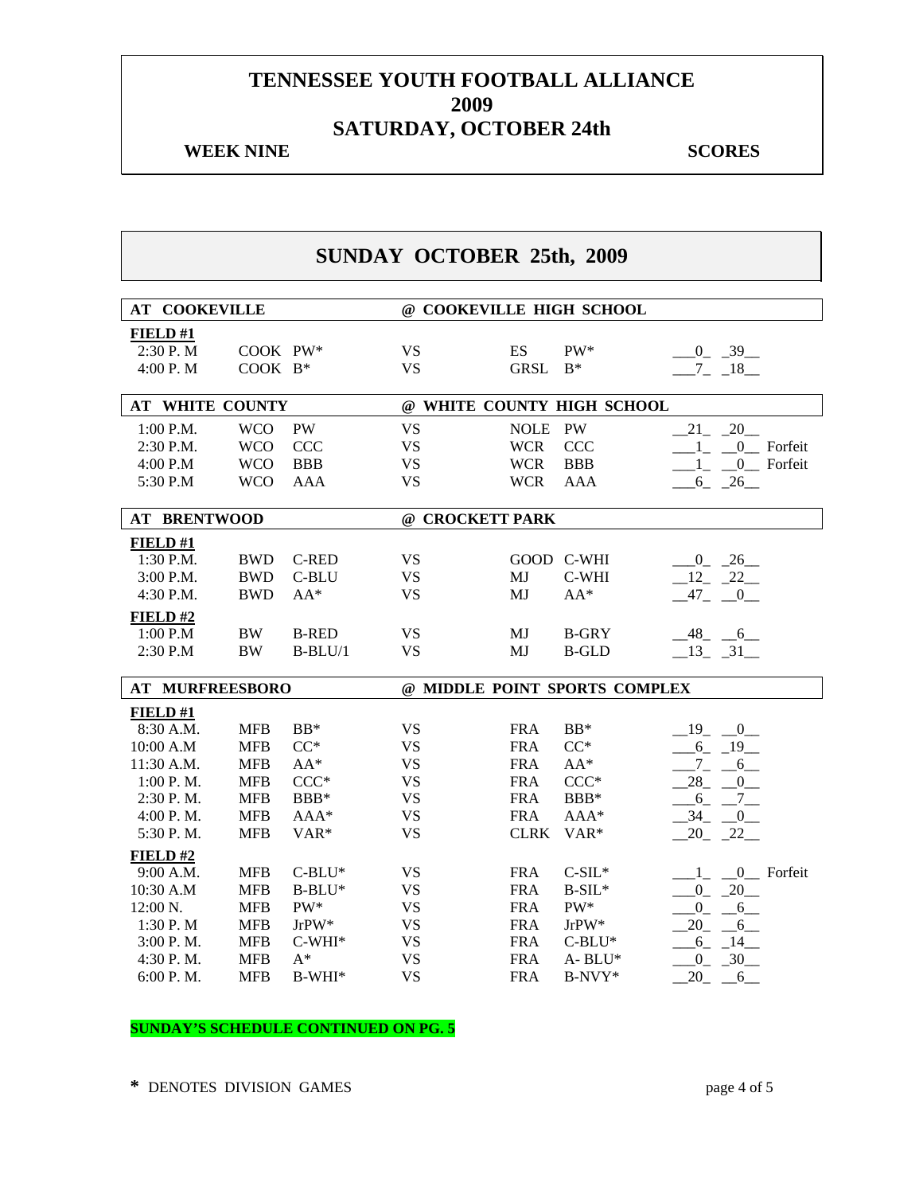# TENNESSEE YOUTH FOOTBALL ALLIANCE
# 2009
# SATURDAY, OCTOBER 24th

**WEEK NINE** **SCORES**

## SUNDAY OCTOBER 25th, 2009

| AT COOKEVILLE | | | @ COOKEVILLE HIGH SCHOOL | | | |
|---|---|---|---|---|---|---|
| **FIELD #1** | | | | | | |
| 2:30 P. M | COOK | PW* | VS | ES | PW* | 0 39 |
| 4:00 P. M | COOK | B* | VS | GRSL | B* | 7 18 |

| AT WHITE COUNTY | | | @ WHITE COUNTY HIGH SCHOOL | | | |
|---|---|---|---|---|---|---|
| 1:00 P.M. | WCO | PW | VS | NOLE | PW | 21 20 |
| 2:30 P.M. | WCO | CCC | VS | WCR | CCC | 1 0 Forfeit |
| 4:00 P.M | WCO | BBB | VS | WCR | BBB | 1 0 Forfeit |
| 5:30 P.M | WCO | AAA | VS | WCR | AAA | 6 26 |

| AT BRENTWOOD | | | @ CROCKETT PARK | | | |
|---|---|---|---|---|---|---|
| **FIELD #1** | | | | | | |
| 1:30 P.M. | BWD | C-RED | VS | GOOD | C-WHI | 0 26 |
| 3:00 P.M. | BWD | C-BLU | VS | MJ | C-WHI | 12 22 |
| 4:30 P.M. | BWD | AA* | VS | MJ | AA* | 47 0 |
| **FIELD #2** | | | | | | |
| 1:00 P.M | BW | B-RED | VS | MJ | B-GRY | 48 6 |
| 2:30 P.M | BW | B-BLU/1 | VS | MJ | B-GLD | 13 31 |

| AT MURFREESBORO | | | @ MIDDLE POINT SPORTS COMPLEX | | | |
|---|---|---|---|---|---|---|
| **FIELD #1** | | | | | | |
| 8:30 A.M. | MFB | BB* | VS | FRA | BB* | 19 0 |
| 10:00 A.M | MFB | CC* | VS | FRA | CC* | 6 19 |
| 11:30 A.M. | MFB | AA* | VS | FRA | AA* | 7 6 |
| 1:00 P. M. | MFB | CCC* | VS | FRA | CCC* | 28 0 |
| 2:30 P. M. | MFB | BBB* | VS | FRA | BBB* | 6 7 |
| 4:00 P. M. | MFB | AAA* | VS | FRA | AAA* | 34 0 |
| 5:30 P. M. | MFB | VAR* | VS | CLRK | VAR* | 20 22 |
| **FIELD #2** | | | | | | |
| 9:00 A.M. | MFB | C-BLU* | VS | FRA | C-SIL* | 1 0 Forfeit |
| 10:30 A.M | MFB | B-BLU* | VS | FRA | B-SIL* | 0 20 |
| 12:00 N. | MFB | PW* | VS | FRA | PW* | 0 6 |
| 1:30 P. M | MFB | JrPW* | VS | FRA | JrPW* | 20 6 |
| 3:00 P. M. | MFB | C-WHI* | VS | FRA | C-BLU* | 6 14 |
| 4:30 P. M. | MFB | A* | VS | FRA | A- BLU* | 0 30 |
| 6:00 P. M. | MFB | B-WHI* | VS | FRA | B-NVY* | 20 6 |

**SUNDAY'S SCHEDULE CONTINUED ON PG. 5**

* DENOTES DIVISION GAMES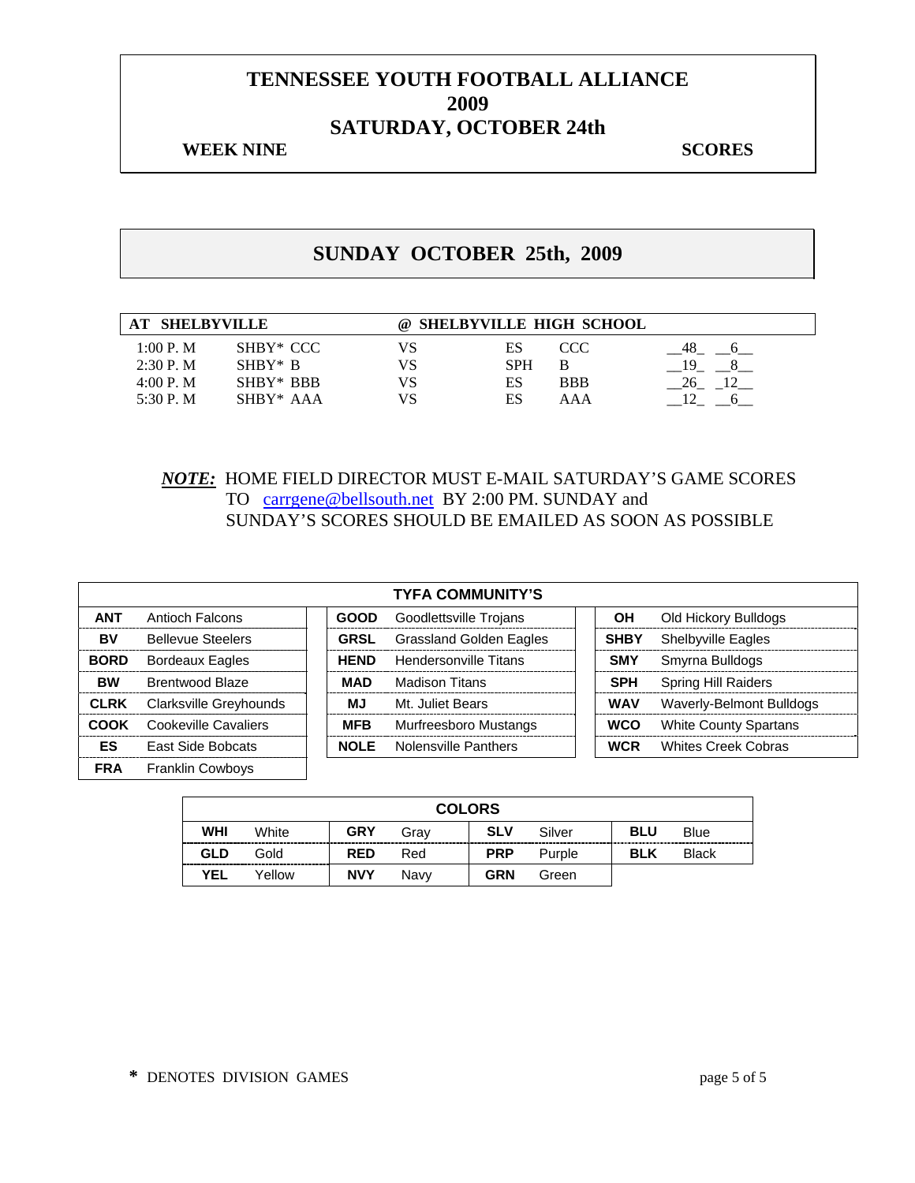# TENNESSEE YOUTH FOOTBALL ALLIANCE
# 2009
# SATURDAY, OCTOBER 24th

**WEEK NINE** **SCORES**

## SUNDAY OCTOBER 25th, 2009

| AT SHELBYVILLE | | | @ SHELBYVILLE HIGH SCHOOL | | |
|---|---|---|---|---|---|
| 1:00 P. M | SHBY* CCC | VS | ES | CCC | __48_ __6__ |
| 2:30 P. M | SHBY* B | VS | SPH | B | __19_ __8__ |
| 4:00 P. M | SHBY* BBB | VS | ES | BBB | __26_ _12__ |
| 5:30 P. M | SHBY* AAA | VS | ES | AAA | __12_ __6__ |

***NOTE:*** HOME FIELD DIRECTOR MUST E-MAIL SATURDAY'S GAME SCORES TO carrgene@bellsouth.net BY 2:00 PM. SUNDAY and SUNDAY'S SCORES SHOULD BE EMAILED AS SOON AS POSSIBLE

| TYFA COMMUNITY'S | | | | | |
|---|---|---|---|---|---|
| **ANT** | Antioch Falcons | **GOOD** | Goodlettsville Trojans | **OH** | Old Hickory Bulldogs |
| **BV** | Bellevue Steelers | **GRSL** | Grassland Golden Eagles | **SHBY** | Shelbyville Eagles |
| **BORD** | Bordeaux Eagles | **HEND** | Hendersonville Titans | **SMY** | Smyrna Bulldogs |
| **BW** | Brentwood Blaze | **MAD** | Madison Titans | **SPH** | Spring Hill Raiders |
| **CLRK** | Clarksville Greyhounds | **MJ** | Mt. Juliet Bears | **WAV** | Waverly-Belmont Bulldogs |
| **COOK** | Cookeville Cavaliers | **MFB** | Murfreesboro Mustangs | **WCO** | White County Spartans |
| **ES** | East Side Bobcats | **NOLE** | Nolensville Panthers | **WCR** | Whites Creek Cobras |
| **FRA** | Franklin Cowboys | | | | |

| COLORS | | | | | | | |
|---|---|---|---|---|---|---|---|
| **WHI** | White | **GRY** | Gray | **SLV** | Silver | **BLU** | Blue |
| **GLD** | Gold | **RED** | Red | **PRP** | Purple | **BLK** | Black |
| **YEL** | Yellow | **NVY** | Navy | **GRN** | Green | | |

**\*** DENOTES DIVISION GAMES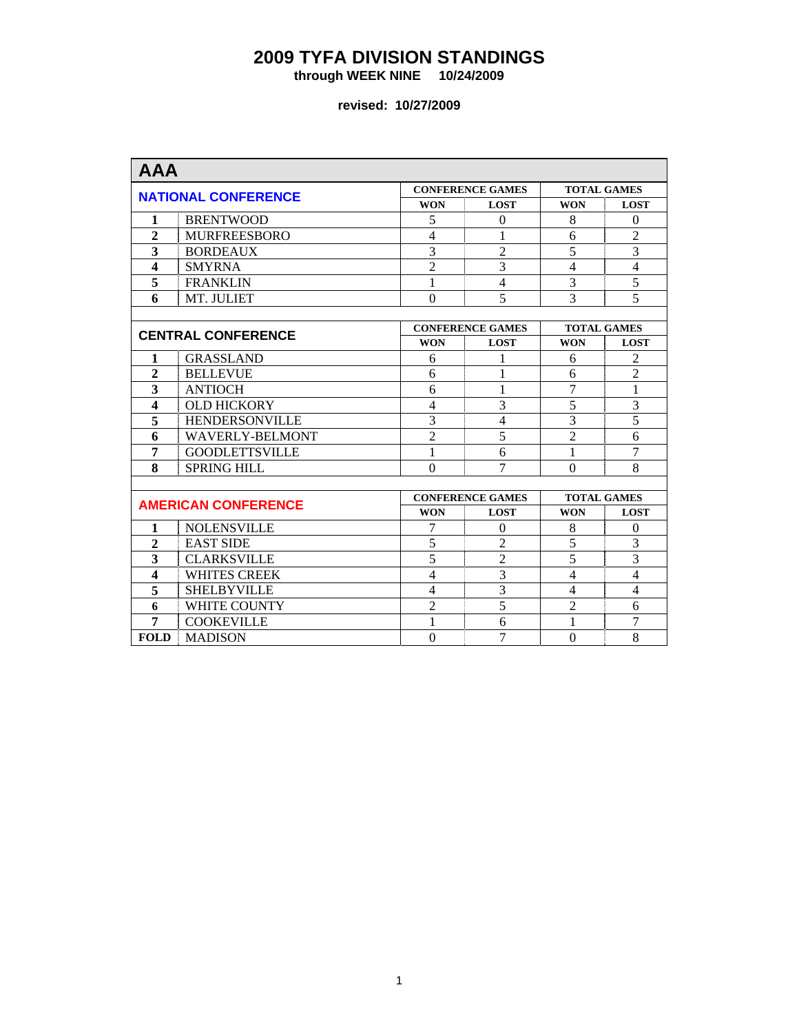# 2009 TYFA DIVISION STANDINGS

**through WEEK NINE 10/24/2009**

**revised: 10/27/2009**

## AAA

| NATIONAL CONFERENCE | | CONFERENCE GAMES | | TOTAL GAMES | |
|---|---|---|---|---|---|
| | | WON | LOST | WON | LOST |
| 1 | BRENTWOOD | 5 | 0 | 8 | 0 |
| 2 | MURFREESBORO | 4 | 1 | 6 | 2 |
| 3 | BORDEAUX | 3 | 2 | 5 | 3 |
| 4 | SMYRNA | 2 | 3 | 4 | 4 |
| 5 | FRANKLIN | 1 | 4 | 3 | 5 |
| 6 | MT. JULIET | 0 | 5 | 3 | 5 |

| CENTRAL CONFERENCE | | CONFERENCE GAMES | | TOTAL GAMES | |
|---|---|---|---|---|---|
| | | WON | LOST | WON | LOST |
| 1 | GRASSLAND | 6 | 1 | 6 | 2 |
| 2 | BELLEVUE | 6 | 1 | 6 | 2 |
| 3 | ANTIOCH | 6 | 1 | 7 | 1 |
| 4 | OLD HICKORY | 4 | 3 | 5 | 3 |
| 5 | HENDERSONVILLE | 3 | 4 | 3 | 5 |
| 6 | WAVERLY-BELMONT | 2 | 5 | 2 | 6 |
| 7 | GOODLETTSVILLE | 1 | 6 | 1 | 7 |
| 8 | SPRING HILL | 0 | 7 | 0 | 8 |

| AMERICAN CONFERENCE | | CONFERENCE GAMES | | TOTAL GAMES | |
|---|---|---|---|---|---|
| | | WON | LOST | WON | LOST |
| 1 | NOLENSVILLE | 7 | 0 | 8 | 0 |
| 2 | EAST SIDE | 5 | 2 | 5 | 3 |
| 3 | CLARKSVILLE | 5 | 2 | 5 | 3 |
| 4 | WHITES CREEK | 4 | 3 | 4 | 4 |
| 5 | SHELBYVILLE | 4 | 3 | 4 | 4 |
| 6 | WHITE COUNTY | 2 | 5 | 2 | 6 |
| 7 | COOKEVILLE | 1 | 6 | 1 | 7 |
| FOLD | MADISON | 0 | 7 | 0 | 8 |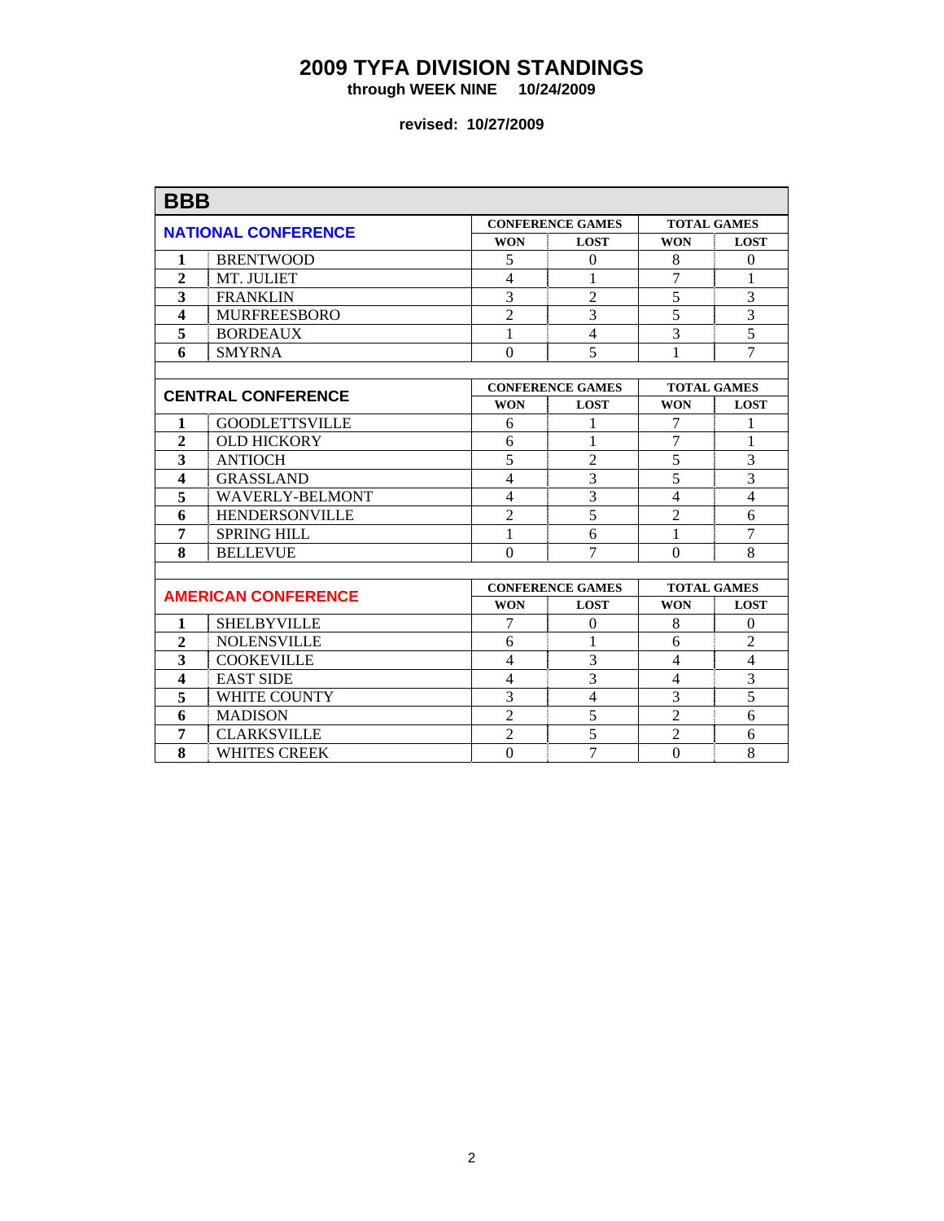# 2009 TYFA DIVISION STANDINGS

**through WEEK NINE 10/24/2009**

**revised: 10/27/2009**

## BBB

| NATIONAL CONFERENCE | | CONFERENCE GAMES | | TOTAL GAMES | |
|---|---|---|---|---|---|
| | | WON | LOST | WON | LOST |
| 1 | BRENTWOOD | 5 | 0 | 8 | 0 |
| 2 | MT. JULIET | 4 | 1 | 7 | 1 |
| 3 | FRANKLIN | 3 | 2 | 5 | 3 |
| 4 | MURFREESBORO | 2 | 3 | 5 | 3 |
| 5 | BORDEAUX | 1 | 4 | 3 | 5 |
| 6 | SMYRNA | 0 | 5 | 1 | 7 |

| CENTRAL CONFERENCE | | CONFERENCE GAMES | | TOTAL GAMES | |
|---|---|---|---|---|---|
| | | WON | LOST | WON | LOST |
| 1 | GOODLETTSVILLE | 6 | 1 | 7 | 1 |
| 2 | OLD HICKORY | 6 | 1 | 7 | 1 |
| 3 | ANTIOCH | 5 | 2 | 5 | 3 |
| 4 | GRASSLAND | 4 | 3 | 5 | 3 |
| 5 | WAVERLY-BELMONT | 4 | 3 | 4 | 4 |
| 6 | HENDERSONVILLE | 2 | 5 | 2 | 6 |
| 7 | SPRING HILL | 1 | 6 | 1 | 7 |
| 8 | BELLEVUE | 0 | 7 | 0 | 8 |

| AMERICAN CONFERENCE | | CONFERENCE GAMES | | TOTAL GAMES | |
|---|---|---|---|---|---|
| | | WON | LOST | WON | LOST |
| 1 | SHELBYVILLE | 7 | 0 | 8 | 0 |
| 2 | NOLENSVILLE | 6 | 1 | 6 | 2 |
| 3 | COOKEVILLE | 4 | 3 | 4 | 4 |
| 4 | EAST SIDE | 4 | 3 | 4 | 3 |
| 5 | WHITE COUNTY | 3 | 4 | 3 | 5 |
| 6 | MADISON | 2 | 5 | 2 | 6 |
| 7 | CLARKSVILLE | 2 | 5 | 2 | 6 |
| 8 | WHITES CREEK | 0 | 7 | 0 | 8 |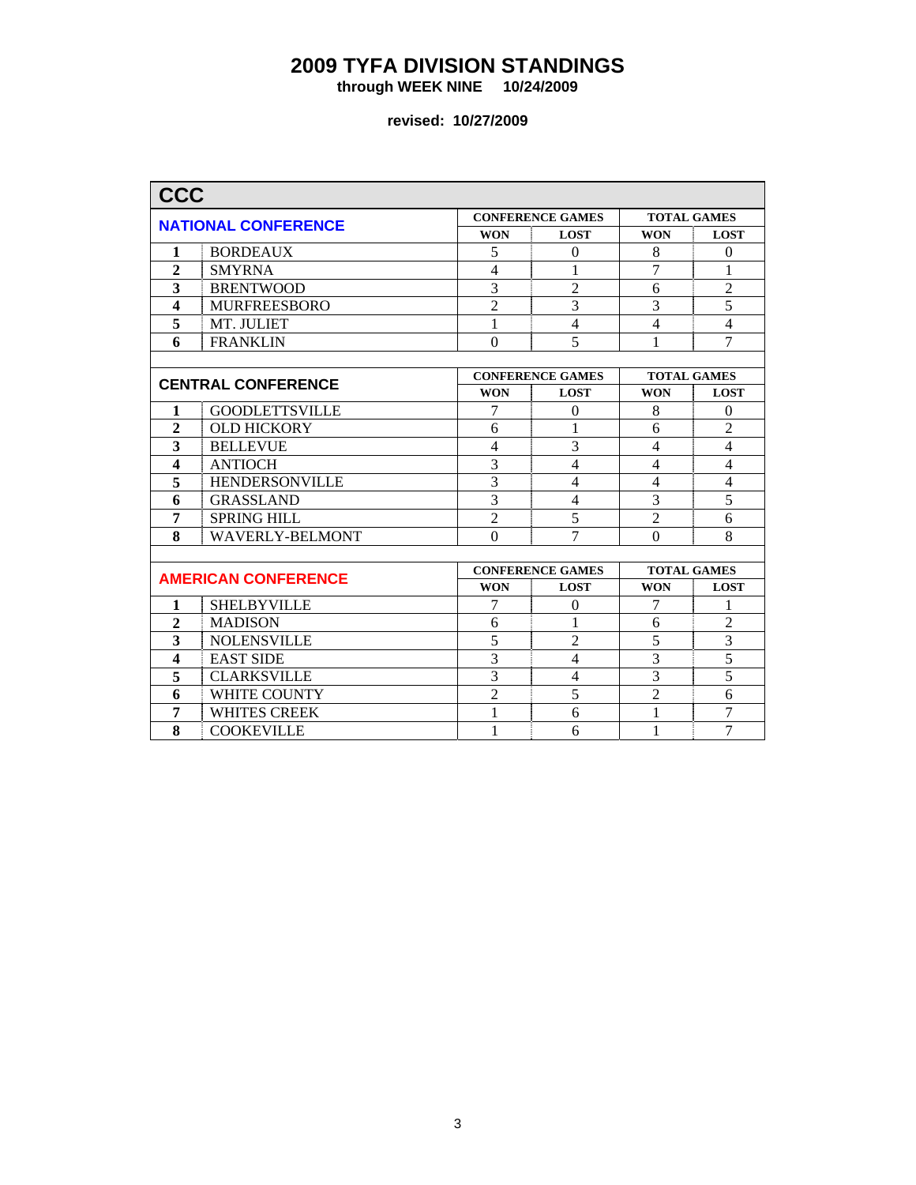# 2009 TYFA DIVISION STANDINGS

**through WEEK NINE 10/24/2009**

**revised: 10/27/2009**

## CCC

| NATIONAL CONFERENCE | | CONFERENCE GAMES | | TOTAL GAMES | |
|---|---|---|---|---|---|
| | | WON | LOST | WON | LOST |
| **1** | BORDEAUX | 5 | 0 | 8 | 0 |
| **2** | SMYRNA | 4 | 1 | 7 | 1 |
| **3** | BRENTWOOD | 3 | 2 | 6 | 2 |
| **4** | MURFREESBORO | 2 | 3 | 3 | 5 |
| **5** | MT. JULIET | 1 | 4 | 4 | 4 |
| **6** | FRANKLIN | 0 | 5 | 1 | 7 |

| CENTRAL CONFERENCE | | CONFERENCE GAMES | | TOTAL GAMES | |
|---|---|---|---|---|---|
| | | WON | LOST | WON | LOST |
| **1** | GOODLETTSVILLE | 7 | 0 | 8 | 0 |
| **2** | OLD HICKORY | 6 | 1 | 6 | 2 |
| **3** | BELLEVUE | 4 | 3 | 4 | 4 |
| **4** | ANTIOCH | 3 | 4 | 4 | 4 |
| **5** | HENDERSONVILLE | 3 | 4 | 4 | 4 |
| **6** | GRASSLAND | 3 | 4 | 3 | 5 |
| **7** | SPRING HILL | 2 | 5 | 2 | 6 |
| **8** | WAVERLY-BELMONT | 0 | 7 | 0 | 8 |

| AMERICAN CONFERENCE | | CONFERENCE GAMES | | TOTAL GAMES | |
|---|---|---|---|---|---|
| | | WON | LOST | WON | LOST |
| **1** | SHELBYVILLE | 7 | 0 | 7 | 1 |
| **2** | MADISON | 6 | 1 | 6 | 2 |
| **3** | NOLENSVILLE | 5 | 2 | 5 | 3 |
| **4** | EAST SIDE | 3 | 4 | 3 | 5 |
| **5** | CLARKSVILLE | 3 | 4 | 3 | 5 |
| **6** | WHITE COUNTY | 2 | 5 | 2 | 6 |
| **7** | WHITES CREEK | 1 | 6 | 1 | 7 |
| **8** | COOKEVILLE | 1 | 6 | 1 | 7 |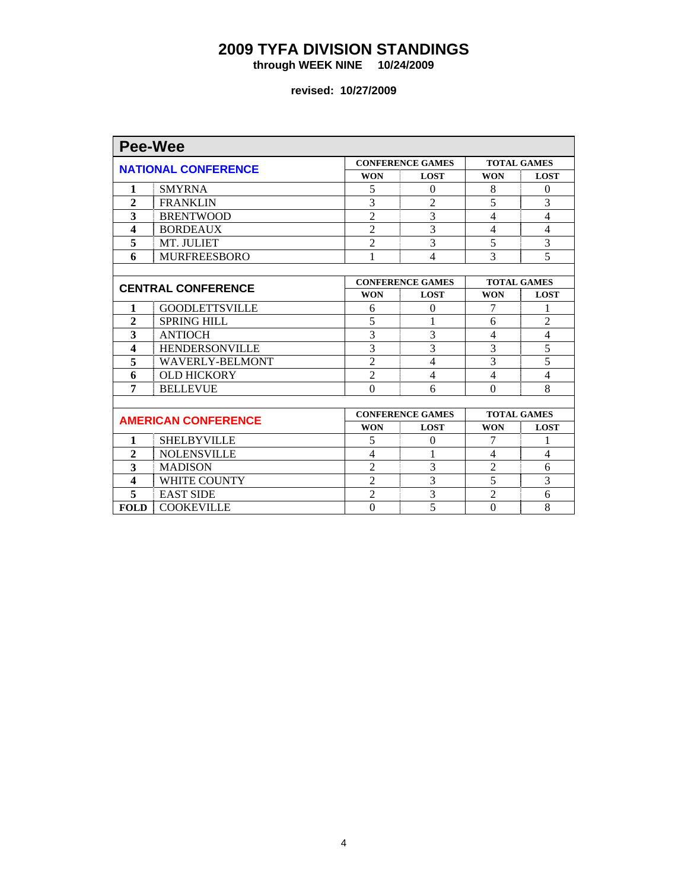# 2009 TYFA DIVISION STANDINGS

**through WEEK NINE 10/24/2009**

**revised: 10/27/2009**

## Pee-Wee

| NATIONAL CONFERENCE | | CONFERENCE GAMES | | TOTAL GAMES | |
|---|---|---|---|---|---|
| | | WON | LOST | WON | LOST |
| 1 | SMYRNA | 5 | 0 | 8 | 0 |
| 2 | FRANKLIN | 3 | 2 | 5 | 3 |
| 3 | BRENTWOOD | 2 | 3 | 4 | 4 |
| 4 | BORDEAUX | 2 | 3 | 4 | 4 |
| 5 | MT. JULIET | 2 | 3 | 5 | 3 |
| 6 | MURFREESBORO | 1 | 4 | 3 | 5 |

| CENTRAL CONFERENCE | | CONFERENCE GAMES | | TOTAL GAMES | |
|---|---|---|---|---|---|
| | | WON | LOST | WON | LOST |
| 1 | GOODLETTSVILLE | 6 | 0 | 7 | 1 |
| 2 | SPRING HILL | 5 | 1 | 6 | 2 |
| 3 | ANTIOCH | 3 | 3 | 4 | 4 |
| 4 | HENDERSONVILLE | 3 | 3 | 3 | 5 |
| 5 | WAVERLY-BELMONT | 2 | 4 | 3 | 5 |
| 6 | OLD HICKORY | 2 | 4 | 4 | 4 |
| 7 | BELLEVUE | 0 | 6 | 0 | 8 |

| AMERICAN CONFERENCE | | CONFERENCE GAMES | | TOTAL GAMES | |
|---|---|---|---|---|---|
| | | WON | LOST | WON | LOST |
| 1 | SHELBYVILLE | 5 | 0 | 7 | 1 |
| 2 | NOLENSVILLE | 4 | 1 | 4 | 4 |
| 3 | MADISON | 2 | 3 | 2 | 6 |
| 4 | WHITE COUNTY | 2 | 3 | 5 | 3 |
| 5 | EAST SIDE | 2 | 3 | 2 | 6 |
| FOLD | COOKEVILLE | 0 | 5 | 0 | 8 |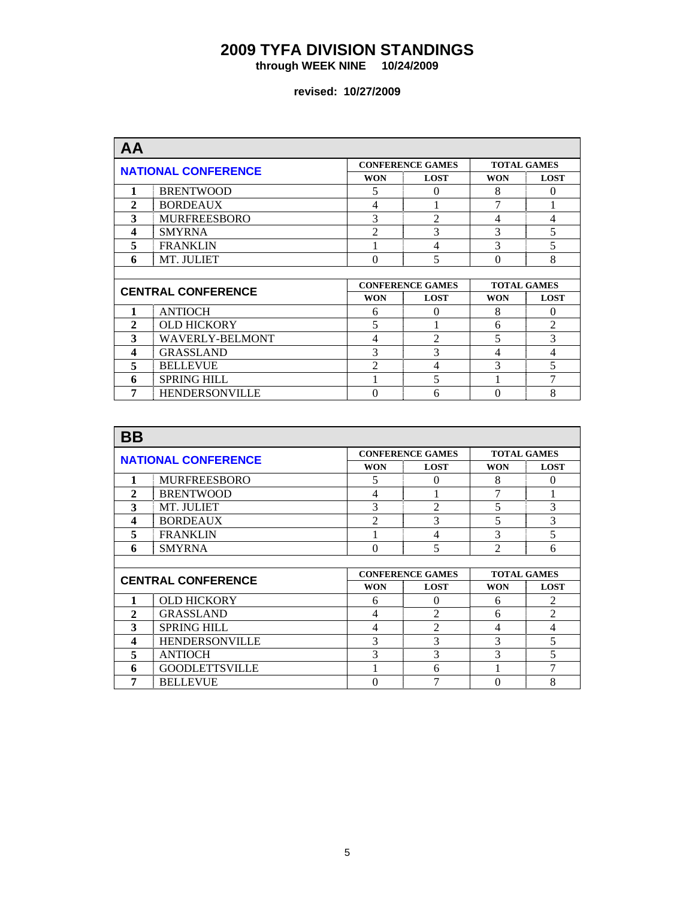# 2009 TYFA DIVISION STANDINGS

**through WEEK NINE 10/24/2009**

**revised: 10/27/2009**

## AA

| NATIONAL CONFERENCE | | CONFERENCE GAMES | | TOTAL GAMES | |
|---|---|---|---|---|---|
| | | WON | LOST | WON | LOST |
| 1 | BRENTWOOD | 5 | 0 | 8 | 0 |
| 2 | BORDEAUX | 4 | 1 | 7 | 1 |
| 3 | MURFREESBORO | 3 | 2 | 4 | 4 |
| 4 | SMYRNA | 2 | 3 | 3 | 5 |
| 5 | FRANKLIN | 1 | 4 | 3 | 5 |
| 6 | MT. JULIET | 0 | 5 | 0 | 8 |

| CENTRAL CONFERENCE | | CONFERENCE GAMES | | TOTAL GAMES | |
|---|---|---|---|---|---|
| | | WON | LOST | WON | LOST |
| 1 | ANTIOCH | 6 | 0 | 8 | 0 |
| 2 | OLD HICKORY | 5 | 1 | 6 | 2 |
| 3 | WAVERLY-BELMONT | 4 | 2 | 5 | 3 |
| 4 | GRASSLAND | 3 | 3 | 4 | 4 |
| 5 | BELLEVUE | 2 | 4 | 3 | 5 |
| 6 | SPRING HILL | 1 | 5 | 1 | 7 |
| 7 | HENDERSONVILLE | 0 | 6 | 0 | 8 |

## BB

| NATIONAL CONFERENCE | | CONFERENCE GAMES | | TOTAL GAMES | |
|---|---|---|---|---|---|
| | | WON | LOST | WON | LOST |
| 1 | MURFREESBORO | 5 | 0 | 8 | 0 |
| 2 | BRENTWOOD | 4 | 1 | 7 | 1 |
| 3 | MT. JULIET | 3 | 2 | 5 | 3 |
| 4 | BORDEAUX | 2 | 3 | 5 | 3 |
| 5 | FRANKLIN | 1 | 4 | 3 | 5 |
| 6 | SMYRNA | 0 | 5 | 2 | 6 |

| CENTRAL CONFERENCE | | CONFERENCE GAMES | | TOTAL GAMES | |
|---|---|---|---|---|---|
| | | WON | LOST | WON | LOST |
| 1 | OLD HICKORY | 6 | 0 | 6 | 2 |
| 2 | GRASSLAND | 4 | 2 | 6 | 2 |
| 3 | SPRING HILL | 4 | 2 | 4 | 4 |
| 4 | HENDERSONVILLE | 3 | 3 | 3 | 5 |
| 5 | ANTIOCH | 3 | 3 | 3 | 5 |
| 6 | GOODLETTSVILLE | 1 | 6 | 1 | 7 |
| 7 | BELLEVUE | 0 | 7 | 0 | 8 |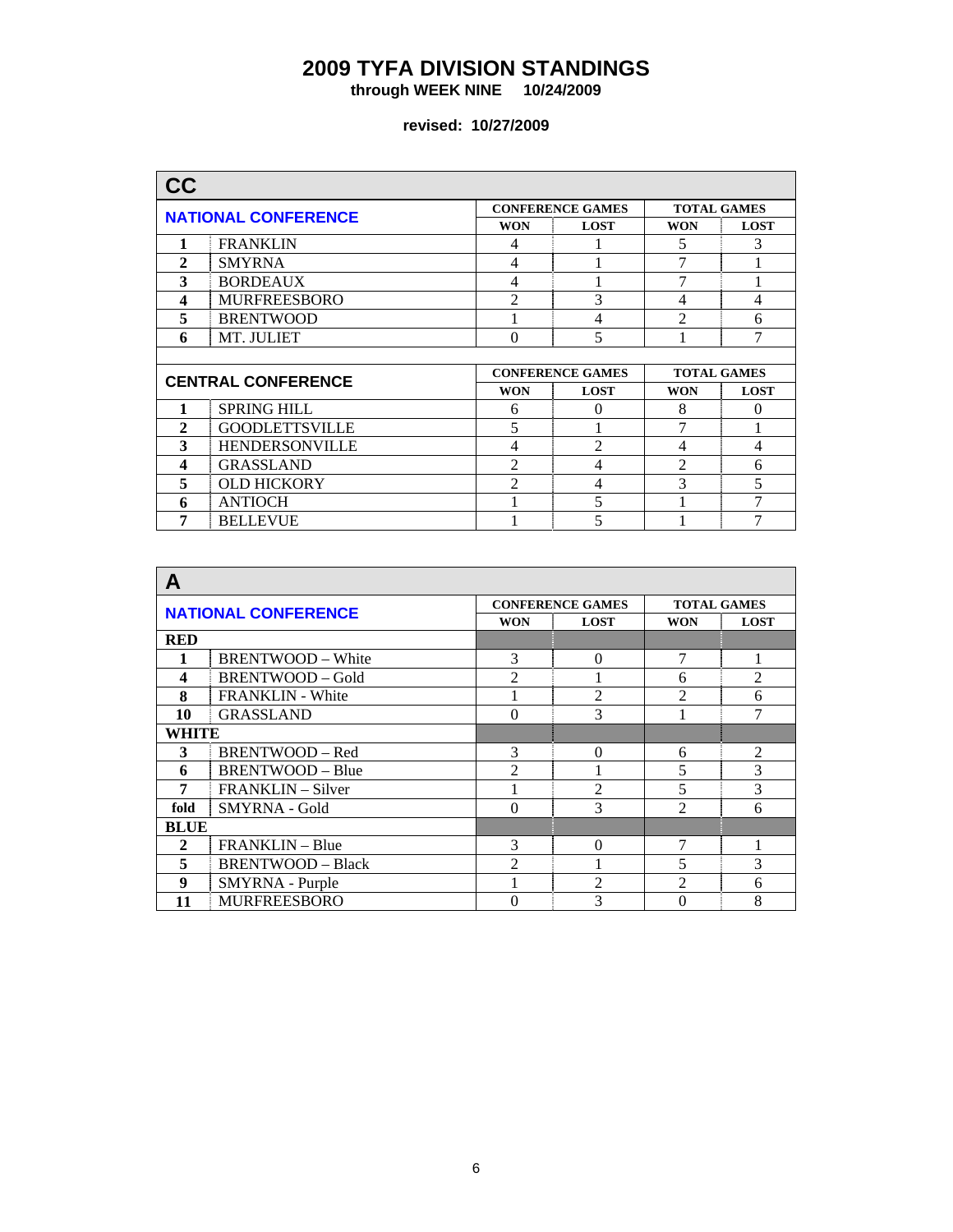# 2009 TYFA DIVISION STANDINGS

**through WEEK NINE 10/24/2009**

**revised: 10/27/2009**

## CC

| NATIONAL CONFERENCE | | CONFERENCE GAMES | | TOTAL GAMES | |
|---|---|---|---|---|---|
| | | WON | LOST | WON | LOST |
| 1 | FRANKLIN | 4 | 1 | 5 | 3 |
| 2 | SMYRNA | 4 | 1 | 7 | 1 |
| 3 | BORDEAUX | 4 | 1 | 7 | 1 |
| 4 | MURFREESBORO | 2 | 3 | 4 | 4 |
| 5 | BRENTWOOD | 1 | 4 | 2 | 6 |
| 6 | MT. JULIET | 0 | 5 | 1 | 7 |

| CENTRAL CONFERENCE | | CONFERENCE GAMES | | TOTAL GAMES | |
|---|---|---|---|---|---|
| | | WON | LOST | WON | LOST |
| 1 | SPRING HILL | 6 | 0 | 8 | 0 |
| 2 | GOODLETTSVILLE | 5 | 1 | 7 | 1 |
| 3 | HENDERSONVILLE | 4 | 2 | 4 | 4 |
| 4 | GRASSLAND | 2 | 4 | 2 | 6 |
| 5 | OLD HICKORY | 2 | 4 | 3 | 5 |
| 6 | ANTIOCH | 1 | 5 | 1 | 7 |
| 7 | BELLEVUE | 1 | 5 | 1 | 7 |

## A

| NATIONAL CONFERENCE | | CONFERENCE GAMES | | TOTAL GAMES | |
|---|---|---|---|---|---|
| | | WON | LOST | WON | LOST |
| **RED** | | | | | |
| 1 | BRENTWOOD – White | 3 | 0 | 7 | 1 |
| 4 | BRENTWOOD – Gold | 2 | 1 | 6 | 2 |
| 8 | FRANKLIN - White | 1 | 2 | 2 | 6 |
| 10 | GRASSLAND | 0 | 3 | 1 | 7 |
| **WHITE** | | | | | |
| 3 | BRENTWOOD – Red | 3 | 0 | 6 | 2 |
| 6 | BRENTWOOD – Blue | 2 | 1 | 5 | 3 |
| 7 | FRANKLIN – Silver | 1 | 2 | 5 | 3 |
| fold | SMYRNA - Gold | 0 | 3 | 2 | 6 |
| **BLUE** | | | | | |
| 2 | FRANKLIN – Blue | 3 | 0 | 7 | 1 |
| 5 | BRENTWOOD – Black | 2 | 1 | 5 | 3 |
| 9 | SMYRNA - Purple | 1 | 2 | 2 | 6 |
| 11 | MURFREESBORO | 0 | 3 | 0 | 8 |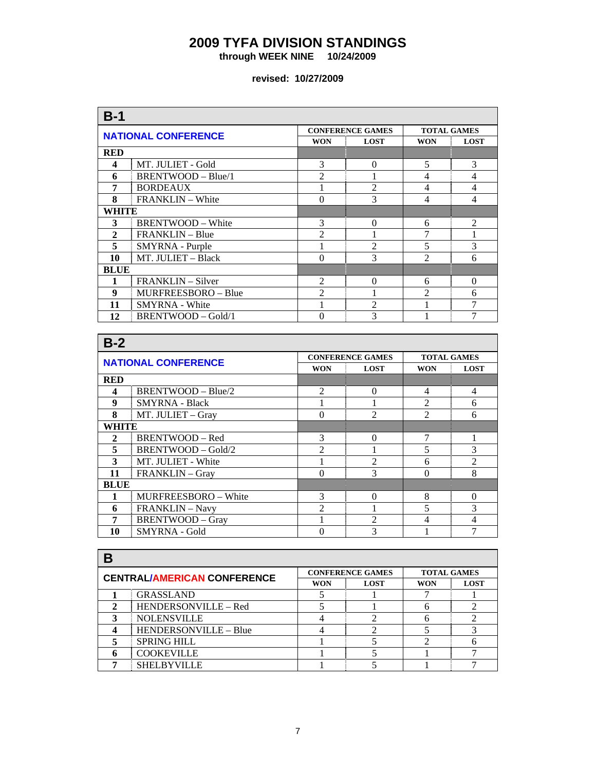# 2009 TYFA DIVISION STANDINGS

**through WEEK NINE 10/24/2009**

**revised: 10/27/2009**

## B-1

| NATIONAL CONFERENCE | | CONFERENCE GAMES | | TOTAL GAMES | |
|---|---|---|---|---|---|
| | | WON | LOST | WON | LOST |
| **RED** | | | | | |
| 4 | MT. JULIET - Gold | 3 | 0 | 5 | 3 |
| 6 | BRENTWOOD – Blue/1 | 2 | 1 | 4 | 4 |
| 7 | BORDEAUX | 1 | 2 | 4 | 4 |
| 8 | FRANKLIN – White | 0 | 3 | 4 | 4 |
| **WHITE** | | | | | |
| 3 | BRENTWOOD – White | 3 | 0 | 6 | 2 |
| 2 | FRANKLIN – Blue | 2 | 1 | 7 | 1 |
| 5 | SMYRNA - Purple | 1 | 2 | 5 | 3 |
| 10 | MT. JULIET – Black | 0 | 3 | 2 | 6 |
| **BLUE** | | | | | |
| 1 | FRANKLIN – Silver | 2 | 0 | 6 | 0 |
| 9 | MURFREESBORO – Blue | 2 | 1 | 2 | 6 |
| 11 | SMYRNA - White | 1 | 2 | 1 | 7 |
| 12 | BRENTWOOD – Gold/1 | 0 | 3 | 1 | 7 |

## B-2

| NATIONAL CONFERENCE | | CONFERENCE GAMES | | TOTAL GAMES | |
|---|---|---|---|---|---|
| | | WON | LOST | WON | LOST |
| **RED** | | | | | |
| 4 | BRENTWOOD – Blue/2 | 2 | 0 | 4 | 4 |
| 9 | SMYRNA - Black | 1 | 1 | 2 | 6 |
| 8 | MT. JULIET – Gray | 0 | 2 | 2 | 6 |
| **WHITE** | | | | | |
| 2 | BRENTWOOD – Red | 3 | 0 | 7 | 1 |
| 5 | BRENTWOOD – Gold/2 | 2 | 1 | 5 | 3 |
| 3 | MT. JULIET - White | 1 | 2 | 6 | 2 |
| 11 | FRANKLIN – Gray | 0 | 3 | 0 | 8 |
| **BLUE** | | | | | |
| 1 | MURFREESBORO – White | 3 | 0 | 8 | 0 |
| 6 | FRANKLIN – Navy | 2 | 1 | 5 | 3 |
| 7 | BRENTWOOD – Gray | 1 | 2 | 4 | 4 |
| 10 | SMYRNA - Gold | 0 | 3 | 1 | 7 |

## B

| CENTRAL/AMERICAN CONFERENCE | | CONFERENCE GAMES | | TOTAL GAMES | |
|---|---|---|---|---|---|
| | | WON | LOST | WON | LOST |
| 1 | GRASSLAND | 5 | 1 | 7 | 1 |
| 2 | HENDERSONVILLE – Red | 5 | 1 | 6 | 2 |
| 3 | NOLENSVILLE | 4 | 2 | 6 | 2 |
| 4 | HENDERSONVILLE – Blue | 4 | 2 | 5 | 3 |
| 5 | SPRING HILL | 1 | 5 | 2 | 6 |
| 6 | COOKEVILLE | 1 | 5 | 1 | 7 |
| 7 | SHELBYVILLE | 1 | 5 | 1 | 7 |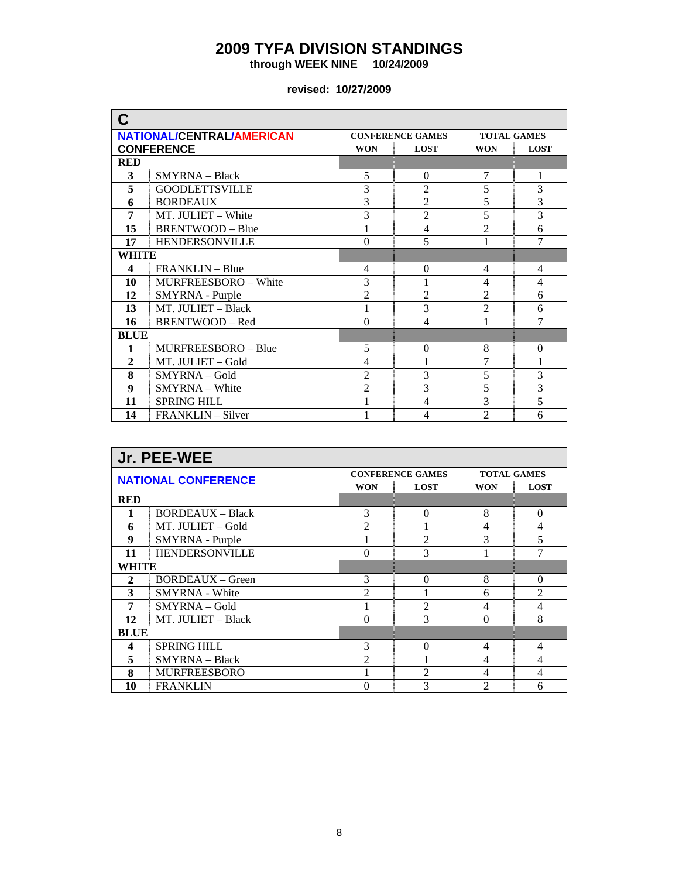# 2009 TYFA DIVISION STANDINGS

**through WEEK NINE 10/24/2009**

**revised: 10/27/2009**

## C

| NATIONAL/CENTRAL/AMERICAN CONFERENCE | | CONFERENCE GAMES | | TOTAL GAMES | |
|---|---|---|---|---|---|
| | | WON | LOST | WON | LOST |
| **RED** | | | | | |
| **3** | SMYRNA – Black | 5 | 0 | 7 | 1 |
| **5** | GOODLETTSVILLE | 3 | 2 | 5 | 3 |
| **6** | BORDEAUX | 3 | 2 | 5 | 3 |
| **7** | MT. JULIET – White | 3 | 2 | 5 | 3 |
| **15** | BRENTWOOD – Blue | 1 | 4 | 2 | 6 |
| **17** | HENDERSONVILLE | 0 | 5 | 1 | 7 |
| **WHITE** | | | | | |
| **4** | FRANKLIN – Blue | 4 | 0 | 4 | 4 |
| **10** | MURFREESBORO – White | 3 | 1 | 4 | 4 |
| **12** | SMYRNA - Purple | 2 | 2 | 2 | 6 |
| **13** | MT. JULIET – Black | 1 | 3 | 2 | 6 |
| **16** | BRENTWOOD – Red | 0 | 4 | 1 | 7 |
| **BLUE** | | | | | |
| **1** | MURFREESBORO – Blue | 5 | 0 | 8 | 0 |
| **2** | MT. JULIET – Gold | 4 | 1 | 7 | 1 |
| **8** | SMYRNA – Gold | 2 | 3 | 5 | 3 |
| **9** | SMYRNA – White | 2 | 3 | 5 | 3 |
| **11** | SPRING HILL | 1 | 4 | 3 | 5 |
| **14** | FRANKLIN – Silver | 1 | 4 | 2 | 6 |

## Jr. PEE-WEE

| NATIONAL CONFERENCE | | CONFERENCE GAMES | | TOTAL GAMES | |
|---|---|---|---|---|---|
| | | WON | LOST | WON | LOST |
| **RED** | | | | | |
| **1** | BORDEAUX – Black | 3 | 0 | 8 | 0 |
| **6** | MT. JULIET – Gold | 2 | 1 | 4 | 4 |
| **9** | SMYRNA - Purple | 1 | 2 | 3 | 5 |
| **11** | HENDERSONVILLE | 0 | 3 | 1 | 7 |
| **WHITE** | | | | | |
| **2** | BORDEAUX – Green | 3 | 0 | 8 | 0 |
| **3** | SMYRNA - White | 2 | 1 | 6 | 2 |
| **7** | SMYRNA – Gold | 1 | 2 | 4 | 4 |
| **12** | MT. JULIET – Black | 0 | 3 | 0 | 8 |
| **BLUE** | | | | | |
| **4** | SPRING HILL | 3 | 0 | 4 | 4 |
| **5** | SMYRNA – Black | 2 | 1 | 4 | 4 |
| **8** | MURFREESBORO | 1 | 2 | 4 | 4 |
| **10** | FRANKLIN | 0 | 3 | 2 | 6 |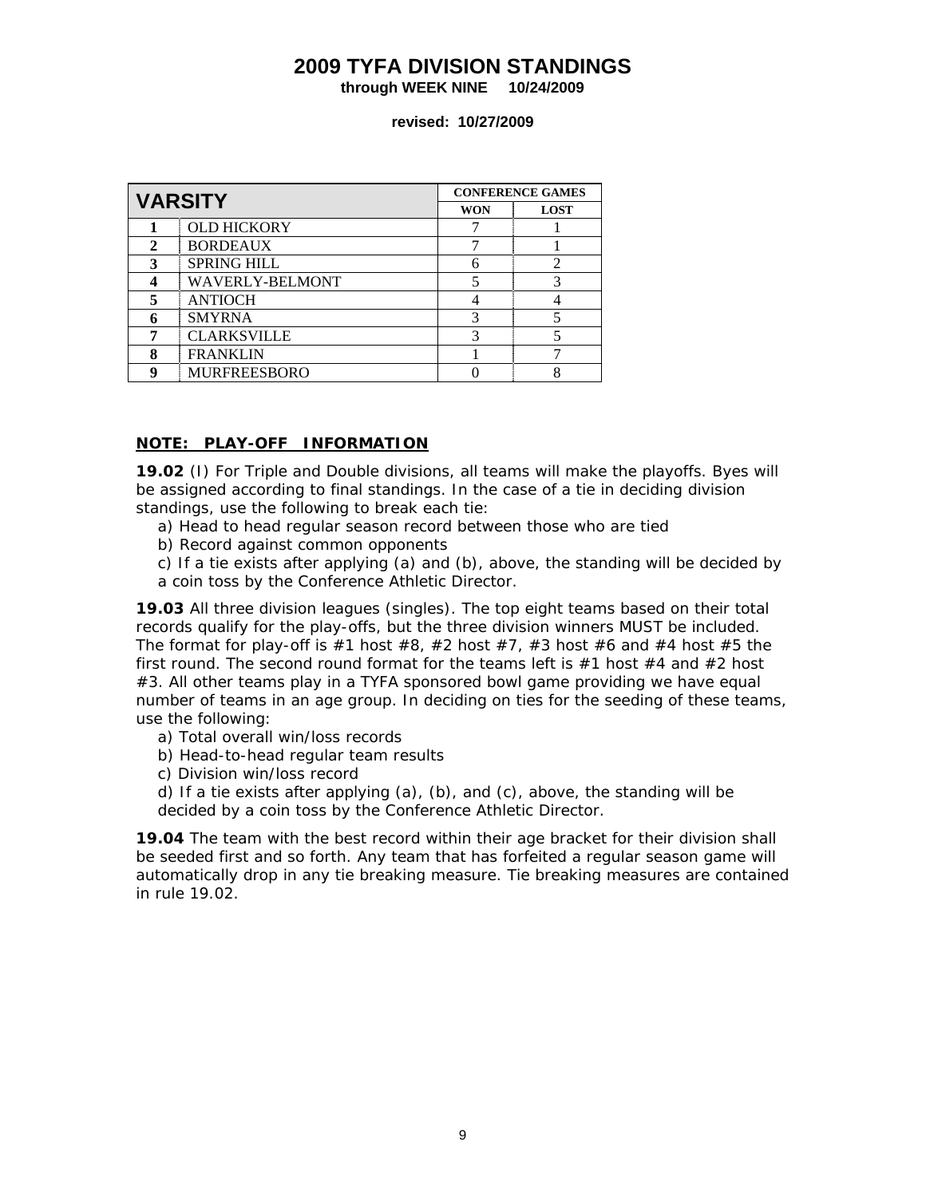# 2009 TYFA DIVISION STANDINGS

**through WEEK NINE 10/24/2009**

**revised: 10/27/2009**

| VARSITY | | CONFERENCE GAMES | |
|---|---|---|---|
| | | WON | LOST |
| 1 | OLD HICKORY | 7 | 1 |
| 2 | BORDEAUX | 7 | 1 |
| 3 | SPRING HILL | 6 | 2 |
| 4 | WAVERLY-BELMONT | 5 | 3 |
| 5 | ANTIOCH | 4 | 4 |
| 6 | SMYRNA | 3 | 5 |
| 7 | CLARKSVILLE | 3 | 5 |
| 8 | FRANKLIN | 1 | 7 |
| 9 | MURFREESBORO | 0 | 8 |

**NOTE: PLAY-OFF INFORMATION**

**19.02** (I) For Triple and Double divisions, all teams will make the playoffs. Byes will be assigned according to final standings. In the case of a tie in deciding division standings, use the following to break each tie:

a) Head to head regular season record between those who are tied
b) Record against common opponents
c) If a tie exists after applying (a) and (b), above, the standing will be decided by a coin toss by the Conference Athletic Director.

**19.03** All three division leagues (singles). The top eight teams based on their total records qualify for the play-offs, but the three division winners MUST be included. The format for play-off is #1 host #8, #2 host #7, #3 host #6 and #4 host #5 the first round. The second round format for the teams left is #1 host #4 and #2 host #3. All other teams play in a TYFA sponsored bowl game providing we have equal number of teams in an age group. In deciding on ties for the seeding of these teams, use the following:

a) Total overall win/loss records
b) Head-to-head regular team results
c) Division win/loss record
d) If a tie exists after applying (a), (b), and (c), above, the standing will be decided by a coin toss by the Conference Athletic Director.

**19.04** The team with the best record within their age bracket for their division shall be seeded first and so forth. Any team that has forfeited a regular season game will automatically drop in any tie breaking measure. Tie breaking measures are contained in rule 19.02.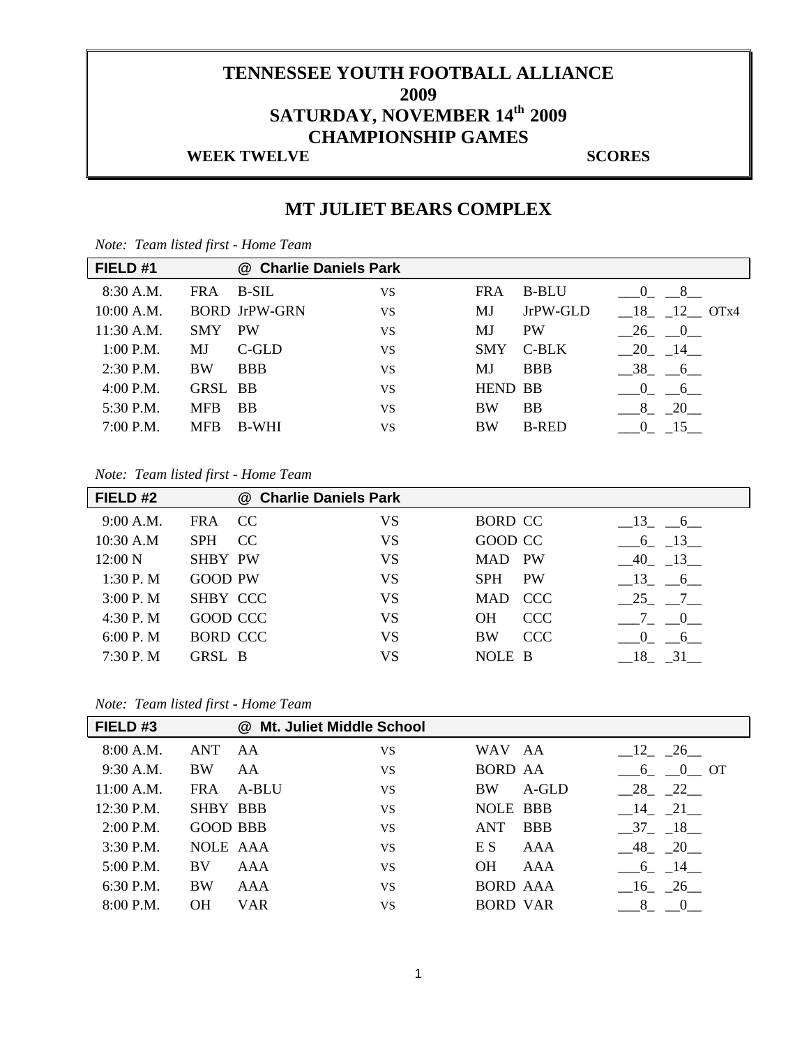# TENNESSEE YOUTH FOOTBALL ALLIANCE
# 2009
# SATURDAY, NOVEMBER 14th 2009
# CHAMPIONSHIP GAMES

**WEEK TWELVE** **SCORES**

## MT JULIET BEARS COMPLEX

*Note: Team listed first - Home Team*

| FIELD #1 | | @ Charlie Daniels Park | | | | |
|---|---|---|---|---|---|---|
| 8:30 A.M. | FRA | B-SIL | VS | FRA | B-BLU | __0_ __8__ |
| 10:00 A.M. | BORD | JrPW-GRN | VS | MJ | JrPW-GLD | __18_ _12__ OTx4 |
| 11:30 A.M. | SMY | PW | VS | MJ | PW | __26_ __0__ |
| 1:00 P.M. | MJ | C-GLD | VS | SMY | C-BLK | __20_ _14__ |
| 2:30 P.M. | BW | BBB | VS | MJ | BBB | __38_ __6__ |
| 4:00 P.M. | GRSL | BB | VS | HEND | BB | __0_ __6__ |
| 5:30 P.M. | MFB | BB | VS | BW | BB | __8_ _20__ |
| 7:00 P.M. | MFB | B-WHI | VS | BW | B-RED | __0_ _15__ |

*Note: Team listed first - Home Team*

| FIELD #2 | | @ Charlie Daniels Park | | | | |
|---|---|---|---|---|---|---|
| 9:00 A.M. | FRA | CC | VS | BORD | CC | __13_ __6__ |
| 10:30 A.M | SPH | CC | VS | GOOD | CC | __6_ _13__ |
| 12:00 N | SHBY | PW | VS | MAD | PW | __40_ _13__ |
| 1:30 P. M | GOOD | PW | VS | SPH | PW | __13_ __6__ |
| 3:00 P. M | SHBY | CCC | VS | MAD | CCC | __25_ __7__ |
| 4:30 P. M | GOOD | CCC | VS | OH | CCC | __7_ __0__ |
| 6:00 P. M | BORD | CCC | VS | BW | CCC | __0_ __6__ |
| 7:30 P. M | GRSL | B | VS | NOLE | B | __18_ _31__ |

*Note: Team listed first - Home Team*

| FIELD #3 | | @ Mt. Juliet Middle School | | | | |
|---|---|---|---|---|---|---|
| 8:00 A.M. | ANT | AA | VS | WAV | AA | __12_ _26__ |
| 9:30 A.M. | BW | AA | VS | BORD | AA | __6_ __0__ OT |
| 11:00 A.M. | FRA | A-BLU | VS | BW | A-GLD | __28_ _22__ |
| 12:30 P.M. | SHBY | BBB | VS | NOLE | BBB | __14_ _21__ |
| 2:00 P.M. | GOOD | BBB | VS | ANT | BBB | __37_ _18__ |
| 3:30 P.M. | NOLE | AAA | VS | E S | AAA | __48_ _20__ |
| 5:00 P.M. | BV | AAA | VS | OH | AAA | __6_ _14__ |
| 6:30 P.M. | BW | AAA | VS | BORD | AAA | __16_ _26__ |
| 8:00 P.M. | OH | VAR | VS | BORD | VAR | __8_ __0__ |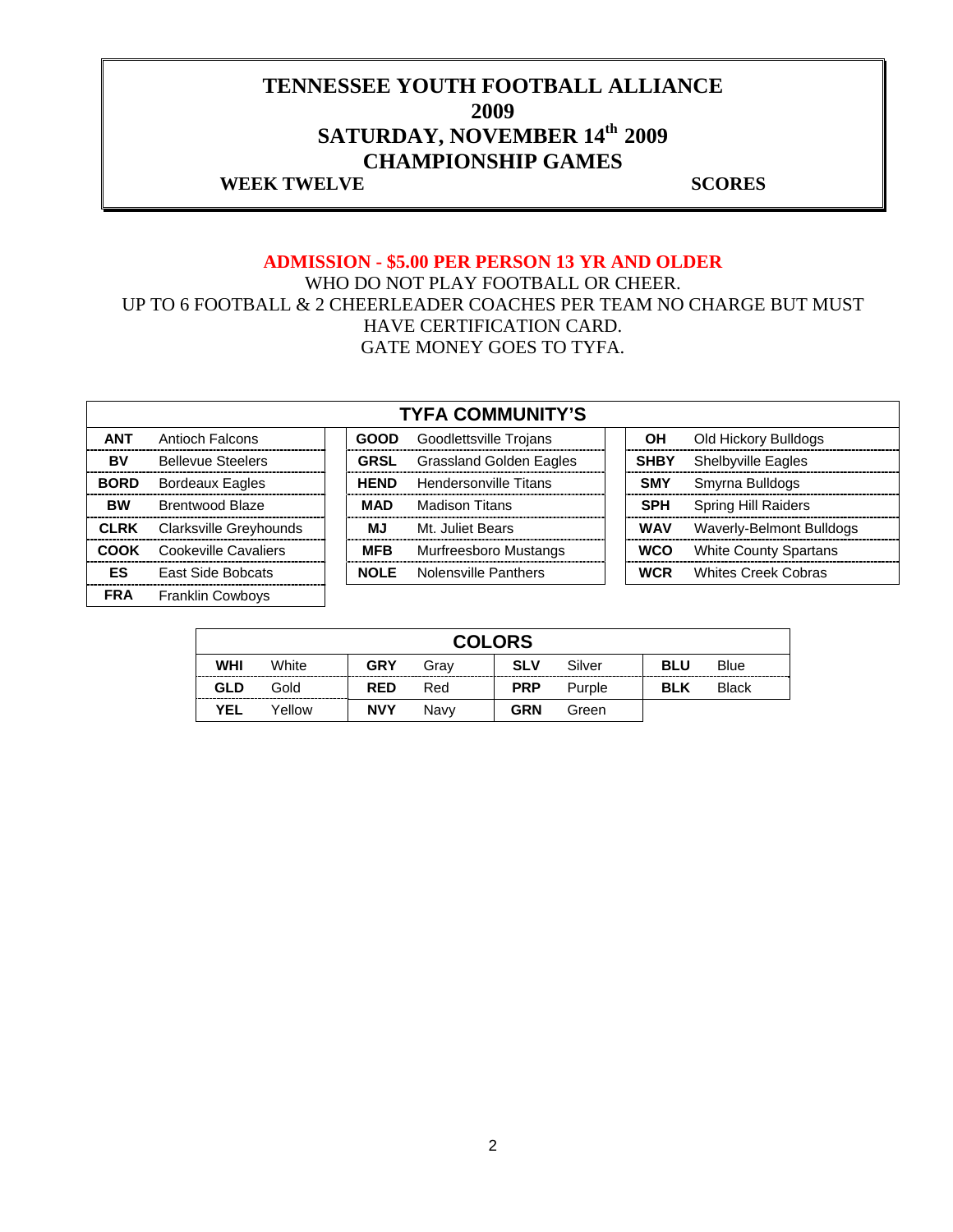# TENNESSEE YOUTH FOOTBALL ALLIANCE
# 2009
# SATURDAY, NOVEMBER 14th 2009
# CHAMPIONSHIP GAMES

**WEEK TWELVE** **SCORES**

**ADMISSION - $5.00 PER PERSON 13 YR AND OLDER**

WHO DO NOT PLAY FOOTBALL OR CHEER.
UP TO 6 FOOTBALL & 2 CHEERLEADER COACHES PER TEAM NO CHARGE BUT MUST HAVE CERTIFICATION CARD.
GATE MONEY GOES TO TYFA.

**TYFA COMMUNITY'S**

| | | | | | |
|---|---|---|---|---|---|
| **ANT** | Antioch Falcons | **GOOD** | Goodlettsville Trojans | **OH** | Old Hickory Bulldogs |
| **BV** | Bellevue Steelers | **GRSL** | Grassland Golden Eagles | **SHBY** | Shelbyville Eagles |
| **BORD** | Bordeaux Eagles | **HEND** | Hendersonville Titans | **SMY** | Smyrna Bulldogs |
| **BW** | Brentwood Blaze | **MAD** | Madison Titans | **SPH** | Spring Hill Raiders |
| **CLRK** | Clarksville Greyhounds | **MJ** | Mt. Juliet Bears | **WAV** | Waverly-Belmont Bulldogs |
| **COOK** | Cookeville Cavaliers | **MFB** | Murfreesboro Mustangs | **WCO** | White County Spartans |
| **ES** | East Side Bobcats | **NOLE** | Nolensville Panthers | **WCR** | Whites Creek Cobras |
| **FRA** | Franklin Cowboys | | | | |

**COLORS**

| | | | | | | | |
|---|---|---|---|---|---|---|---|
| **WHI** | White | **GRY** | Gray | **SLV** | Silver | **BLU** | Blue |
| **GLD** | Gold | **RED** | Red | **PRP** | Purple | **BLK** | Black |
| **YEL** | Yellow | **NVY** | Navy | **GRN** | Green | | |